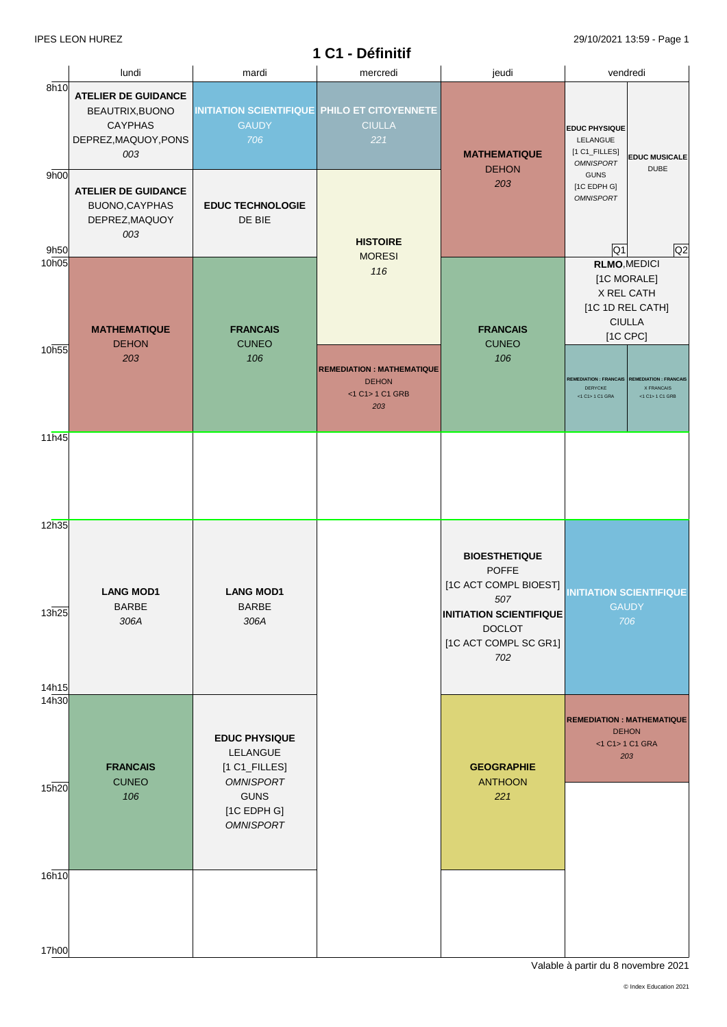IPES LEON HUREZ

# 1 C1 - Définitif

| | lundi | mardi | mercredi | jeudi | vendredi |
|---|---|---|---|---|---|
| 8h10 | **ATELIER DE GUIDANCE** BEAUTRIX,BUONO CAYPHAS DEPREZ,MAQUOY,PONS *003* | **INITIATION SCIENTIFIQUE** GAUDY *706* | **PHILO ET CITOYENNETE** CIULLA *221* | **MATHEMATIQUE** DEHON *203* | Q1: **EDUC PHYSIQUE** LELANGUE [1 C1_FILLES] *OMNISPORT* GUNS [1C EDPH G] *OMNISPORT* / Q2: **EDUC MUSICALE** DUBE |
| 9h00 | **ATELIER DE GUIDANCE** BUONO,CAYPHAS DEPREZ,MAQUOY *003* | **EDUC TECHNOLOGIE** DE BIE | **HISTOIRE** MORESI *116* | | |
| 10h05 | **MATHEMATIQUE** DEHON *203* | **FRANCAIS** CUNEO *106* | | **FRANCAIS** CUNEO *106* | **RLMO**,MEDICI [1C MORALE] X REL CATH [1C 1D REL CATH] CIULLA [1C CPC] |
| 10h55 | | | **REMEDIATION : MATHEMATIQUE** DEHON <1 C1> 1 C1 GRB *203* | | **REMEDIATION : FRANCAIS** DERYCKE <1 C1> 1 C1 GRA / **REMEDIATION : FRANCAIS** X FRANCAIS <1 C1> 1 C1 GRB |
| 11h45 | | | | | |
| 12h35 | **LANG MOD1** BARBE *306A* | **LANG MOD1** BARBE *306A* | | **BIOESTHETIQUE** POFFE [1C ACT COMPL BIOEST] *507* **INITIATION SCIENTIFIQUE** DOCLOT [1C ACT COMPL SC GR1] *702* | **INITIATION SCIENTIFIQUE** GAUDY *706* |
| 14h30 | **FRANCAIS** CUNEO *106* | **EDUC PHYSIQUE** LELANGUE [1 C1_FILLES] *OMNISPORT* GUNS [1C EDPH G] *OMNISPORT* | | **GEOGRAPHIE** ANTHOON *221* | **REMEDIATION : MATHEMATIQUE** DEHON <1 C1> 1 C1 GRA *203* |
| 16h10 | | | | | |
| 17h00 | | | | | |

Valable à partir du 8 novembre 2021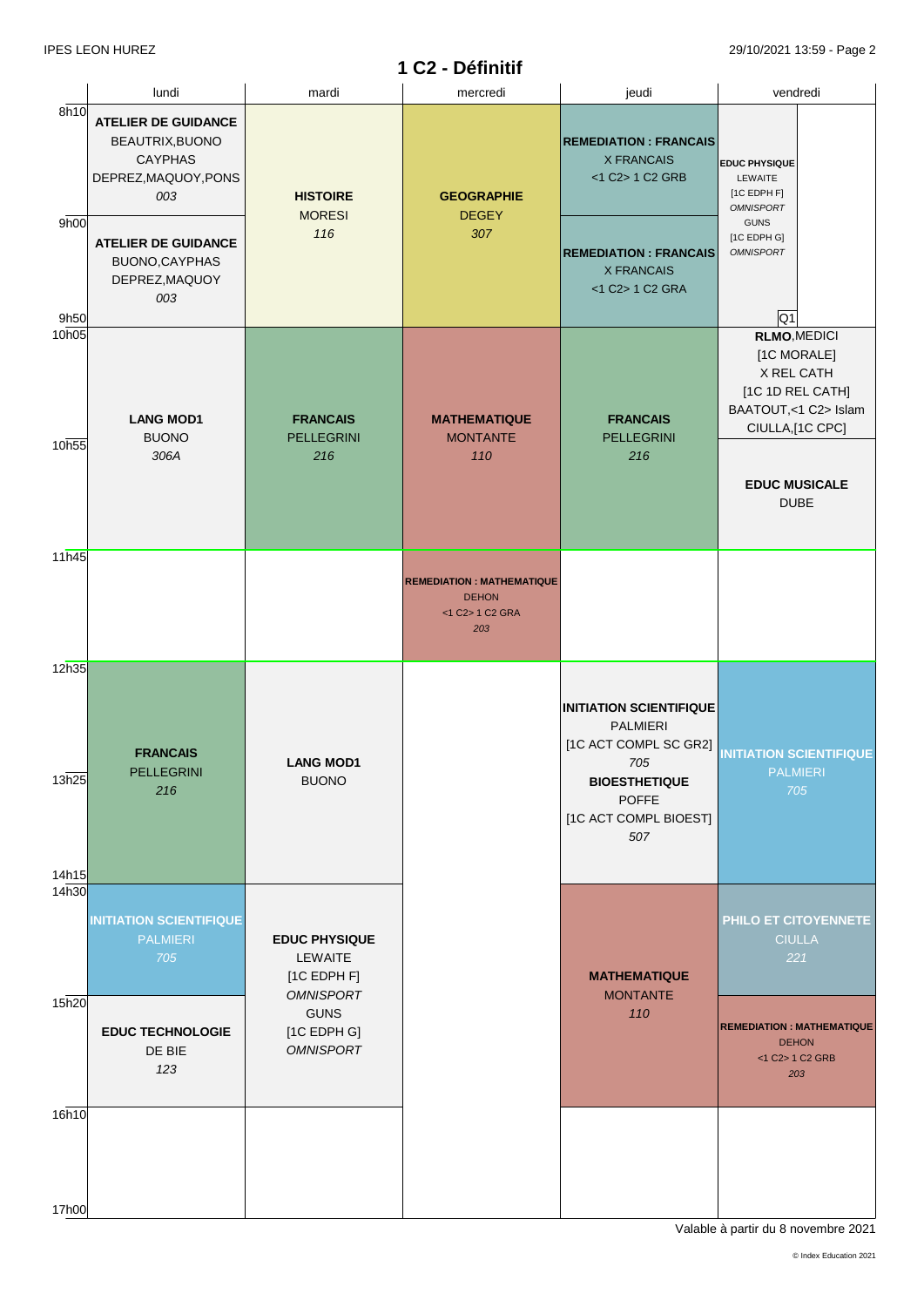# 1 C2 - Définitif

| | lundi | mardi | mercredi | jeudi | vendredi |
|---|---|---|---|---|---|
| 8h10 | **ATELIER DE GUIDANCE** BEAUTRIX,BUONO CAYPHAS DEPREZ,MAQUOY,PONS *003* | **HISTOIRE** MORESI *116* | **GEOGRAPHIE** DEGEY *307* | **REMEDIATION : FRANCAIS** X FRANCAIS <1 C2> 1 C2 GRB | **EDUC PHYSIQUE** LEWAITE [1C EDPH F] *OMNISPORT* GUNS [1C EDPH G] *OMNISPORT* Q1 |
| 9h00 | **ATELIER DE GUIDANCE** BUONO,CAYPHAS DEPREZ,MAQUOY *003* | | | **REMEDIATION : FRANCAIS** X FRANCAIS <1 C2> 1 C2 GRA | |
| 10h05 | **LANG MOD1** BUONO *306A* | **FRANCAIS** PELLEGRINI *216* | **MATHEMATIQUE** MONTANTE *110* | **FRANCAIS** PELLEGRINI *216* | **RLMO**,MEDICI [1C MORALE] X REL CATH [1C 1D REL CATH] BAATOUT,<1 C2> Islam CIULLA,[1C CPC] |
| 10h55 | | | | | **EDUC MUSICALE** DUBE |
| 11h45 | | | **REMEDIATION : MATHEMATIQUE** DEHON <1 C2> 1 C2 GRA *203* | | |
| 12h35 | **FRANCAIS** PELLEGRINI *216* | **LANG MOD1** BUONO | | **INITIATION SCIENTIFIQUE** PALMIERI [1C ACT COMPL SC GR2] *705* **BIOESTHETIQUE** POFFE [1C ACT COMPL BIOEST] *507* | **INITIATION SCIENTIFIQUE** PALMIERI *705* |
| 14h30 | **INITIATION SCIENTIFIQUE** PALMIERI *705* | **EDUC PHYSIQUE** LEWAITE [1C EDPH F] *OMNISPORT* GUNS [1C EDPH G] *OMNISPORT* | | **MATHEMATIQUE** MONTANTE *110* | **PHILO ET CITOYENNETE** CIULLA *221* |
| 15h20 | **EDUC TECHNOLOGIE** DE BIE *123* | | | | **REMEDIATION : MATHEMATIQUE** DEHON <1 C2> 1 C2 GRB *203* |
| 16h10 | | | | | |
| 17h00 | | | | | |

Valable à partir du 8 novembre 2021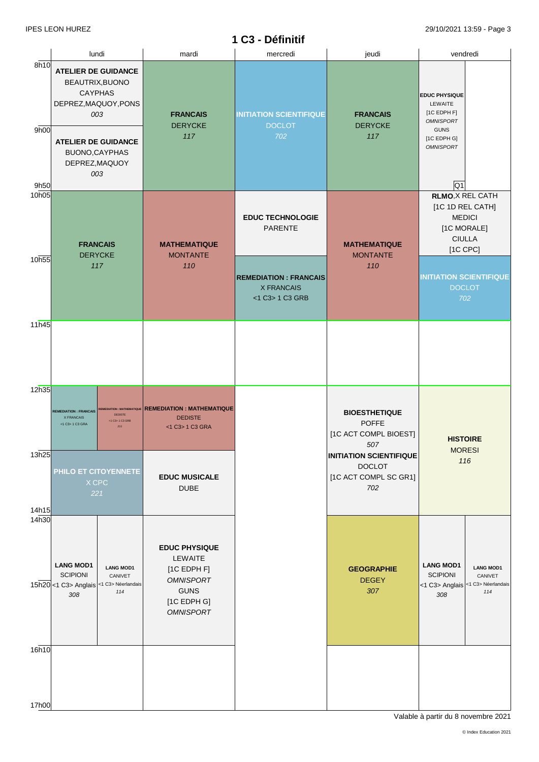# 1 C3 - Définitif

| | lundi | mardi | mercredi | jeudi | vendredi |
|---|---|---|---|---|---|
| 8h10 | **ATELIER DE GUIDANCE** BEAUTRIX,BUONO CAYPHAS DEPREZ,MAQUOY,PONS *003* | **FRANCAIS** DERYCKE *117* | **INITIATION SCIENTIFIQUE** DOCLOT *702* | **FRANCAIS** DERYCKE *117* | **EDUC PHYSIQUE** LEWAITE [1C EDPH F] *OMNISPORT* GUNS [1C EDPH G] *OMNISPORT* (Q1) |
| 9h00 | **ATELIER DE GUIDANCE** BUONO,CAYPHAS DEPREZ,MAQUOY *003* | | | | |
| 10h05 | **FRANCAIS** DERYCKE *117* | **MATHEMATIQUE** MONTANTE *110* | **EDUC TECHNOLOGIE** PARENTE | **MATHEMATIQUE** MONTANTE *110* | **RLMO**,X REL CATH [1C 1D REL CATH] MEDICI [1C MORALE] CIULLA [1C CPC] |
| 10h55 | | | **REMEDIATION : FRANCAIS** X FRANCAIS <1 C3> 1 C3 GRB | | **INITIATION SCIENTIFIQUE** DOCLOT *702* |
| 11h45 | | | | | |
| 12h35 | **REMEDIATION : FRANCAIS** X FRANCAIS <1 C3> 1 C3 GRA / **REMEDIATION : MATHEMATIQUE** DEDISTE <1 C3> 1 C3 GRB 221 | **REMEDIATION : MATHEMATIQUE** DEDISTE <1 C3> 1 C3 GRA | | **BIOESTHETIQUE** POFFE [1C ACT COMPL BIOEST] *507* | **HISTOIRE** MORESI *116* |
| 13h25 | **PHILO ET CITOYENNETE** X CPC *221* | **EDUC MUSICALE** DUBE | | **INITIATION SCIENTIFIQUE** DOCLOT [1C ACT COMPL SC GR1] *702* | |
| 14h30 | **LANG MOD1** SCIPIONI <1 C3> Anglais *308* / **LANG MOD1** CANIVET <1 C3> Néerlandais *114* | **EDUC PHYSIQUE** LEWAITE [1C EDPH F] *OMNISPORT* GUNS [1C EDPH G] *OMNISPORT* | | **GEOGRAPHIE** DEGEY *307* | **LANG MOD1** SCIPIONI <1 C3> Anglais *308* / **LANG MOD1** CANIVET <1 C3> Néerlandais *114* |
| 16h10 | | | | | |
| 17h00 | | | | | |

Valable à partir du 8 novembre 2021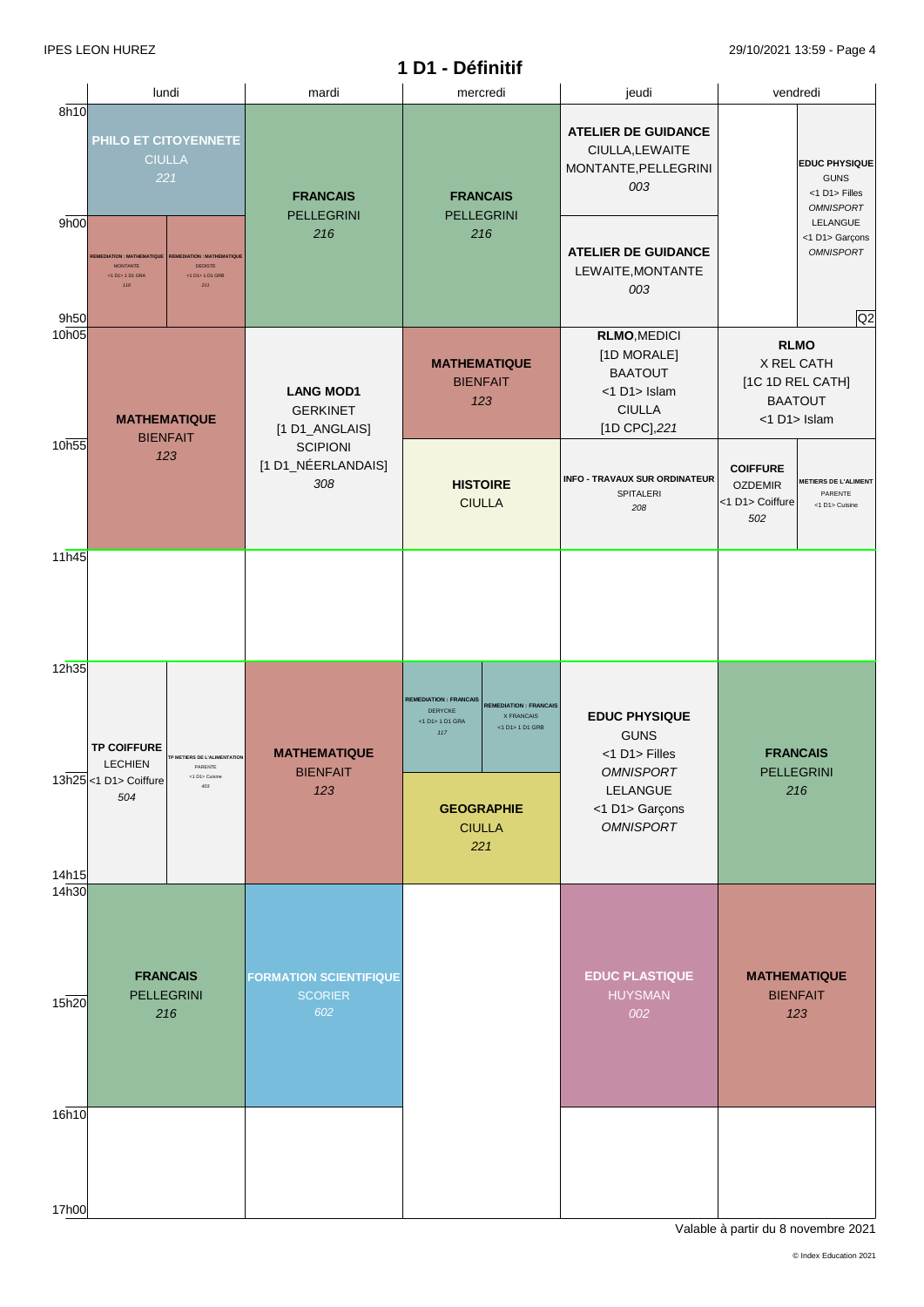# 1 D1 - Définitif

| | lundi | mardi | mercredi | jeudi | vendredi |
|---|---|---|---|---|---|
| 8h10 | **PHILO ET CITOYENNETE** CIULLA *221* | **FRANCAIS** PELLEGRINI *216* | **FRANCAIS** PELLEGRINI *216* | **ATELIER DE GUIDANCE** CIULLA,LEWAITE MONTANTE,PELLEGRINI *003* | **EDUC PHYSIQUE** GUNS <1 D1> Filles *OMNISPORT* LELANGUE <1 D1> Garçons *OMNISPORT* Q2 |
| 9h00 | **REMEDIATION : MATHEMATIQUE** MONTANTE <1 D1> 1 D1 GRA *110* / **REMEDIATION : MATHEMATIQUE** DEDISTE <1 D1> 1 D1 GRB *211* | | | **ATELIER DE GUIDANCE** LEWAITE,MONTANTE *003* | |
| 10h05 | **MATHEMATIQUE** BIENFAIT *123* | **LANG MOD1** GERKINET [1 D1_ANGLAIS] SCIPIONI [1 D1_NÉERLANDAIS] *308* | **MATHEMATIQUE** BIENFAIT *123* | **RLMO**,MEDICI [1D MORALE] BAATOUT <1 D1> Islam CIULLA [1D CPC],*221* | **RLMO** X REL CATH [1C 1D REL CATH] BAATOUT <1 D1> Islam |
| 10h55 | | | **HISTOIRE** CIULLA | **INFO - TRAVAUX SUR ORDINATEUR** SPITALERI *208* | **COIFFURE** OZDEMIR <1 D1> Coiffure *502* / **METIERS DE L'ALIMENT** PARENTE <1 D1> Cuisine |
| 11h45 | | | | | |
| 12h35 | **TP COIFFURE** LECHIEN <1 D1> Coiffure *504* / **TP METIERS DE L'ALIMENTATION** PARENTE <1 D1> Cuisine *402* | **MATHEMATIQUE** BIENFAIT *123* | **REMEDIATION : FRANCAIS** DERYCKE <1 D1> 1 D1 GRA *117* / **REMEDIATION : FRANCAIS** X FRANCAIS <1 D1> 1 D1 GRB | **EDUC PHYSIQUE** GUNS <1 D1> Filles *OMNISPORT* LELANGUE <1 D1> Garçons *OMNISPORT* | **FRANCAIS** PELLEGRINI *216* |
| 13h25 | | | **GEOGRAPHIE** CIULLA *221* | | |
| 14h30 | **FRANCAIS** PELLEGRINI *216* | **FORMATION SCIENTIFIQUE** SCORIER *602* | | **EDUC PLASTIQUE** HUYSMAN *002* | **MATHEMATIQUE** BIENFAIT *123* |
| 16h10 | | | | | |
| 17h00 | | | | | |

Valable à partir du 8 novembre 2021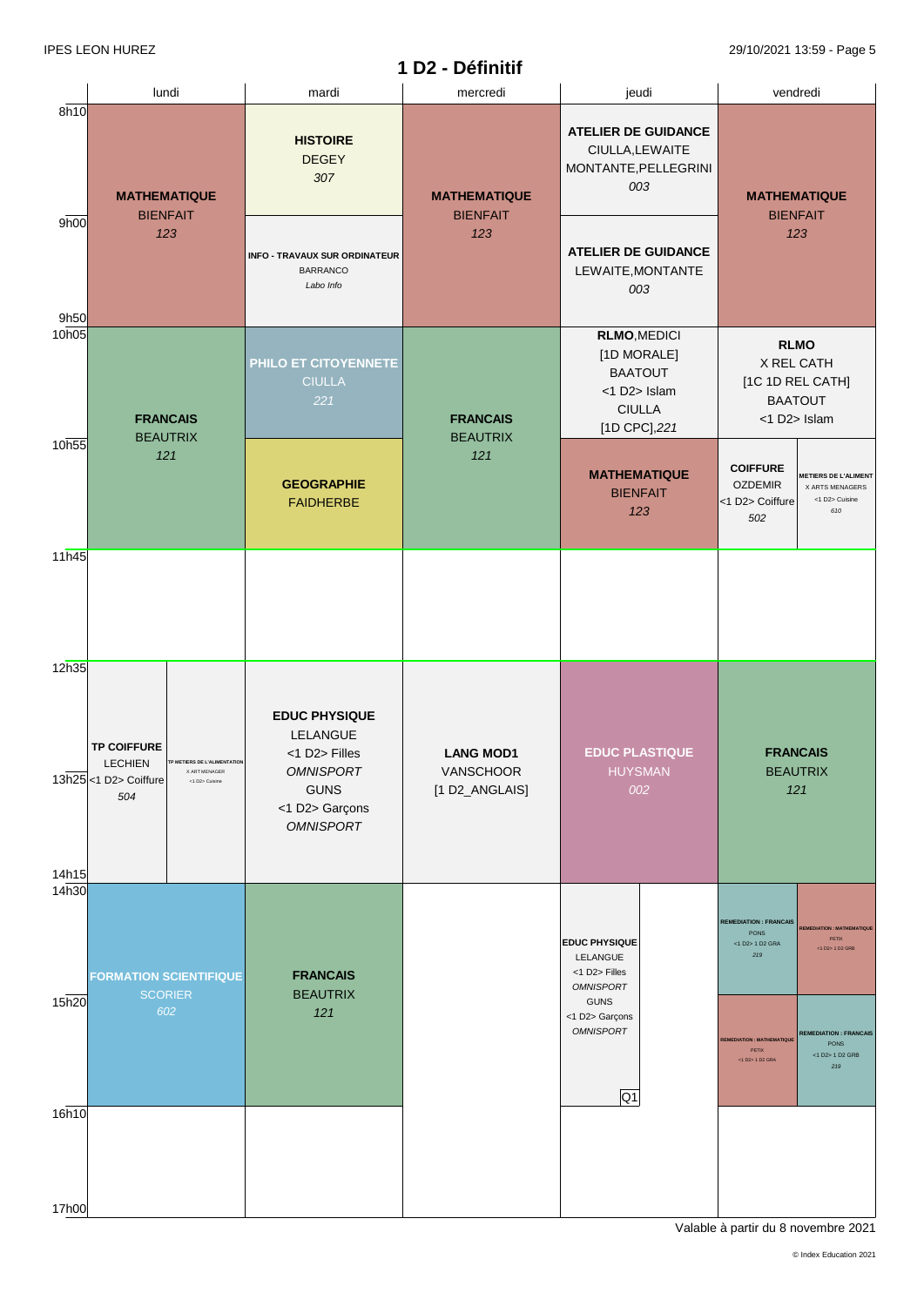# 1 D2 - Définitif

| | lundi | mardi | mercredi | jeudi | vendredi |
|---|---|---|---|---|---|
| 8h10 – 9h00 | **MATHEMATIQUE** BIENFAIT *123* (8h10–9h50) | **HISTOIRE** DEGEY *307* | **MATHEMATIQUE** BIENFAIT *123* (8h10–9h50) | **ATELIER DE GUIDANCE** CIULLA,LEWAITE MONTANTE,PELLEGRINI *003* | **MATHEMATIQUE** BIENFAIT *123* (8h10–9h50) |
| 9h00 – 9h50 | | **INFO - TRAVAUX SUR ORDINATEUR** BARRANCO *Labo Info* | | **ATELIER DE GUIDANCE** LEWAITE,MONTANTE *003* | |
| 10h05 – 10h55 | **FRANCAIS** BEAUTRIX *121* (10h05–11h45) | **PHILO ET CITOYENNETE** CIULLA *221* | **FRANCAIS** BEAUTRIX *121* (10h05–11h45) | **RLMO**,MEDICI [1D MORALE] BAATOUT <1 D2> Islam CIULLA [1D CPC],*221* | **RLMO** X REL CATH [1C 1D REL CATH] BAATOUT <1 D2> Islam |
| 10h55 – 11h45 | | **GEOGRAPHIE** FAIDHERBE | | **MATHEMATIQUE** BIENFAIT *123* | **COIFFURE** OZDEMIR <1 D2> Coiffure *502* / **METIERS DE L'ALIMENT** X ARTS MENAGERS <1 D2> Cuisine *610* |
| 11h45 – 12h35 | | | | | |
| 12h35 – 14h15 | **TP COIFFURE** LECHIEN <1 D2> Coiffure *504* / **TP METIERS DE L'ALIMENTATION** X ART MENAGER <1 D2> Cuisine | **EDUC PHYSIQUE** LELANGUE <1 D2> Filles *OMNISPORT* GUNS <1 D2> Garçons *OMNISPORT* | **LANG MOD1** VANSCHOOR [1 D2_ANGLAIS] | **EDUC PLASTIQUE** HUYSMAN *002* | **FRANCAIS** BEAUTRIX *121* |
| 14h30 – 15h20 | **FORMATION SCIENTIFIQUE** SCORIER *602* (14h30–16h10) | **FRANCAIS** BEAUTRIX *121* (14h30–16h10) | | **EDUC PHYSIQUE** LELANGUE <1 D2> Filles *OMNISPORT* GUNS <1 D2> Garçons *OMNISPORT* Q1 (14h30–16h10) | **REMEDIATION : FRANCAIS** PONS <1 D2> 1 D2 GRA *219* / **REMEDIATION : MATHEMATIQUE** PETIX <1 D2> 1 D2 GRB |
| 15h20 – 16h10 | | | | | **REMEDIATION : MATHEMATIQUE** PETIX <1 D2> 1 D2 GRA / **REMEDIATION : FRANCAIS** PONS <1 D2> 1 D2 GRB *219* |
| 16h10 – 17h00 | | | | | |

Valable à partir du 8 novembre 2021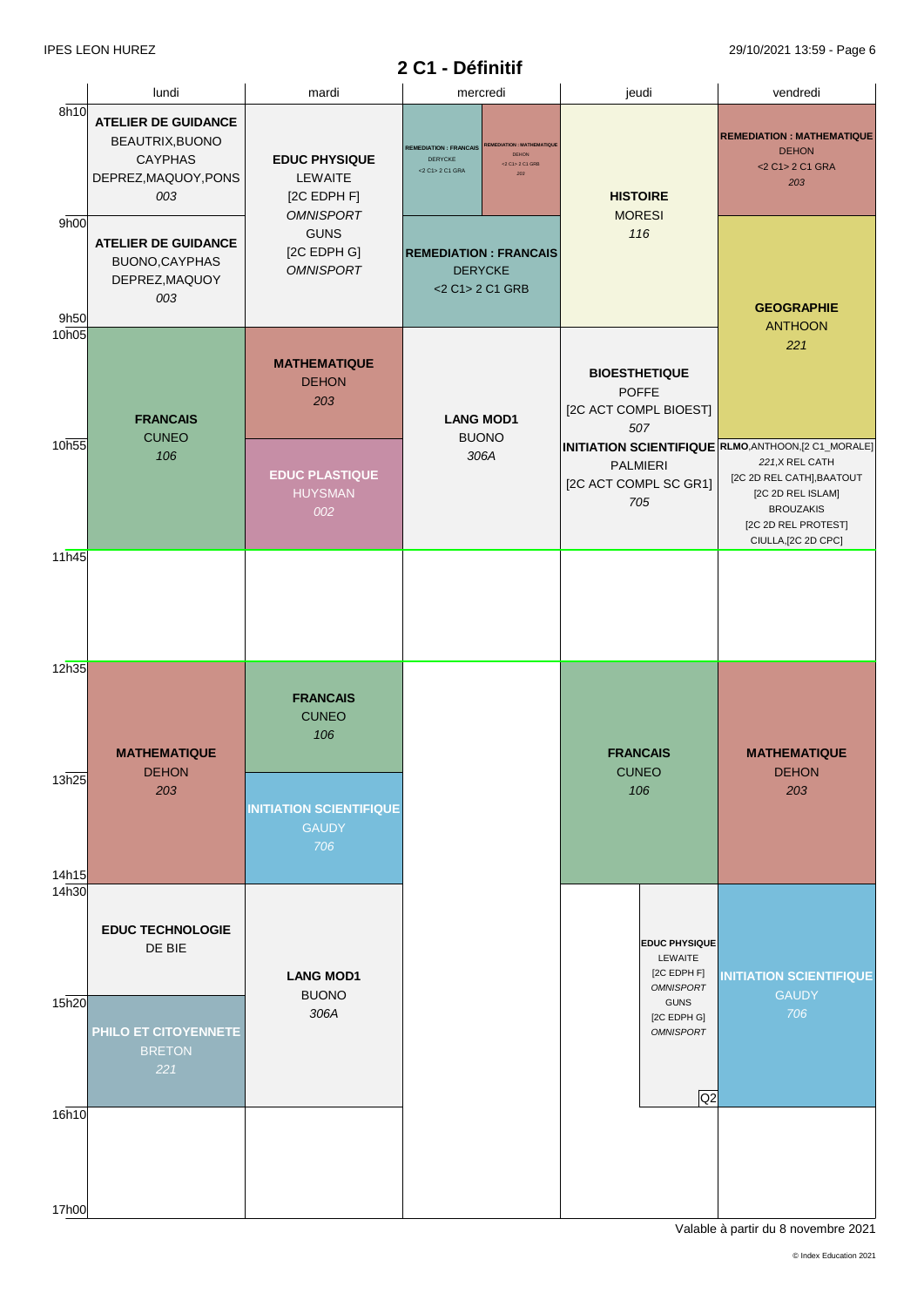# 2 C1 - Définitif

| | lundi | mardi | mercredi | jeudi | vendredi |
|---|---|---|---|---|---|
| 8h10 | **ATELIER DE GUIDANCE** BEAUTRIX,BUONO CAYPHAS DEPREZ,MAQUOY,PONS *003* | **EDUC PHYSIQUE** LEWAITE [2C EDPH F] *OMNISPORT* GUNS [2C EDPH G] *OMNISPORT* | **REMEDIATION : FRANCAIS** DERYCKE <2 C1> 2 C1 GRA / **REMEDIATION : MATHEMATIQUE** DEHON <2 C1> 2 C1 GRB *203* | **HISTOIRE** MORESI *116* | **REMEDIATION : MATHEMATIQUE** DEHON <2 C1> 2 C1 GRA *203* |
| 9h00 | **ATELIER DE GUIDANCE** BUONO,CAYPHAS DEPREZ,MAQUOY *003* | | **REMEDIATION : FRANCAIS** DERYCKE <2 C1> 2 C1 GRB | | **GEOGRAPHIE** ANTHOON *221* |
| 10h05 | **FRANCAIS** CUNEO *106* | **MATHEMATIQUE** DEHON *203* | **LANG MOD1** BUONO *306A* | **BIOESTHETIQUE** POFFE [2C ACT COMPL BIOEST] *507* | |
| 10h55 | | **EDUC PLASTIQUE** HUYSMAN *002* | | **INITIATION SCIENTIFIQUE** PALMIERI [2C ACT COMPL SC GR1] *705* | **RLMO**,ANTHOON,[2 C1_MORALE] *221*,X REL CATH [2C 2D REL CATH],BAATOUT [2C 2D REL ISLAM] BROUZAKIS [2C 2D REL PROTEST] CIULLA,[2C 2D CPC] |
| 11h45 | | | | | |
| 12h35 | **MATHEMATIQUE** DEHON *203* | **FRANCAIS** CUNEO *106* | | **FRANCAIS** CUNEO *106* | **MATHEMATIQUE** DEHON *203* |
| 13h25 | | **INITIATION SCIENTIFIQUE** GAUDY *706* | | | |
| 14h30 | **EDUC TECHNOLOGIE** DE BIE | **LANG MOD1** BUONO *306A* | | **EDUC PHYSIQUE** LEWAITE [2C EDPH F] *OMNISPORT* GUNS [2C EDPH G] *OMNISPORT* Q2 | **INITIATION SCIENTIFIQUE** GAUDY *706* |
| 15h20 | **PHILO ET CITOYENNETE** BRETON *221* | | | | |
| 16h10 | | | | | |
| 17h00 | | | | | |

Valable à partir du 8 novembre 2021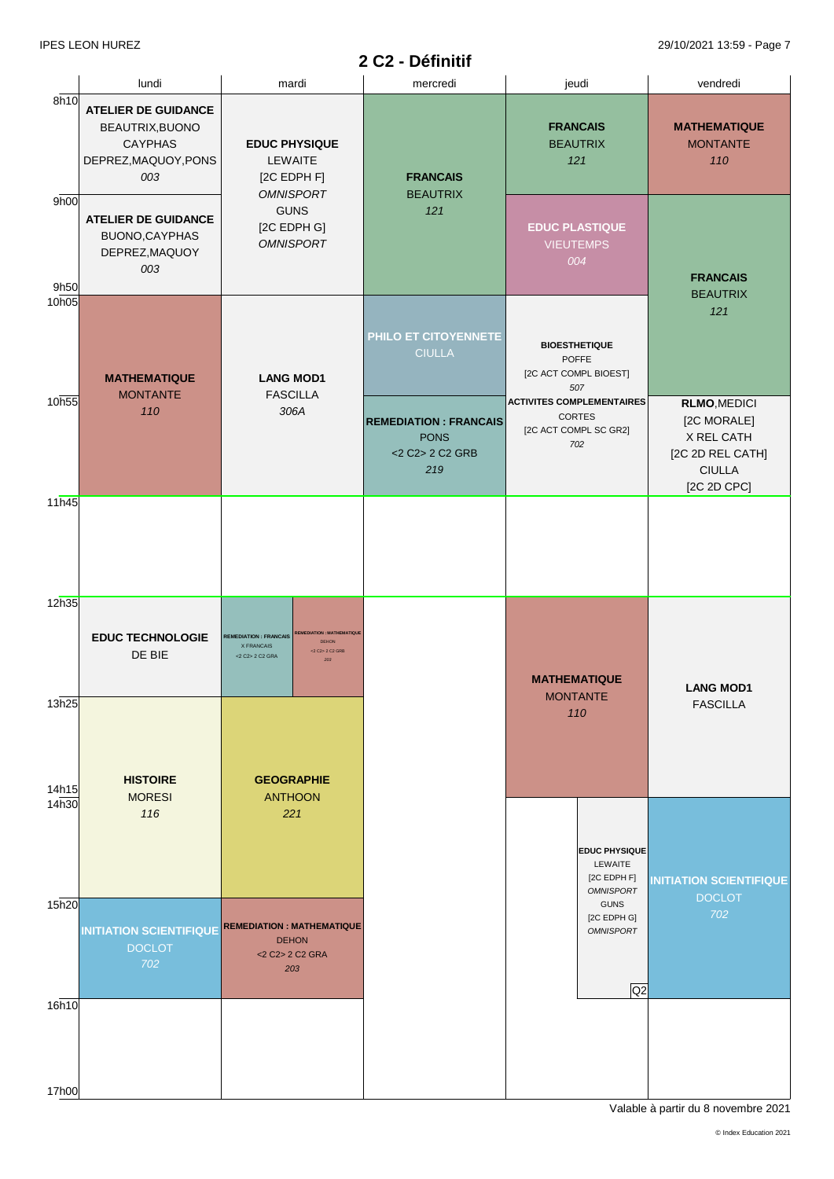# 2 C2 - Définitif

| | lundi | mardi | mercredi | jeudi | vendredi |
|---|---|---|---|---|---|
| 8h10 | **ATELIER DE GUIDANCE** BEAUTRIX,BUONO CAYPHAS DEPREZ,MAQUOY,PONS *003* | **EDUC PHYSIQUE** LEWAITE [2C EDPH F] *OMNISPORT* GUNS [2C EDPH G] *OMNISPORT* | **FRANCAIS** BEAUTRIX *121* | **FRANCAIS** BEAUTRIX *121* | **MATHEMATIQUE** MONTANTE *110* |
| 9h00 | **ATELIER DE GUIDANCE** BUONO,CAYPHAS DEPREZ,MAQUOY *003* | | | **EDUC PLASTIQUE** VIEUTEMPS *004* | **FRANCAIS** BEAUTRIX *121* |
| 9h50 | | | | | |
| 10h05 | **MATHEMATIQUE** MONTANTE *110* | **LANG MOD1** FASCILLA *306A* | **PHILO ET CITOYENNETE** CIULLA | **BIOESTHETIQUE** POFFE [2C ACT COMPL BIOEST] *507* **ACTIVITES COMPLEMENTAIRES** CORTES [2C ACT COMPL SC GR2] *702* | |
| 10h55 | | | **REMEDIATION : FRANCAIS** PONS <2 C2> 2 C2 GRB *219* | | **RLMO**,MEDICI [2C MORALE] X REL CATH [2C 2D REL CATH] CIULLA [2C 2D CPC] |
| 11h45 | | | | | |
| 12h35 | **EDUC TECHNOLOGIE** DE BIE | **REMEDIATION : FRANCAIS** X FRANCAIS <2 C2> 2 C2 GRA / **REMEDIATION : MATHEMATIQUE** DEHON <2 C2> 2 C2 GRB *203* | | **MATHEMATIQUE** MONTANTE *110* | **LANG MOD1** FASCILLA |
| 13h25 | **HISTOIRE** MORESI *116* | **GEOGRAPHIE** ANTHON *221* | | | |
| 14h15 | | | | | |
| 14h30 | | | | **EDUC PHYSIQUE** LEWAITE [2C EDPH F] *OMNISPORT* GUNS [2C EDPH G] *OMNISPORT* Q2 | **INITIATION SCIENTIFIQUE** DOCLOT *702* |
| 15h20 | **INITIATION SCIENTIFIQUE** DOCLOT *702* | **REMEDIATION : MATHEMATIQUE** DEHON <2 C2> 2 C2 GRA *203* | | | |
| 16h10 | | | | | |
| 17h00 | | | | | |

Valable à partir du 8 novembre 2021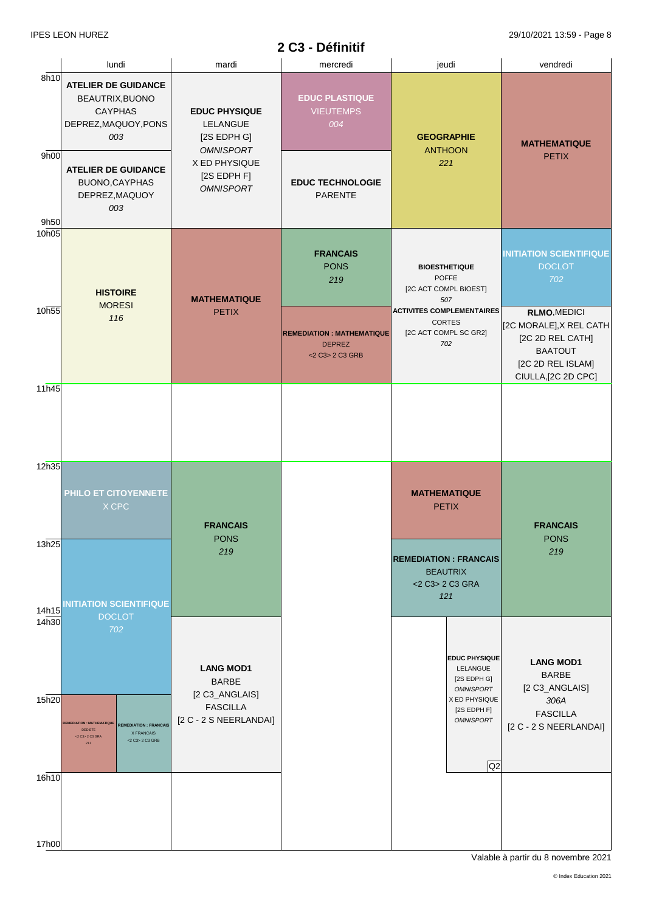IPES LEON HUREZ — 29/10/2021 13:59

# 2 C3 - Définitif

| | lundi | mardi | mercredi | jeudi | vendredi |
|---|---|---|---|---|---|
| 8h10 – 9h00 | **ATELIER DE GUIDANCE** BEAUTRIX,BUONO CAYPHAS DEPREZ,MAQUOY,PONS *003* | **EDUC PHYSIQUE** LELANGUE [2S EDPH G] *OMNISPORT* X ED PHYSIQUE [2S EDPH F] *OMNISPORT* | **EDUC PLASTIQUE** VIEUTEMPS *004* | **GEOGRAPHIE** ANTHOON *221* | **MATHEMATIQUE** PETIX |
| 9h00 – 9h50 | **ATELIER DE GUIDANCE** BUONO,CAYPHAS DEPREZ,MAQUOY *003* | | **EDUC TECHNOLOGIE** PARENTE | | |
| 10h05 – 10h55 | **HISTOIRE** MORESI *116* | **MATHEMATIQUE** PETIX | **FRANCAIS** PONS *219* | **BIOESTHETIQUE** POFFE [2C ACT COMPL BIOEST] *507* | **INITIATION SCIENTIFIQUE** DOCLOT *702* |
| 10h55 – 11h45 | | | **REMEDIATION : MATHEMATIQUE** DEPREZ <2 C3> 2 C3 GRB | **ACTIVITES COMPLEMENTAIRES** CORTES [2C ACT COMPL SC GR2] *702* | **RLMO**,MEDICI [2C MORALE],X REL CATH [2C 2D REL CATH] BAATOUT [2C 2D REL ISLAM] CIULLA,[2C 2D CPC] |
| 11h45 – 12h35 | | | | | |
| 12h35 – 13h25 | **PHILO ET CITOYENNETE** X CPC | **FRANCAIS** PONS *219* | | **MATHEMATIQUE** PETIX | **FRANCAIS** PONS *219* |
| 13h25 – 14h15 | **INITIATION SCIENTIFIQUE** DOCLOT *702* | | | **REMEDIATION : FRANCAIS** BEAUTRIX <2 C3> 2 C3 GRA *121* | |
| 14h30 – 15h20 | | **LANG MOD1** BARBE [2 C3_ANGLAIS] FASCILLA [2 C - 2 S NEERLANDAI] | | **EDUC PHYSIQUE** LELANGUE [2S EDPH G] *OMNISPORT* X ED PHYSIQUE [2S EDPH F] *OMNISPORT* Q2 | **LANG MOD1** BARBE [2 C3_ANGLAIS] *306A* FASCILLA [2 C - 2 S NEERLANDAI] |
| 15h20 – 16h10 | **REMEDIATION : MATHEMATIQUE** DEDISTE <2 C3> 2 C3 GRA *211* / **REMEDIATION : FRANCAIS** X FRANCAIS <2 C3> 2 C3 GRB | | | | |
| 16h10 – 17h00 | | | | | |

Valable à partir du 8 novembre 2021

© Index Education 2021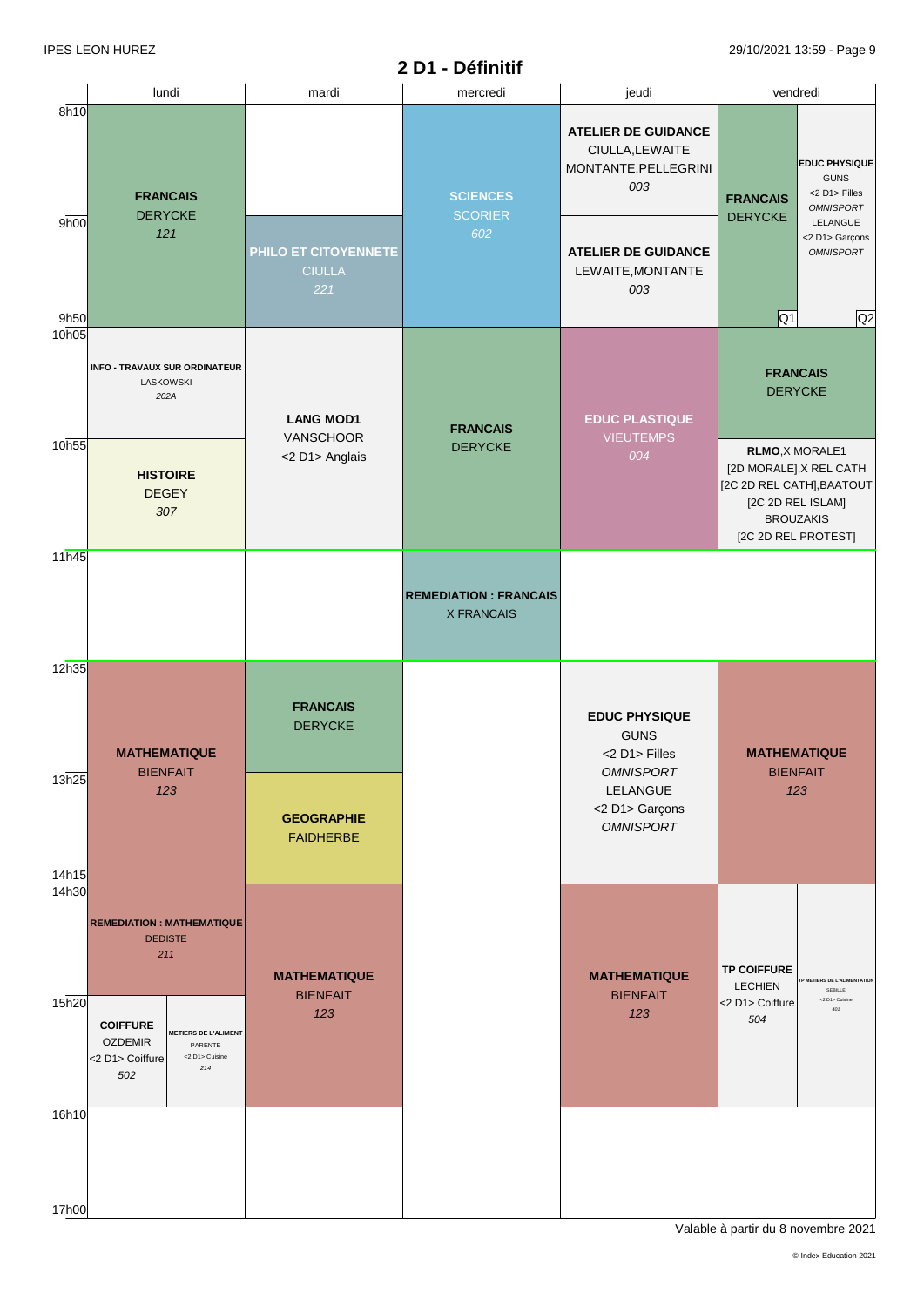IPES LEON HUREZ

# 2 D1 - Définitif

| | lundi | mardi | mercredi | jeudi | vendredi |
|---|---|---|---|---|---|
| 8h10 - 9h00 | **FRANCAIS** DERYCKE *121* | | **SCIENCES** SCORIER *602* | **ATELIER DE GUIDANCE** CIULLA,LEWAITE MONTANTE,PELLEGRINI *003* | Q1: **FRANCAIS** DERYCKE / Q2: **EDUC PHYSIQUE** GUNS <2 D1> Filles *OMNISPORT* LELANGUE <2 D1> Garçons *OMNISPORT* |
| 9h00 - 9h50 | **FRANCAIS** DERYCKE *121* | **PHILO ET CITOYENNETE** CIULLA *221* | **SCIENCES** SCORIER *602* | **ATELIER DE GUIDANCE** LEWAITE,MONTANTE *003* | Q1: **FRANCAIS** DERYCKE / Q2: **EDUC PHYSIQUE** GUNS <2 D1> Filles *OMNISPORT* LELANGUE <2 D1> Garçons *OMNISPORT* |
| 10h05 - 10h55 | **INFO - TRAVAUX SUR ORDINATEUR** LASKOWSKI *202A* | **LANG MOD1** VANSCHOOR <2 D1> Anglais | **FRANCAIS** DERYCKE | **EDUC PLASTIQUE** VIEUTEMPS *004* | **FRANCAIS** DERYCKE |
| 10h55 - 11h45 | **HISTOIRE** DEGEY *307* | **LANG MOD1** VANSCHOOR <2 D1> Anglais | **FRANCAIS** DERYCKE | **EDUC PLASTIQUE** VIEUTEMPS *004* | **RLMO**,X MORALE1 [2D MORALE],X REL CATH [2C 2D REL CATH],BAATOUT [2C 2D REL ISLAM] BROUZAKIS [2C 2D REL PROTEST] |
| 11h45 - 12h35 | | | **REMEDIATION : FRANCAIS** X FRANCAIS | | |
| 12h35 - 13h25 | **MATHEMATIQUE** BIENFAIT *123* | **FRANCAIS** DERYCKE | | **EDUC PHYSIQUE** GUNS <2 D1> Filles *OMNISPORT* LELANGUE <2 D1> Garçons *OMNISPORT* | **MATHEMATIQUE** BIENFAIT *123* |
| 13h25 - 14h15 | **MATHEMATIQUE** BIENFAIT *123* | **GEOGRAPHIE** FAIDHERBE | | **EDUC PHYSIQUE** GUNS <2 D1> Filles *OMNISPORT* LELANGUE <2 D1> Garçons *OMNISPORT* | **MATHEMATIQUE** BIENFAIT *123* |
| 14h30 - 15h20 | **REMEDIATION : MATHEMATIQUE** DEDISTE *211* | **MATHEMATIQUE** BIENFAIT *123* | | **MATHEMATIQUE** BIENFAIT *123* | **TP COIFFURE** LECHIEN <2 D1> Coiffure *504* / **TP METIERS DE L'ALIMENTATION** SEBILLE <2 D1> Cuisine *402* |
| 15h20 - 16h10 | **COIFFURE** OZDEMIR <2 D1> Coiffure *502* / **METIERS DE L'ALIMENT** PARENTE <2 D1> Cuisine *214* | **MATHEMATIQUE** BIENFAIT *123* | | **MATHEMATIQUE** BIENFAIT *123* | **TP COIFFURE** LECHIEN <2 D1> Coiffure *504* / **TP METIERS DE L'ALIMENTATION** SEBILLE <2 D1> Cuisine *402* |
| 16h10 - 17h00 | | | | | |

Valable à partir du 8 novembre 2021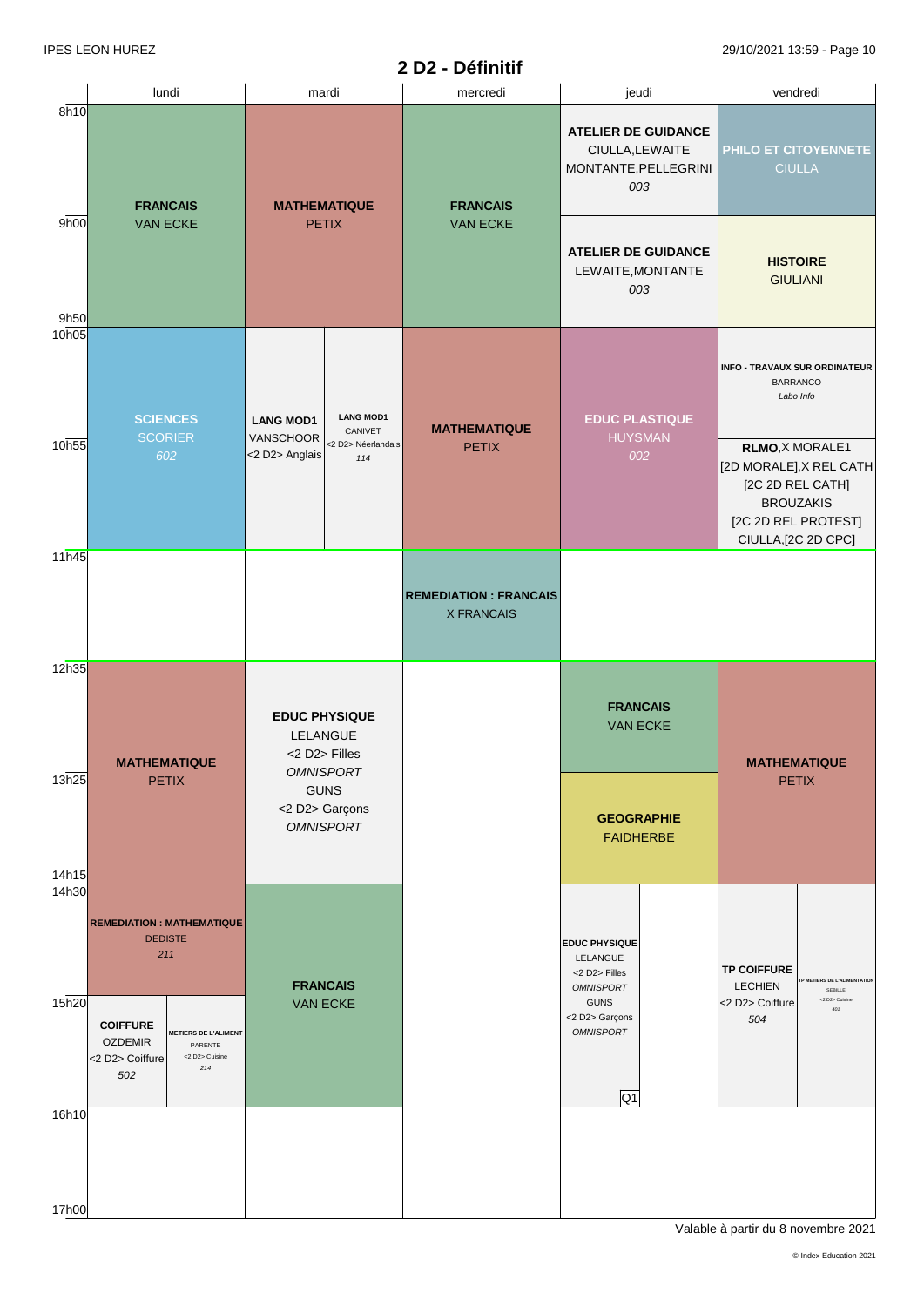IPES LEON HUREZ

# 2 D2 - Définitif

| | lundi | mardi | mercredi | jeudi | vendredi |
|---|---|---|---|---|---|
| 8h10 | **FRANCAIS** VAN ECKE | **MATHEMATIQUE** PETIX | **FRANCAIS** VAN ECKE | **ATELIER DE GUIDANCE** CIULLA,LEWAITE MONTANTE,PELLEGRINI *003* | **PHILO ET CITOYENNETE** CIULLA |
| 9h00 | | | | **ATELIER DE GUIDANCE** LEWAITE,MONTANTE *003* | **HISTOIRE** GIULIANI |
| 10h05 | **SCIENCES** SCORIER *602* | **LANG MOD1** VANSCHOOR <2 D2> Anglais / **LANG MOD1** CANIVET <2 D2> Néerlandais *114* | **MATHEMATIQUE** PETIX | **EDUC PLASTIQUE** HUYSMAN *002* | **INFO - TRAVAUX SUR ORDINATEUR** BARRANCO *Labo Info* |
| 10h55 | | | | | **RLMO**,X MORALE1 [2D MORALE],X REL CATH [2C 2D REL CATH] BROUZAKIS [2C 2D REL PROTEST] CIULLA,[2C 2D CPC] |
| 11h45 | | | **REMEDIATION : FRANCAIS** X FRANCAIS | | |
| 12h35 | **MATHEMATIQUE** PETIX | **EDUC PHYSIQUE** LELANGUE <2 D2> Filles *OMNISPORT* GUNS <2 D2> Garçons *OMNISPORT* | | **FRANCAIS** VAN ECKE | **MATHEMATIQUE** PETIX |
| 13h25 | | | | **GEOGRAPHIE** FAIDHERBE | |
| 14h30 | **REMEDIATION : MATHEMATIQUE** DEDISTE *211* | **FRANCAIS** VAN ECKE | | **EDUC PHYSIQUE** LELANGUE <2 D2> Filles *OMNISPORT* GUNS <2 D2> Garçons *OMNISPORT* Q1 | **TP COIFFURE** LECHIEN <2 D2> Coiffure *504* / **TP METIERS DE L'ALIMENTATION** SEBILLE <2 D2> Cuisine *402* |
| 15h20 | **COIFFURE** OZDEMIR <2 D2> Coiffure *502* / **METIERS DE L'ALIMENT** PARENTE <2 D2> Cuisine *214* | | | | |
| 16h10 | | | | | |
| 17h00 | | | | | |

Valable à partir du 8 novembre 2021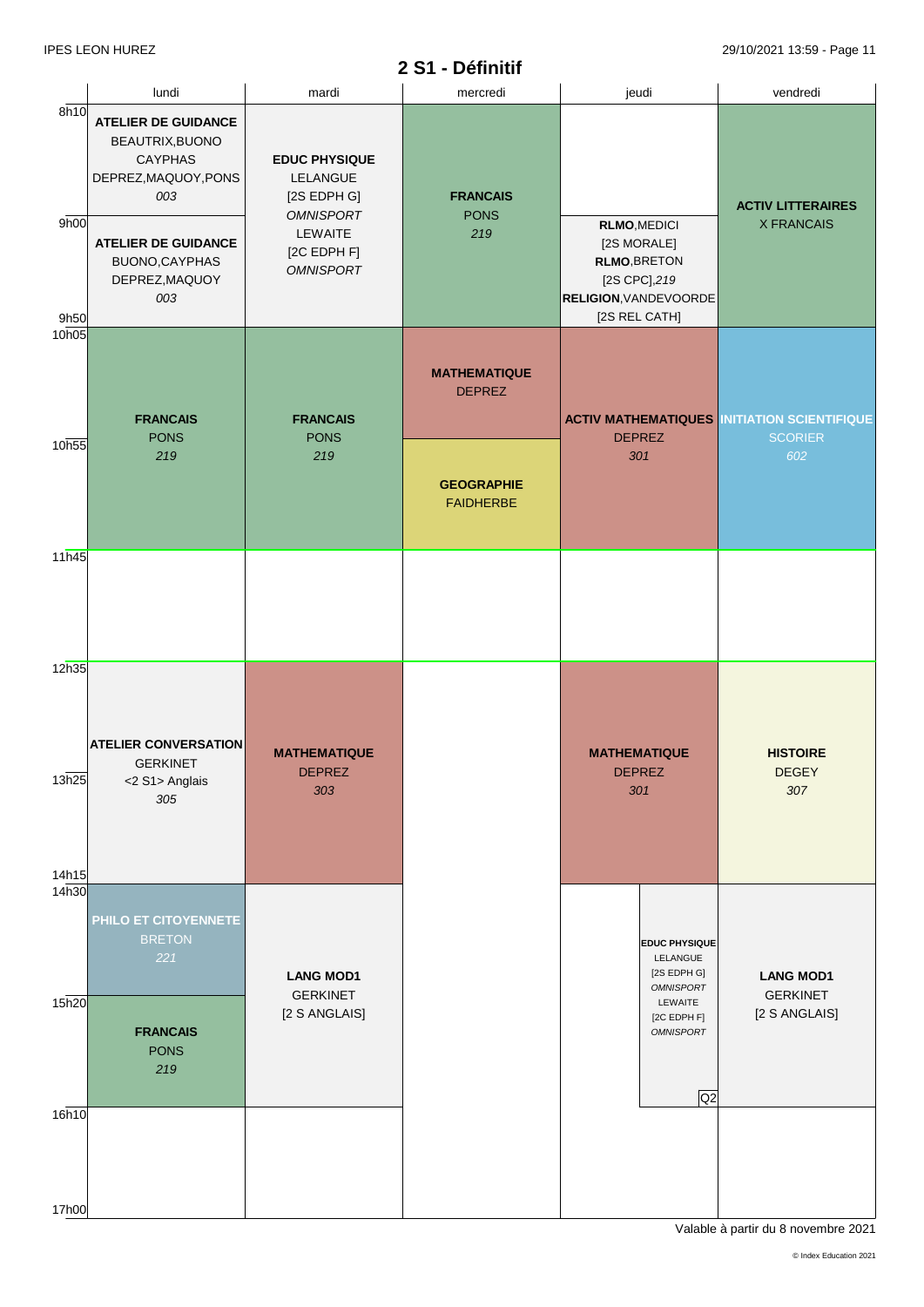IPES LEON HUREZ

29/10/2021 13:59

# 2 S1 - Définitif

| | lundi | mardi | mercredi | jeudi | vendredi |
|---|---|---|---|---|---|
| 8h10 – 9h00 | **ATELIER DE GUIDANCE** BEAUTRIX,BUONO CAYPHAS DEPREZ,MAQUOY,PONS *003* | **EDUC PHYSIQUE** LELANGUE [2S EDPH G] *OMNISPORT* LEWAITE [2C EDPH F] *OMNISPORT* | **FRANCAIS** PONS *219* | | **ACTIV LITTERAIRES** X FRANCAIS |
| 9h00 – 9h50 | **ATELIER DE GUIDANCE** BUONO,CAYPHAS DEPREZ,MAQUOY *003* | | | **RLMO**,MEDICI [2S MORALE] **RLMO**,BRETON [2S CPC],*219* **RELIGION**,VANDEVOORDE [2S REL CATH] | |
| 10h05 – 10h55 | **FRANCAIS** PONS *219* | **FRANCAIS** PONS *219* | **MATHEMATIQUE** DEPREZ | **ACTIV MATHEMATIQUES** DEPREZ *301* | **INITIATION SCIENTIFIQUE** SCORIER *602* |
| 10h55 – 11h45 | | | **GEOGRAPHIE** FAIDHERBE | | |
| 11h45 – 12h35 | | | | | |
| 12h35 – 14h15 | **ATELIER CONVERSATION** GERKINET <2 S1> Anglais *305* | **MATHEMATIQUE** DEPREZ *303* | | **MATHEMATIQUE** DEPREZ *301* | **HISTOIRE** DEGEY *307* |
| 14h30 – 15h20 | **PHILO ET CITOYENNETE** BRETON *221* | **LANG MOD1** GERKINET [2 S ANGLAIS] | | **EDUC PHYSIQUE** LELANGUE [2S EDPH G] *OMNISPORT* LEWAITE [2C EDPH F] *OMNISPORT* Q2 | **LANG MOD1** GERKINET [2 S ANGLAIS] |
| 15h20 – 16h10 | **FRANCAIS** PONS *219* | | | | |
| 16h10 – 17h00 | | | | | |

Valable à partir du 8 novembre 2021

© Index Education 2021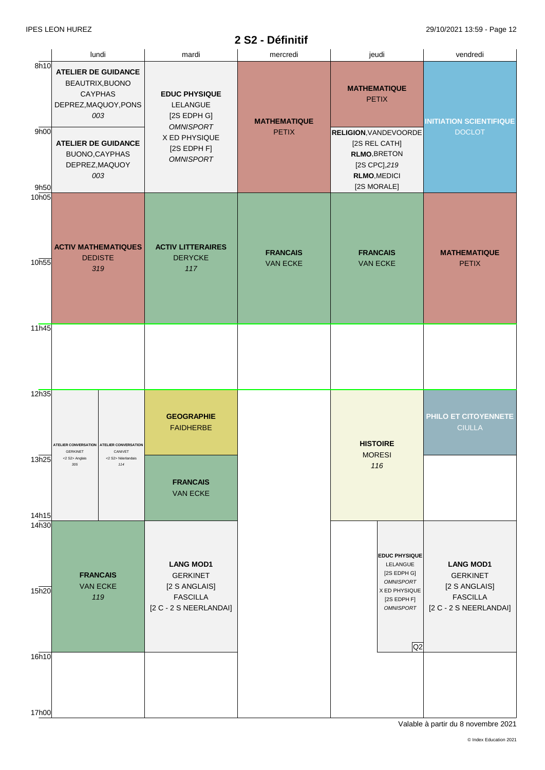# 2 S2 - Définitif

| | lundi | mardi | mercredi | jeudi | vendredi |
|---|---|---|---|---|---|
| 8h10 – 9h00 | **ATELIER DE GUIDANCE** BEAUTRIX,BUONO CAYPHAS DEPREZ,MAQUOY,PONS *003* | **EDUC PHYSIQUE** LELANGUE [2S EDPH G] *OMNISPORT* X ED PHYSIQUE [2S EDPH F] *OMNISPORT* | **MATHEMATIQUE** PETIX | **MATHEMATIQUE** PETIX | **INITIATION SCIENTIFIQUE** DOCLOT |
| 9h00 – 9h50 | **ATELIER DE GUIDANCE** BUONO,CAYPHAS DEPREZ,MAQUOY *003* | | | **RELIGION**,VANDEVOORDE [2S REL CATH] **RLMO**,BRETON [2S CPC],*219* **RLMO**,MEDICI [2S MORALE] | |
| 10h05 – 11h45 | **ACTIV MATHEMATIQUES** DEDISTE *319* | **ACTIV LITTERAIRES** DERYCKE *117* | **FRANCAIS** VAN ECKE | **FRANCAIS** VAN ECKE | **MATHEMATIQUE** PETIX |
| 11h45 – 12h35 | | | | | |
| 12h35 – 13h25 | **ATELIER CONVERSATION** GERKINET <2 S2> Anglais *305* / **ATELIER CONVERSATION** CANIVET <2 S2> Néerlandais *114* | **GEOGRAPHIE** FAIDHERBE | | **HISTOIRE** MORESI *116* | **PHILO ET CITOYENNETE** CIULLA |
| 13h25 – 14h15 | | **FRANCAIS** VAN ECKE | | | |
| 14h30 – 16h10 | **FRANCAIS** VAN ECKE *119* | **LANG MOD1** GERKINET [2 S ANGLAIS] FASCILLA [2 C - 2 S NEERLANDAIS] | | **EDUC PHYSIQUE** LELANGUE [2S EDPH G] *OMNISPORT* X ED PHYSIQUE [2S EDPH F] *OMNISPORT* Q2 | **LANG MOD1** GERKINET [2 S ANGLAIS] FASCILLA [2 C - 2 S NEERLANDAIS] |
| 16h10 – 17h00 | | | | | |

Valable à partir du 8 novembre 2021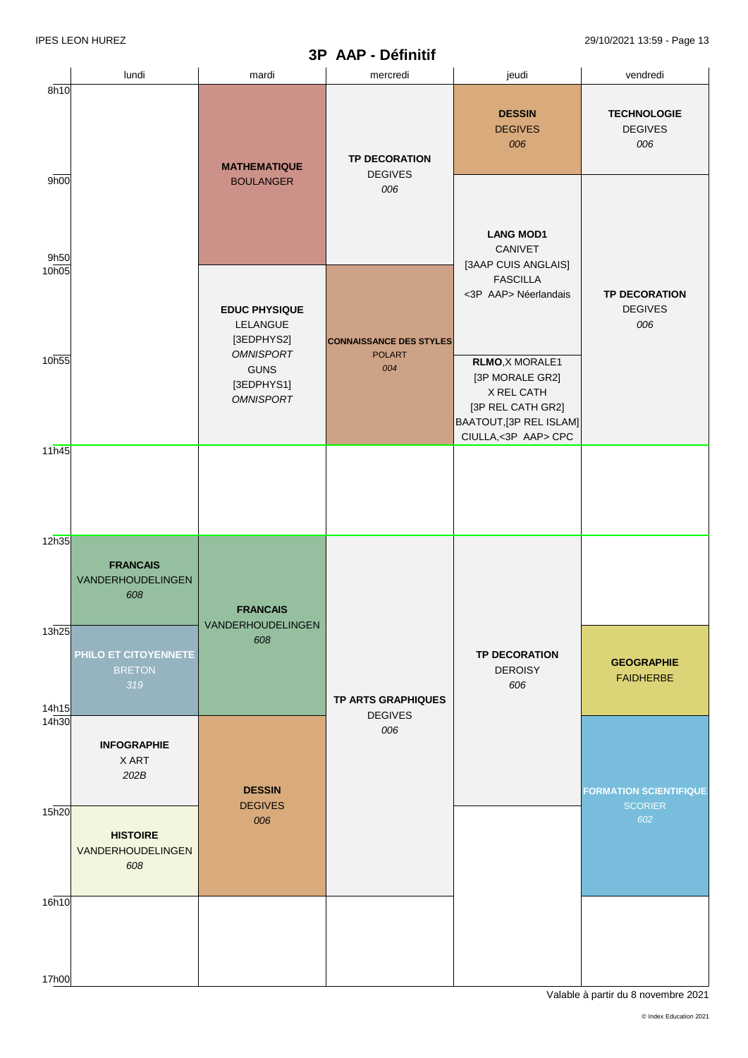# 3P AAP - Définitif

| | lundi | mardi | mercredi | jeudi | vendredi |
|---|---|---|---|---|---|
| 8h10 | | **MATHEMATIQUE** BOULANGER | **TP DECORATION** DEGIVES *006* | **DESSIN** DEGIVES *006* | **TECHNOLOGIE** DEGIVES *006* |
| 9h00 | | | | **LANG MOD1** CANIVET [3AAP CUIS ANGLAIS] FASCILLA <3P AAP> Néerlandais | **TP DECORATION** DEGIVES *006* |
| 9h50 / 10h05 | | **EDUC PHYSIQUE** LELANGUE [3EDPHYS2] *OMNISPORT* GUNS [3EDPHYS1] *OMNISPORT* | **CONNAISSANCE DES STYLES** POLART *004* | | |
| 10h55 | | | | **RLMO**,X MORALE1 [3P MORALE GR2] X REL CATH [3P REL CATH GR2] BAATOUT,[3P REL ISLAM] CIULLA,<3P AAP> CPC | |
| 11h45 | | | | | |
| 12h35 | **FRANCAIS** VANDERHOUDELINGEN *608* | **FRANCAIS** VANDERHOUDELINGEN *608* | **TP ARTS GRAPHIQUES** DEGIVES *006* | **TP DECORATION** DEROISY *606* | |
| 13h25 | **PHILO ET CITOYENNETE** BRETON *319* | | | | **GEOGRAPHIE** FAIDHERBE |
| 14h15 / 14h30 | **INFOGRAPHIE** X ART *202B* | **DESSIN** DEGIVES *006* | | | **FORMATION SCIENTIFIQUE** SCORIER *602* |
| 15h20 | **HISTOIRE** VANDERHOUDELINGEN *608* | | | | |
| 16h10 | | | | | |
| 17h00 | | | | | |

Valable à partir du 8 novembre 2021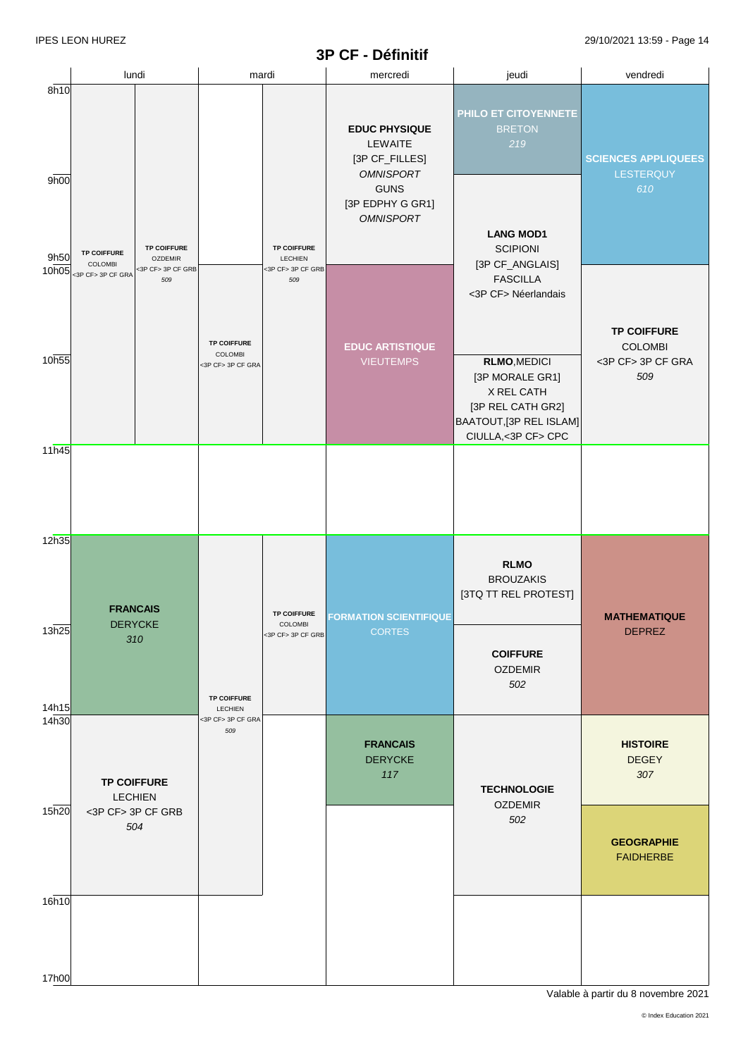IPES LEON HUREZ

29/10/2021 13:59

# 3P CF - Définitif

| Heure | lundi | mardi | mercredi | jeudi | vendredi |
|---|---|---|---|---|---|
| 8h10 | **TP COIFFURE** COLOMBI <3P CF> 3P CF GRA / **TP COIFFURE** OZDEMIR <3P CF> 3P CF GRB *509* (jusqu'à 11h45) | **TP COIFFURE** LECHIEN <3P CF> 3P CF GRB *509* (jusqu'à 11h45) | **EDUC PHYSIQUE** LEWAITE [3P CF_FILLES] *OMNISPORT* GUNS [3P EDPHY G GR1] *OMNISPORT* (jusqu'à 10h05) | **PHILO ET CITOYENNETE** BRETON *219* (jusqu'à 9h00) | **SCIENCES APPLIQUEES** LESTERQUY *610* (jusqu'à 10h05) |
| 9h00 | | | | **LANG MOD1** SCIPIONI [3P CF_ANGLAIS] FASCILLA <3P CF> Néerlandais (jusqu'à 10h55) | |
| 10h05 | | **TP COIFFURE** COLOMBI <3P CF> 3P CF GRA (10h05–11h45) | **EDUC ARTISTIQUE** VIEUTEMPS (jusqu'à 11h45) | | **TP COIFFURE** COLOMBI <3P CF> 3P CF GRA *509* (jusqu'à 11h45) |
| 10h55 | | | | **RLMO**, MEDICI [3P MORALE GR1] X REL CATH [3P REL CATH GR2] BAATOUT,[3P REL ISLAM] CIULLA,<3P CF> CPC (jusqu'à 11h45) | |
| 11h45 | | | | | |
| 12h35 | **FRANCAIS** DERYCKE *310* (jusqu'à 14h30) | **TP COIFFURE** COLOMBI <3P CF> 3P CF GRB (jusqu'à 14h30) / **TP COIFFURE** LECHIEN <3P CF> 3P CF GRA *509* (jusqu'à 16h10) | **FORMATION SCIENTIFIQUE** CORTES (jusqu'à 14h30) | **RLMO** BROUZAKIS [3TQ TT REL PROTEST] (jusqu'à 13h25) | **MATHEMATIQUE** DEPREZ (jusqu'à 14h30) |
| 13h25 | | | | **COIFFURE** OZDEMIR *502* (jusqu'à 14h30) | |
| 14h30 | **TP COIFFURE** LECHIEN <3P CF> 3P CF GRB *504* (jusqu'à 16h10) | | **FRANCAIS** DERYCKE *117* (jusqu'à 15h20) | **TECHNOLOGIE** OZDEMIR *502* (jusqu'à 16h10) | **HISTOIRE** DEGEY *307* (jusqu'à 15h20) |
| 15h20 | | | | | **GEOGRAPHIE** FAIDHERBE (jusqu'à 16h10) |
| 16h10 | | | | | |
| 17h00 | | | | | |

Valable à partir du 8 novembre 2021

© Index Education 2021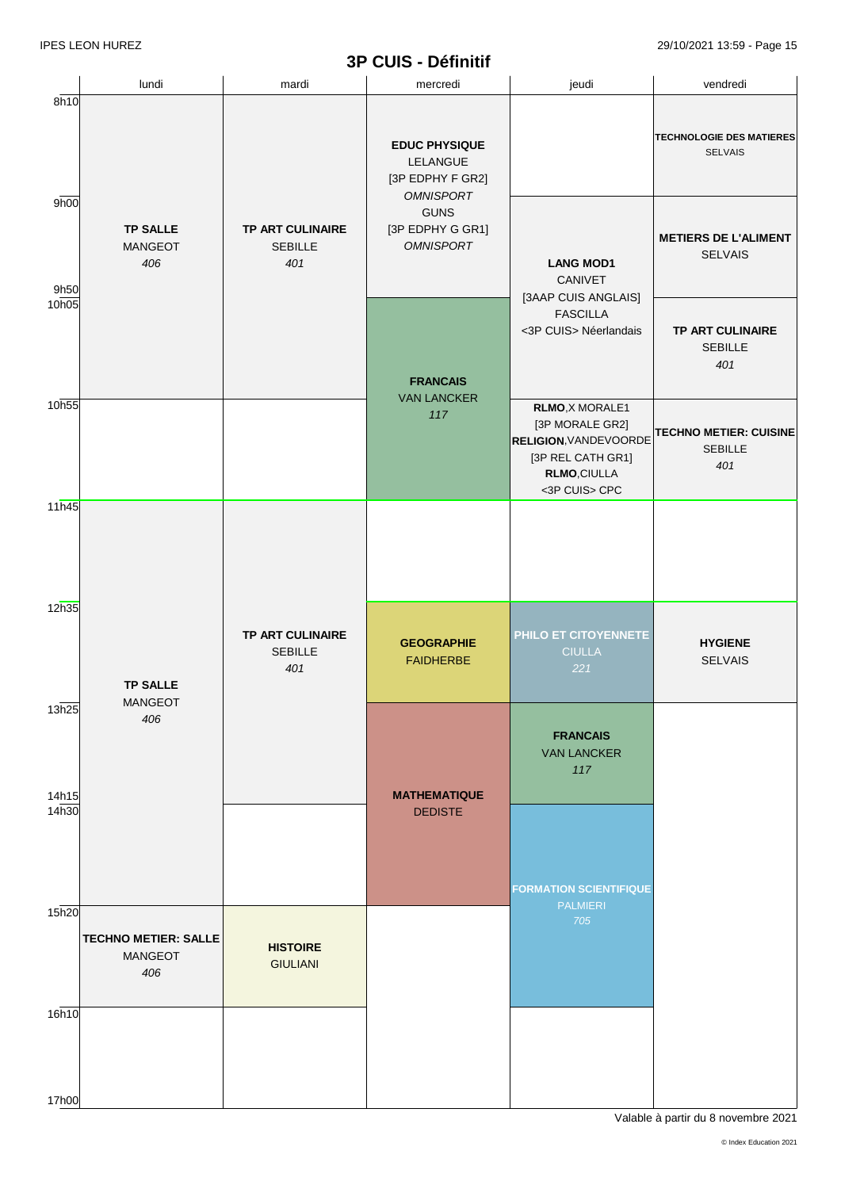## 3P CUIS - Définitif

| | lundi | mardi | mercredi | jeudi | vendredi |
|---|---|---|---|---|---|
| 8h10 | **TP SALLE** MANGEOT *406* | **TP ART CULINAIRE** SEBILLE *401* | **EDUC PHYSIQUE** LELANGUE [3P EDPHY F GR2] *OMNISPORT* GUNS [3P EDPHY G GR1] *OMNISPORT* | | **TECHNOLOGIE DES MATIERES** SELVAIS |
| 9h00 | | | | **LANG MOD1** CANIVET [3AAP CUIS ANGLAIS] FASCILLA <3P CUIS> Néerlandais | **METIERS DE L'ALIMENT** SELVAIS |
| 9h50 / 10h05 | | | **FRANCAIS** VAN LANCKER *117* | | **TP ART CULINAIRE** SEBILLE *401* |
| 10h55 | | | | **RLMO**,X MORALE1 [3P MORALE GR2] **RELIGION**,VANDEVOORDE [3P REL CATH GR1] **RLMO**,CIULLA <3P CUIS> CPC | **TECHNO METIER: CUISINE** SEBILLE *401* |
| 11h45 | **TP SALLE** MANGEOT *406* | **TP ART CULINAIRE** SEBILLE *401* | | | |
| 12h35 | | | **GEOGRAPHIE** FAIDHERBE | **PHILO ET CITOYENNETE** CIULLA *221* | **HYGIENE** SELVAIS |
| 13h25 | | | **MATHEMATIQUE** DEDISTE | **FRANCAIS** VAN LANCKER *117* | |
| 14h15 / 14h30 | | | | **FORMATION SCIENTIFIQUE** PALMIERI *705* | |
| 15h20 | **TECHNO METIER: SALLE** MANGEOT *406* | **HISTOIRE** GIULIANI | | | |
| 16h10 | | | | | |
| 17h00 | | | | | |

Valable à partir du 8 novembre 2021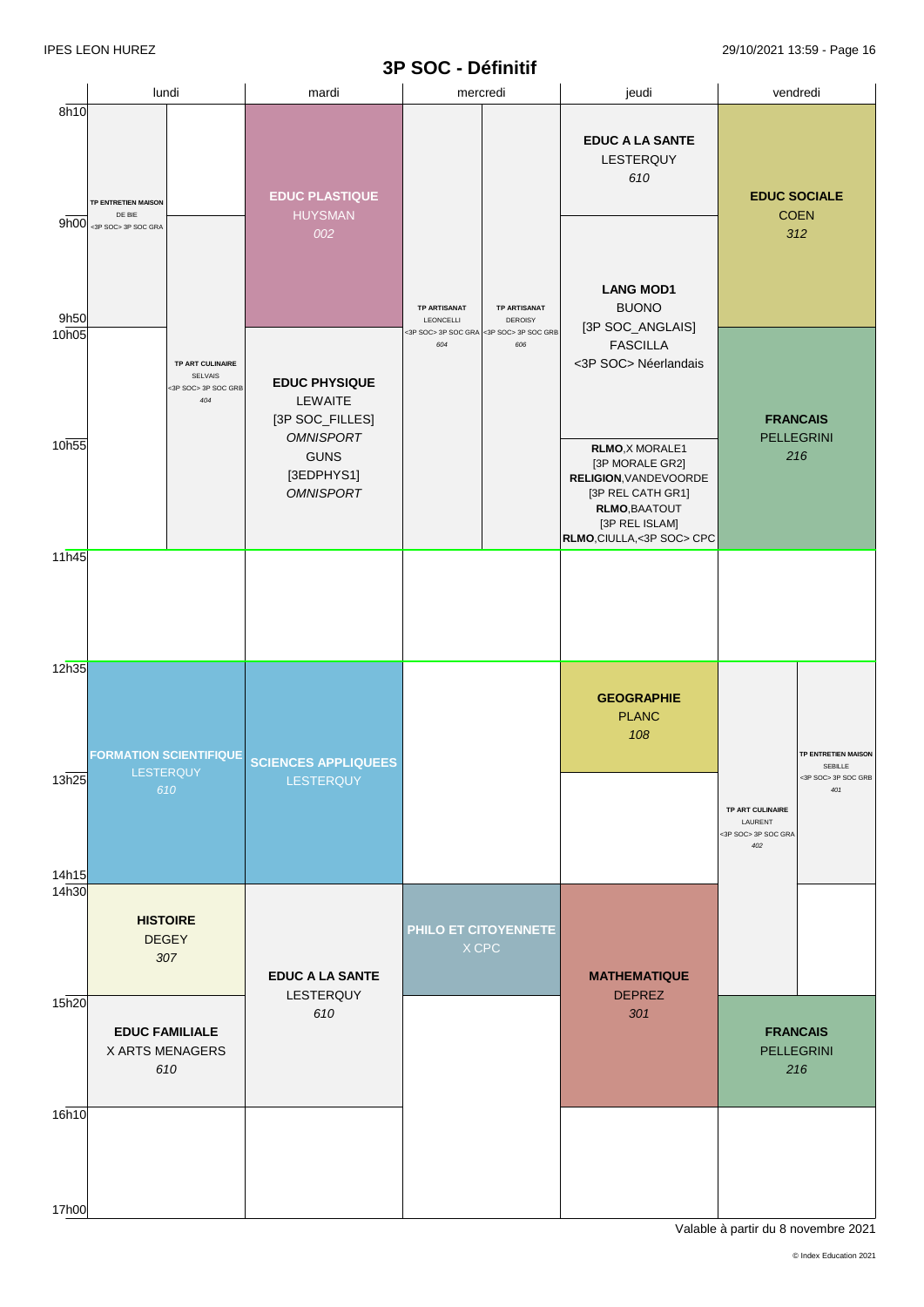IPES LEON HUREZ

# 3P SOC - Définitif

| | lundi | mardi | mercredi | jeudi | vendredi |
|---|---|---|---|---|---|
| 8h10 – 9h00 | **TP ENTRETIEN MAISON** DE BIE <3P SOC> 3P SOC GRA (8h10–9h50) | **EDUC PLASTIQUE** HUYSMAN *002* (8h10–9h50) | **TP ARTISANAT** LEONCELLI <3P SOC> 3P SOC GRA *604* / **TP ARTISANAT** DEROISY <3P SOC> 3P SOC GRB *606* (8h10–11h45) | **EDUC A LA SANTE** LESTERQUY *610* | **EDUC SOCIALE** COEN *312* (8h10–9h50) |
| 9h00 – 9h50 | **TP ART CULINAIRE** SELVAIS <3P SOC> 3P SOC GRB *404* (9h00–11h45) | | | **LANG MOD1** BUONO [3P SOC_ANGLAIS] FASCILLA <3P SOC> Néerlandais (9h00–10h55) | |
| 10h05 – 10h55 | | **EDUC PHYSIQUE** LEWAITE [3P SOC_FILLES] *OMNISPORT* GUNS [3EDPHYS1] *OMNISPORT* (10h05–11h45) | | | **FRANCAIS** PELLEGRINI *216* (10h05–11h45) |
| 10h55 – 11h45 | | | | **RLMO**,X MORALE1 [3P MORALE GR2] **RELIGION**,VANDEVOORDE [3P REL CATH GR1] **RLMO**,BAATOUT [3P REL ISLAM] **RLMO**,CIULLA,<3P SOC> CPC | |
| 11h45 – 12h35 | | | | | |
| 12h35 – 13h25 | **FORMATION SCIENTIFIQUE** LESTERQUY *610* (12h35–14h15) | **SCIENCES APPLIQUEES** LESTERQUY (12h35–14h15) | | **GEOGRAPHIE** PLANC *108* | **TP ART CULINAIRE** LAURENT <3P SOC> 3P SOC GRA *402* (12h35–15h20) / **TP ENTRETIEN MAISON** SEBILLE <3P SOC> 3P SOC GRB *401* (12h35–14h30) |
| 13h25 – 14h15 | | | | | |
| 14h30 – 15h20 | **HISTOIRE** DEGEY *307* | **EDUC A LA SANTE** LESTERQUY *610* (14h30–16h10) | **PHILO ET CITOYENNETE** X CPC | **MATHEMATIQUE** DEPREZ *301* (14h30–16h10) | |
| 15h20 – 16h10 | **EDUC FAMILIALE** X ARTS MENAGERS *610* | | | | **FRANCAIS** PELLEGRINI *216* |
| 16h10 – 17h00 | | | | | |

Valable à partir du 8 novembre 2021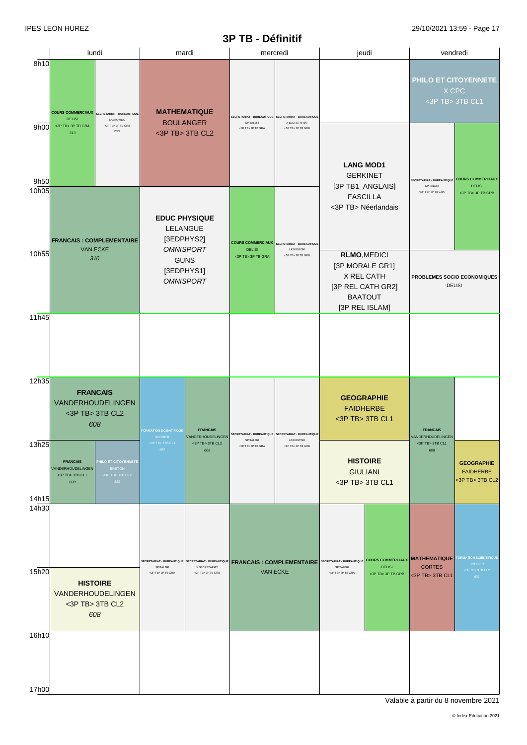IPES LEON HUREZ

# 3P TB - Définitif

| | lundi | mardi | mercredi | jeudi | vendredi |
|---|---|---|---|---|---|
| 8h10 | **COURS COMMERCIAUX** DELISI <3P TB> 3P TB GRA *313* / **SECRETARIAT - BUREAUTIQUE** LASKOWSKI <3P TB> 3P TB GRB *2024* (8h10-9h50) | **MATHEMATIQUE** BOULANGER <3P TB> 3TB CL2 (8h10-9h50) | **SECRETARIAT - BUREAUTIQUE** SPITALERI <3P TB> 3P TB GRA / **SECRETARIAT - BUREAUTIQUE** X SECRETARIAT <3P TB> 3P TB GRB (8h10-9h50) | | **PHILO ET CITOYENNETE** X CPC <3P TB> 3TB CL1 (8h10-9h00) |
| 9h00 | | | | **LANG MOD1** GERKINET [3P TB1_ANGLAIS] FASCILLA <3P TB> Néerlandais (9h00-10h55) | **SECRETARIAT - BUREAUTIQUE** SPITALERI <3P TB> 3P TB GRA / **COURS COMMERCIAUX** DELISI <3P TB> 3P TB GRB (9h00-10h55) |
| 10h05 | **FRANCAIS : COMPLEMENTAIRE** VAN ECKE *310* (10h05-11h45) | **EDUC PHYSIQUE** LELANGUE [3EDPHYS2] *OMNISPORT* GUNS [3EDPHYS1] *OMNISPORT* (10h05-11h45) | **COURS COMMERCIAUX** DELISI <3P TB> 3P TB GRA / **SECRETARIAT - BUREAUTIQUE** LASKOWSKI <3P TB> 3P TB GRB (10h05-11h45) | | |
| 10h55 | | | | **RLMO**,MEDICI [3P MORALE GR1] X REL CATH [3P REL CATH GR2] BAATOUT [3P REL ISLAM] (10h55-11h45) | **PROBLEMES SOCIO ECONOMIQUES** DELISI (10h55-11h45) |
| 11h45 | | | | | |
| 12h35 | **FRANCAIS** VANDERHOUDELINGEN <3P TB> 3TB CL2 *608* (12h35-13h25) | **FORMATION SCIENTIFIQUE** SCORIER <3P TB> 3TB CL1 *602* / **FRANCAIS** VANDERHOUDELINGEN <3P TB> 3TB CL2 *608* (12h35-14h15) | **SECRETARIAT - BUREAUTIQUE** SPITALERI <3P TB> 3P TB GRA / **SECRETARIAT - BUREAUTIQUE** LASKOWSKI <3P TB> 3P TB GRB (12h35-14h15) | **GEOGRAPHIE** FAIDHERBE <3P TB> 3TB CL1 (12h35-13h25) | **FRANCAIS** VANDERHOUDELINGEN <3P TB> 3TB CL1 *608* (12h35-14h15) |
| 13h25 | **FRANCAIS** VANDERHOUDELINGEN <3P TB> 3TB CL1 *608* / **PHILO ET CITOYENNETE** BRETON <3P TB> 3TB CL2 *319* (13h25-14h15) | | | **HISTOIRE** GIULIANI <3P TB> 3TB CL1 (13h25-14h15) | **GEOGRAPHIE** FAIDHERBE <3P TB> 3TB CL2 (13h25-14h15) |
| 14h30 | | **SECRETARIAT - BUREAUTIQUE** SPITALERI <3P TB> 3P TB GRA / **SECRETARIAT - BUREAUTIQUE** X SECRETARIAT <3P TB> 3P TB GRB (14h30-16h10) | **FRANCAIS : COMPLEMENTAIRE** VAN ECKE (14h30-16h10) | **SECRETARIAT - BUREAUTIQUE** SPITALERI <3P TB> 3P TB GRA / **COURS COMMERCIAUX** DELISI <3P TB> 3P TB GRB (14h30-16h10) | **MATHEMATIQUE** CORTES <3P TB> 3TB CL1 / **FORMATION SCIENTIFIQUE** SCORIER <3P TB> 3TB CL2 *602* (14h30-16h10) |
| 15h20 | **HISTOIRE** VANDERHOUDELINGEN <3P TB> 3TB CL2 *608* (15h20-16h10) | | | | |
| 16h10 | | | | | |
| 17h00 | | | | | |

Valable à partir du 8 novembre 2021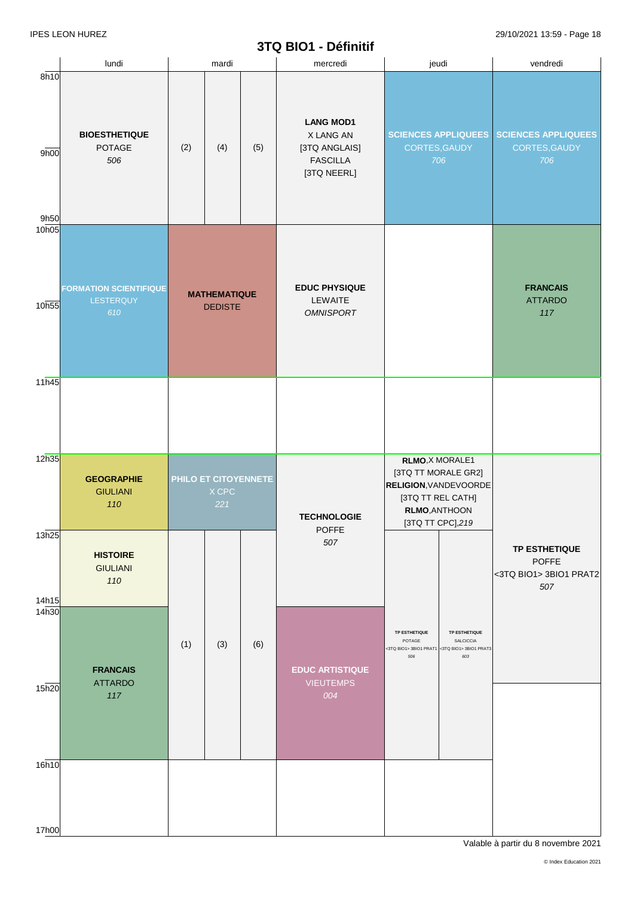# 3TQ BIO1 - Définitif

| | lundi | mardi | mercredi | jeudi | vendredi |
|---|---|---|---|---|---|
| 8h10 – 9h50 | **BIOESTHETIQUE** POTAGE *506* | (2) / (4) / (5) | **LANG MOD1** X LANG AN [3TQ ANGLAIS] FASCILLA [3TQ NEERL] | **SCIENCES APPLIQUEES** CORTES,GAUDY *706* | **SCIENCES APPLIQUEES** CORTES,GAUDY *706* |
| 10h05 – 11h45 | **FORMATION SCIENTIFIQUE** LESTERQUY *610* | **MATHEMATIQUE** DEDISTE | **EDUC PHYSIQUE** LEWAITE *OMNISPORT* | | **FRANCAIS** ATTARDO *117* |
| 11h45 – 12h35 | | | | | |
| 12h35 – 13h25 | **GEOGRAPHIE** GIULIANI *110* | **PHILO ET CITOYENNETE** X CPC *221* | **TECHNOLOGIE** POFFE *507* | **RLMO**,X MORALE1 [3TQ TT MORALE GR2] **RELIGION**,VANDEVOORDE [3TQ TT REL CATH] **RLMO**,ANTHOON [3TQ TT CPC],*219* | **TP ESTHETIQUE** POFFE <3TQ BIO1> 3BIO1 PRAT2 *507* |
| 13h25 – 14h15 | **HISTOIRE** GIULIANI *110* | (1) / (3) / (6) | | **TP ESTHETIQUE** POTAGE <3TQ BIO1> 3BIO1 PRAT1 *506* / **TP ESTHETIQUE** SALCICCIA <3TQ BIO1> 3BIO1 PRAT3 *603* | |
| 14h30 – 16h10 | **FRANCAIS** ATTARDO *117* | | **EDUC ARTISTIQUE** VIEUTEMPS *004* | | |
| 16h10 – 17h00 | | | | | |

Valable à partir du 8 novembre 2021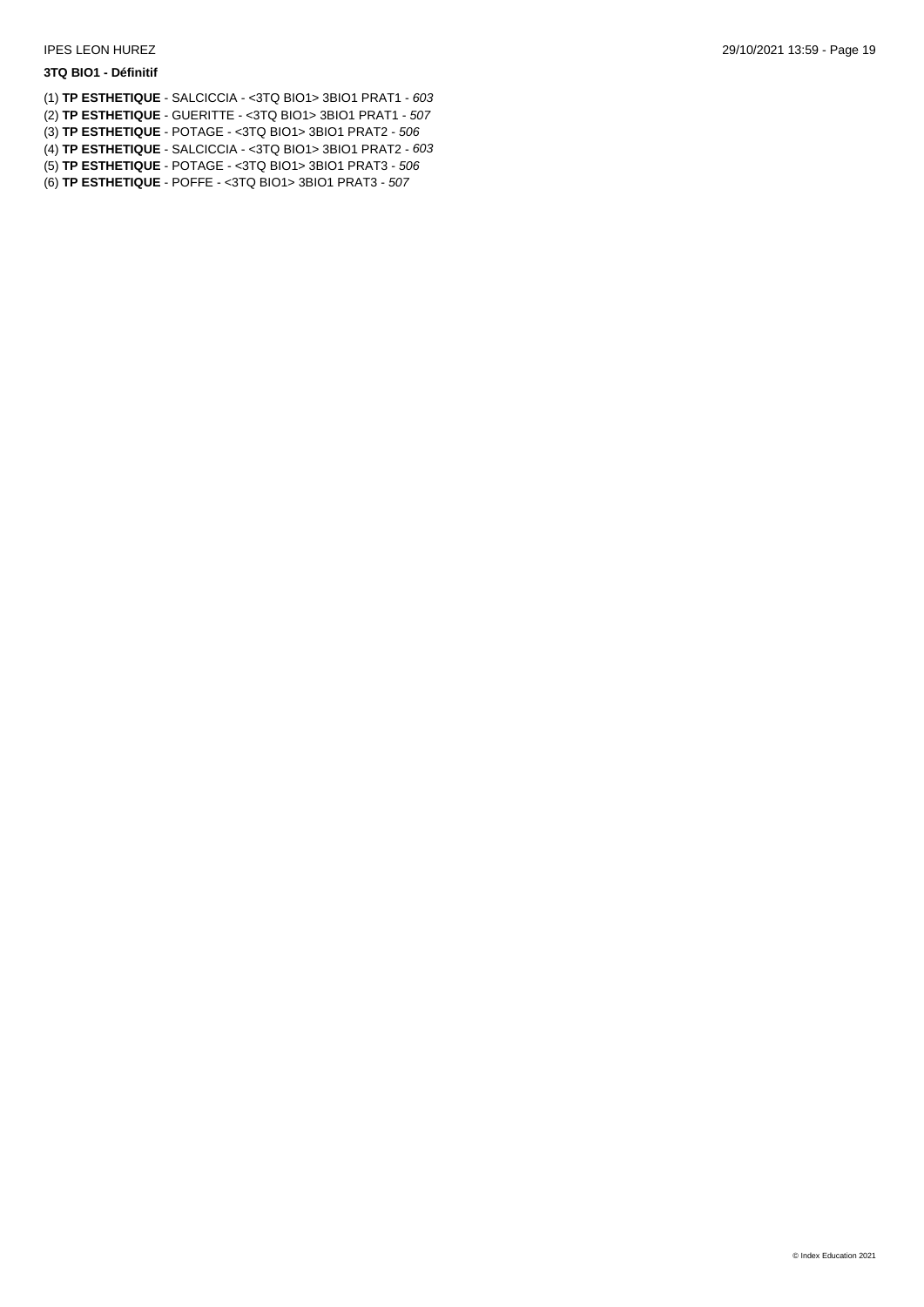**3TQ BIO1 - Définitif**

(1) **TP ESTHETIQUE** - SALCICCIA - <3TQ BIO1> 3BIO1 PRAT1 - *603*
(2) **TP ESTHETIQUE** - GUERITTE - <3TQ BIO1> 3BIO1 PRAT1 - *507*
(3) **TP ESTHETIQUE** - POTAGE - <3TQ BIO1> 3BIO1 PRAT2 - *506*
(4) **TP ESTHETIQUE** - SALCICCIA - <3TQ BIO1> 3BIO1 PRAT2 - *603*
(5) **TP ESTHETIQUE** - POTAGE - <3TQ BIO1> 3BIO1 PRAT3 - *506*
(6) **TP ESTHETIQUE** - POFFE - <3TQ BIO1> 3BIO1 PRAT3 - *507*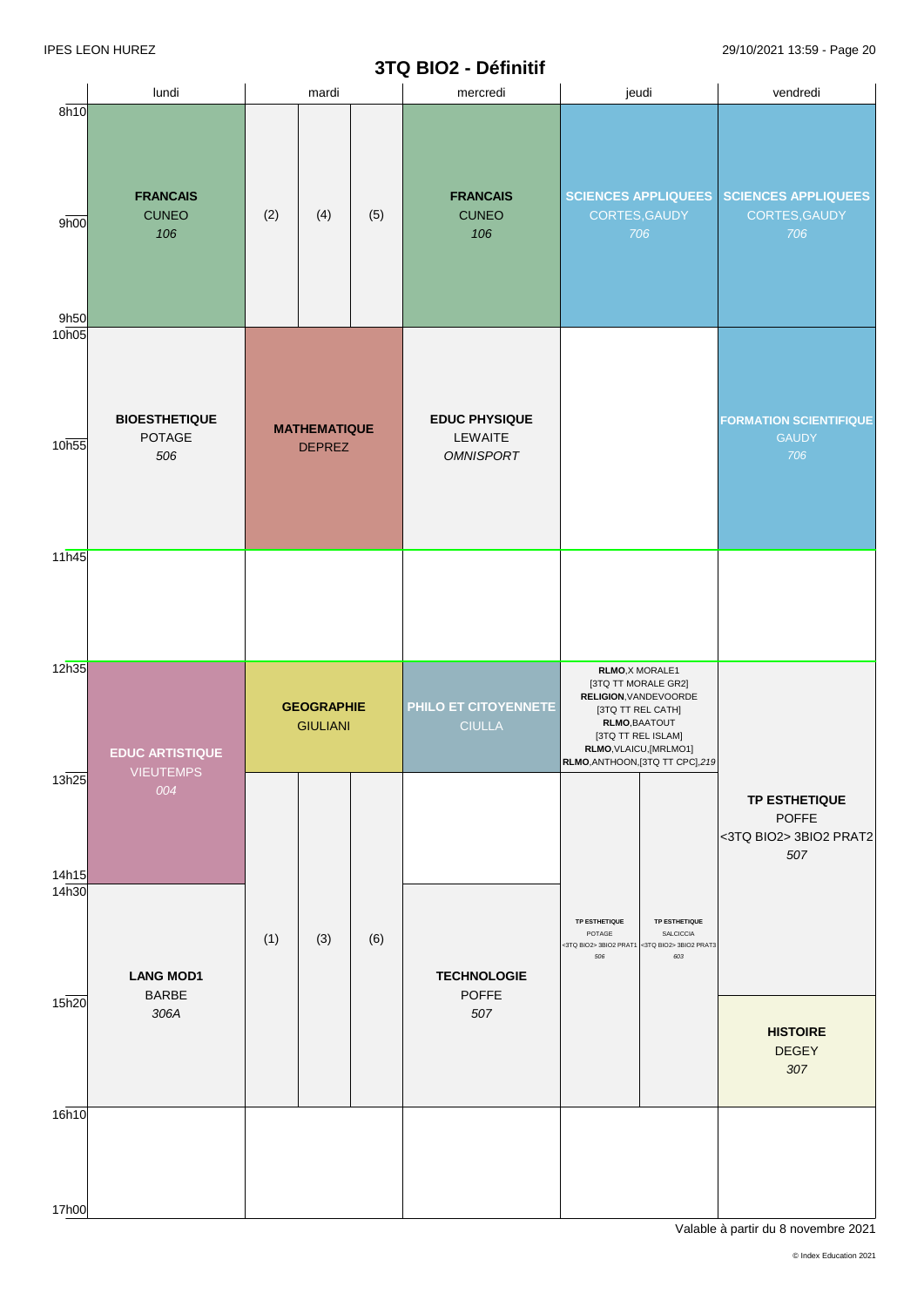IPES LEON HUREZ

# 3TQ BIO2 - Définitif

| | lundi | mardi | mercredi | jeudi | vendredi |
|---|---|---|---|---|---|
| 8h10 – 9h50 | **FRANCAIS** CUNEO *106* | (2) (4) (5) | **FRANCAIS** CUNEO *106* | **SCIENCES APPLIQUEES** CORTES,GAUDY *706* | **SCIENCES APPLIQUEES** CORTES,GAUDY *706* |
| 10h05 – 11h45 | **BIOESTHETIQUE** POTAGE *506* | **MATHEMATIQUE** DEPREZ | **EDUC PHYSIQUE** LEWAITE *OMNISPORT* | | **FORMATION SCIENTIFIQUE** GAUDY *706* |
| 11h45 – 12h35 | | | | | |
| 12h35 – 13h25 | **EDUC ARTISTIQUE** VIEUTEMPS *004* (12h35 – 14h15) | **GEOGRAPHIE** GIULIANI | **PHILO ET CITOYENNETE** CIULLA | **RLMO**,X MORALE1 [3TQ TT MORALE GR2] **RELIGION**,VANDEVOORDE [3TQ TT REL CATH] **RLMO**,BAATOUT [3TQ TT REL ISLAM] **RLMO**,VLAICU,[MRLMO1] **RLMO**,ANTHOON,[3TQ TT CPC],*219* | |
| 13h25 – 14h15 | | (1) (3) (6) (13h25 – 16h10) | | **TP ESTHETIQUE** POTAGE <3TQ BIO2> 3BIO2 PRAT1 *506* / **TP ESTHETIQUE** SALCICCIA <3TQ BIO2> 3BIO2 PRAT3 *603* (13h25 – 16h10) | **TP ESTHETIQUE** POFFE <3TQ BIO2> 3BIO2 PRAT2 *507* (12h35 – 15h20) |
| 14h30 – 16h10 | **LANG MOD1** BARBE *306A* | | **TECHNOLOGIE** POFFE *507* | | **HISTOIRE** DEGEY *307* (15h20 – 16h10) |
| 16h10 – 17h00 | | | | | |

Valable à partir du 8 novembre 2021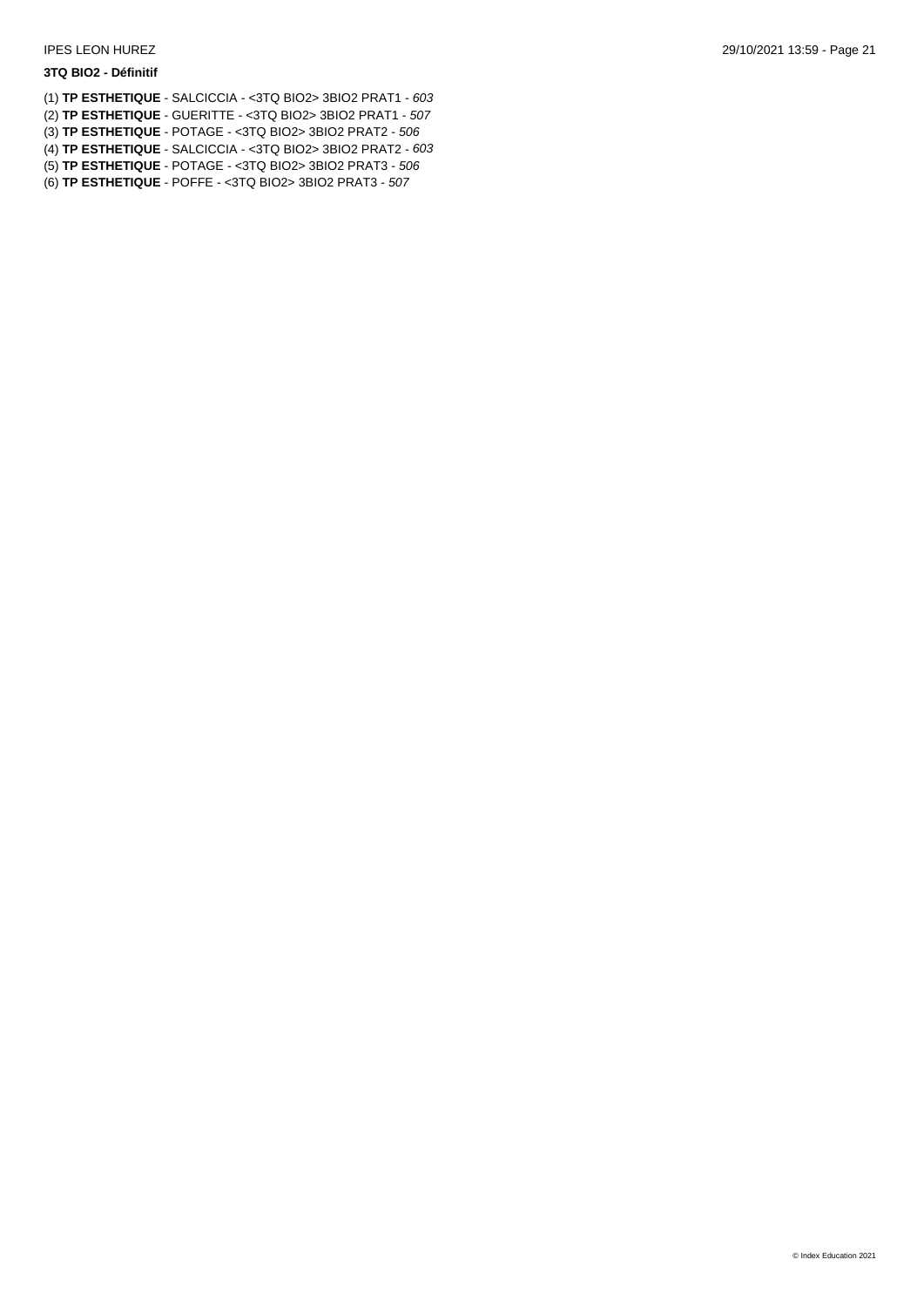**3TQ BIO2 - Définitif**

(1) **TP ESTHETIQUE** - SALCICCIA - <3TQ BIO2> 3BIO2 PRAT1 - *603*
(2) **TP ESTHETIQUE** - GUERITTE - <3TQ BIO2> 3BIO2 PRAT1 - *507*
(3) **TP ESTHETIQUE** - POTAGE - <3TQ BIO2> 3BIO2 PRAT2 - *506*
(4) **TP ESTHETIQUE** - SALCICCIA - <3TQ BIO2> 3BIO2 PRAT2 - *603*
(5) **TP ESTHETIQUE** - POTAGE - <3TQ BIO2> 3BIO2 PRAT3 - *506*
(6) **TP ESTHETIQUE** - POFFE - <3TQ BIO2> 3BIO2 PRAT3 - *507*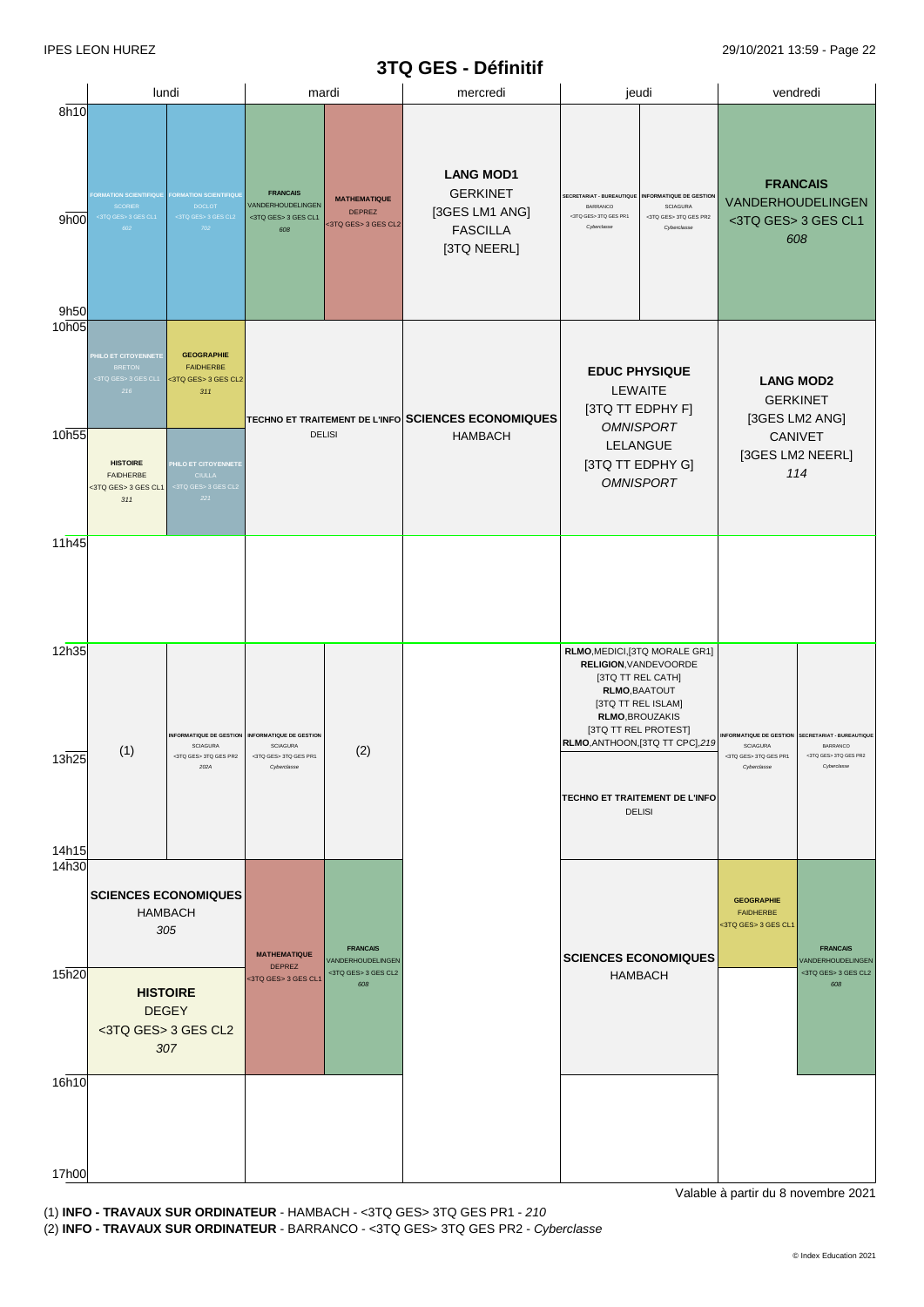IPES LEON HUREZ

# 3TQ GES - Définitif

| | lundi | | mardi | | mercredi | jeudi | | vendredi | |
|---|---|---|---|---|---|---|---|---|---|
| 8h10 – 9h50 | **FORMATION SCIENTIFIQUE** SCORIER <3TQ GES> 3 GES CL1 *602* | **FORMATION SCIENTIFIQUE** DOCLOT <3TQ GES> 3 GES CL2 *702* | **FRANCAIS** VANDERHOUDELINGEN <3TQ GES> 3 GES CL1 *608* | **MATHEMATIQUE** DEPREZ <3TQ GES> 3 GES CL2 | **LANG MOD1** GERKINET [3GES LM1 ANG] FASCILLA [3TQ NEERL] | **SECRETARIAT - BUREAUTIQUE** BARRANCO <3TQ GES> 3TQ GES PR1 *Cyberclasse* | **INFORMATIQUE DE GESTION** SCIAGURA <3TQ GES> 3TQ GES PR2 *Cyberclasse* | **FRANCAIS** VANDERHOUDELINGEN <3TQ GES> 3 GES CL1 *608* | |
| 10h05 – 10h55 | **PHILO ET CITOYENNETE** BRETON <3TQ GES> 3 GES CL1 *216* | **GEOGRAPHIE** FAIDHERBE <3TQ GES> 3 GES CL2 *311* | **TECHNO ET TRAITEMENT DE L'INFO** DELISI | | **SCIENCES ECONOMIQUES** HAMBACH | **EDUC PHYSIQUE** LEWAITE [3TQ TT EDPHY F] *OMNISPORT* LELANGUE [3TQ TT EDPHY G] *OMNISPORT* | | **LANG MOD2** GERKINET [3GES LM2 ANG] CANIVET [3GES LM2 NEERL] *114* | |
| 10h55 – 11h45 | **HISTOIRE** FAIDHERBE <3TQ GES> 3 GES CL1 *311* | **PHILO ET CITOYENNETE** CIULLA <3TQ GES> 3 GES CL2 *221* | | | | | | | |
| 11h45 – 12h35 | | | | | | | | | |
| 12h35 – 13h25 | (1) | **INFORMATIQUE DE GESTION** SCIAGURA <3TQ GES> 3TQ GES PR2 *202A* | **INFORMATIQUE DE GESTION** SCIAGURA <3TQ GES> 3TQ GES PR1 *Cyberclasse* | (2) | | **RLMO**,MEDICI,[3TQ MORALE GR1] **RELIGION**,VANDEVOORDE [3TQ TT REL CATH] **RLMO**,BAATOUT [3TQ TT REL ISLAM] **RLMO**,BROUZAKIS [3TQ TT REL PROTEST] **RLMO**,ANTHOON,[3TQ TT CPC],*219* | | **INFORMATIQUE DE GESTION** SCIAGURA <3TQ GES> 3TQ GES PR1 *Cyberclasse* | **SECRETARIAT - BUREAUTIQUE** BARRANCO <3TQ GES> 3TQ GES PR2 *Cyberclasse* |
| 13h25 – 14h15 | | | | | | **TECHNO ET TRAITEMENT DE L'INFO** DELISI | | | |
| 14h30 – 15h20 | **SCIENCES ECONOMIQUES** HAMBACH *305* | | **MATHEMATIQUE** DEPREZ <3TQ GES> 3 GES CL1 | **FRANCAIS** VANDERHOUDELINGEN <3TQ GES> 3 GES CL2 *608* | | **SCIENCES ECONOMIQUES** HAMBACH | | **GEOGRAPHIE** FAIDHERBE <3TQ GES> 3 GES CL1 | **FRANCAIS** VANDERHOUDELINGEN <3TQ GES> 3 GES CL2 *608* |
| 15h20 – 16h10 | **HISTOIRE** DEGEY <3TQ GES> 3 GES CL2 *307* | | | | | | | | |
| 16h10 – 17h00 | | | | | | | | | |

Valable à partir du 8 novembre 2021

(1) **INFO - TRAVAUX SUR ORDINATEUR** - HAMBACH - <3TQ GES> 3TQ GES PR1 - *210*
(2) **INFO - TRAVAUX SUR ORDINATEUR** - BARRANCO - <3TQ GES> 3TQ GES PR2 - *Cyberclasse*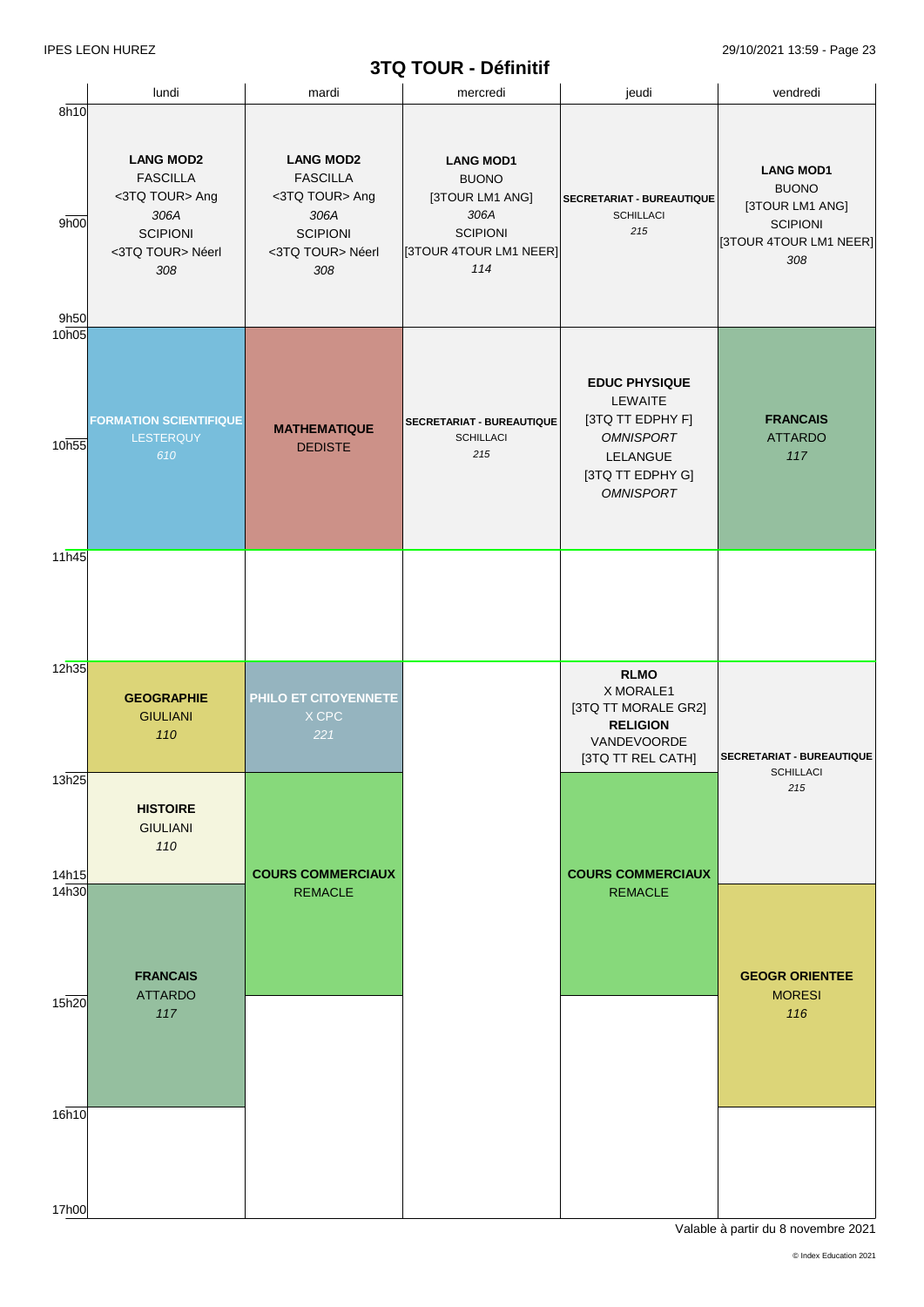IPES LEON HUREZ

# 3TQ TOUR - Définitif

| | lundi | mardi | mercredi | jeudi | vendredi |
|---|---|---|---|---|---|
| 8h10 - 9h50 | **LANG MOD2** FASCILLA <3TQ TOUR> Ang *306A* SCIPIONI <3TQ TOUR> Néerl *308* | **LANG MOD2** FASCILLA <3TQ TOUR> Ang *306A* SCIPIONI <3TQ TOUR> Néerl *308* | **LANG MOD1** BUONO [3TOUR LM1 ANG] *306A* SCIPIONI [3TOUR 4TOUR LM1 NEER] *114* | **SECRETARIAT - BUREAUTIQUE** SCHILLACI *215* | **LANG MOD1** BUONO [3TOUR LM1 ANG] SCIPIONI [3TOUR 4TOUR LM1 NEER] *308* |
| 10h05 - 11h45 | **FORMATION SCIENTIFIQUE** LESTERQUY *610* | **MATHEMATIQUE** DEDISTE | **SECRETARIAT - BUREAUTIQUE** SCHILLACI *215* | **EDUC PHYSIQUE** LEWAITE [3TQ TT EDPHY F] *OMNISPORT* LELANGUE [3TQ TT EDPHY G] *OMNISPORT* | **FRANCAIS** ATTARDO *117* |
| 11h45 - 12h35 | | | | | |
| 12h35 - 13h25 | **GEOGRAPHIE** GIULIANI *110* | **PHILO ET CITOYENNETE** X CPC *221* | | **RLMO** X MORALE1 [3TQ TT MORALE GR2] **RELIGION** VANDEVOORDE [3TQ TT REL CATH] | **SECRETARIAT - BUREAUTIQUE** SCHILLACI *215* (12h35 - 14h30) |
| 13h25 - 14h15 | **HISTOIRE** GIULIANI *110* | **COURS COMMERCIAUX** REMACLE (13h25 - 15h20) | | **COURS COMMERCIAUX** REMACLE (13h25 - 15h20) | |
| 14h30 - 16h10 | **FRANCAIS** ATTARDO *117* | | | | **GEOGR ORIENTEE** MORESI *116* |
| 16h10 - 17h00 | | | | | |

Valable à partir du 8 novembre 2021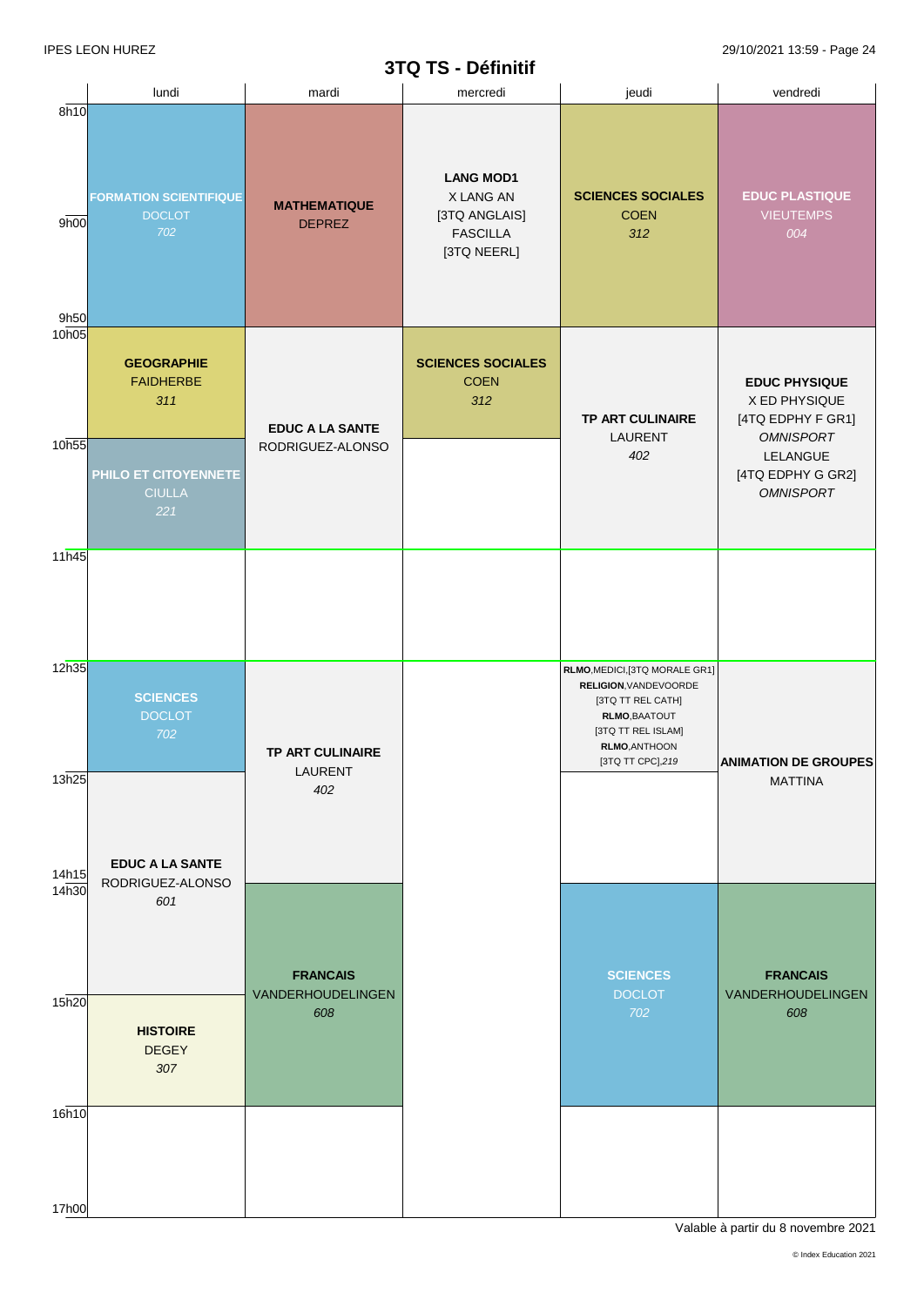IPES LEON HUREZ

# 3TQ TS - Définitif

| | lundi | mardi | mercredi | jeudi | vendredi |
|---|---|---|---|---|---|
| 8h10 - 9h50 | **FORMATION SCIENTIFIQUE** DOCLOT *702* | **MATHEMATIQUE** DEPREZ | **LANG MOD1** X LANG AN [3TQ ANGLAIS] FASCILLA [3TQ NEERL] | **SCIENCES SOCIALES** COEN *312* | **EDUC PLASTIQUE** VIEUTEMPS *004* |
| 10h05 - 10h55 | **GEOGRAPHIE** FAIDHERBE *311* | **EDUC A LA SANTE** RODRIGUEZ-ALONSO | **SCIENCES SOCIALES** COEN *312* | **TP ART CULINAIRE** LAURENT *402* | **EDUC PHYSIQUE** X ED PHYSIQUE [4TQ EDPHY F GR1] *OMNISPORT* LELANGUE [4TQ EDPHY G GR2] *OMNISPORT* |
| 10h55 - 11h45 | **PHILO ET CITOYENNETE** CIULLA *221* | | | | |
| 11h45 - 12h35 | | | | | |
| 12h35 - 13h25 | **SCIENCES** DOCLOT *702* | **TP ART CULINAIRE** LAURENT *402* | | **RLMO**,MEDICI,[3TQ MORALE GR1] **RELIGION**,VANDEVOORDE [3TQ TT REL CATH] **RLMO**,BAATOUT [3TQ TT REL ISLAM] **RLMO**,ANTHOON [3TQ TT CPC],*219* | **ANIMATION DE GROUPES** MATTINA |
| 13h25 - 14h15 | **EDUC A LA SANTE** RODRIGUEZ-ALONSO *601* | | | | |
| 14h30 - 15h20 | | **FRANCAIS** VANDERHOUDELINGEN *608* | | **SCIENCES** DOCLOT *702* | **FRANCAIS** VANDERHOUDELINGEN *608* |
| 15h20 - 16h10 | **HISTOIRE** DEGEY *307* | | | | |
| 16h10 - 17h00 | | | | | |

Valable à partir du 8 novembre 2021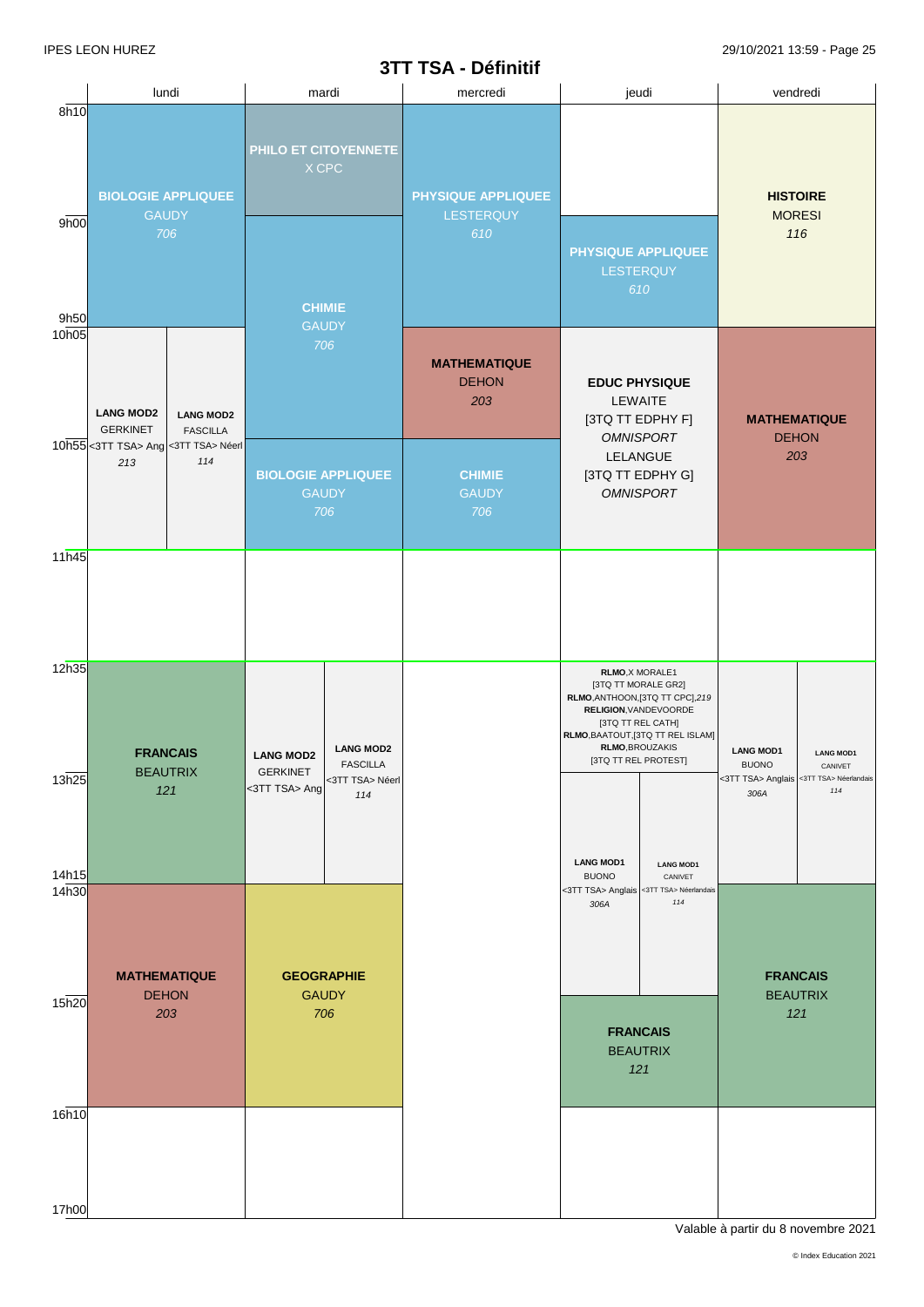# 3TT TSA - Définitif

| | lundi | mardi | mercredi | jeudi | vendredi |
|---|---|---|---|---|---|
| 8h10 | **BIOLOGIE APPLIQUEE** GAUDY *706* | **PHILO ET CITOYENNETE** X CPC | **PHYSIQUE APPLIQUEE** LESTERQUY *610* | | **HISTOIRE** MORESI *116* |
| 9h00 | | **CHIMIE** GAUDY *706* | | **PHYSIQUE APPLIQUEE** LESTERQUY *610* | |
| 9h50 | | | | | |
| 10h05 | **LANG MOD2** GERKINET <3TT TSA> Ang *213* / **LANG MOD2** FASCILLA <3TT TSA> Néerl *114* | | **MATHEMATIQUE** DEHON *203* | **EDUC PHYSIQUE** LEWAITE [3TQ TT EDPHY F] *OMNISPORT* LELANGUE [3TQ TT EDPHY G] *OMNISPORT* | **MATHEMATIQUE** DEHON *203* |
| 10h55 | | **BIOLOGIE APPLIQUEE** GAUDY *706* | **CHIMIE** GAUDY *706* | | |
| 11h45 | | | | | |
| 12h35 | **FRANCAIS** BEAUTRIX *121* | **LANG MOD2** GERKINET <3TT TSA> Ang / **LANG MOD2** FASCILLA <3TT TSA> Néerl *114* | | **RLMO**,X MORALE1 [3TQ TT MORALE GR2] **RLMO**,ANTHOON,[3TQ TT CPC],*219* **RELIGION**,VANDEVOORDE [3TQ TT REL CATH] **RLMO**,BAATOUT,[3TQ TT REL ISLAM] **RLMO**,BROUZAKIS [3TQ TT REL PROTEST] | **LANG MOD1** BUONO <3TT TSA> Anglais *306A* / **LANG MOD1** CANIVET <3TT TSA> Néerlandais *114* |
| 13h25 | | | | **LANG MOD1** BUONO <3TT TSA> Anglais *306A* / **LANG MOD1** CANIVET <3TT TSA> Néerlandais *114* | |
| 14h15 | | | | | |
| 14h30 | **MATHEMATIQUE** DEHON *203* | **GEOGRAPHIE** GAUDY *706* | | | **FRANCAIS** BEAUTRIX *121* |
| 15h20 | | | | **FRANCAIS** BEAUTRIX *121* | |
| 16h10 | | | | | |
| 17h00 | | | | | |

Valable à partir du 8 novembre 2021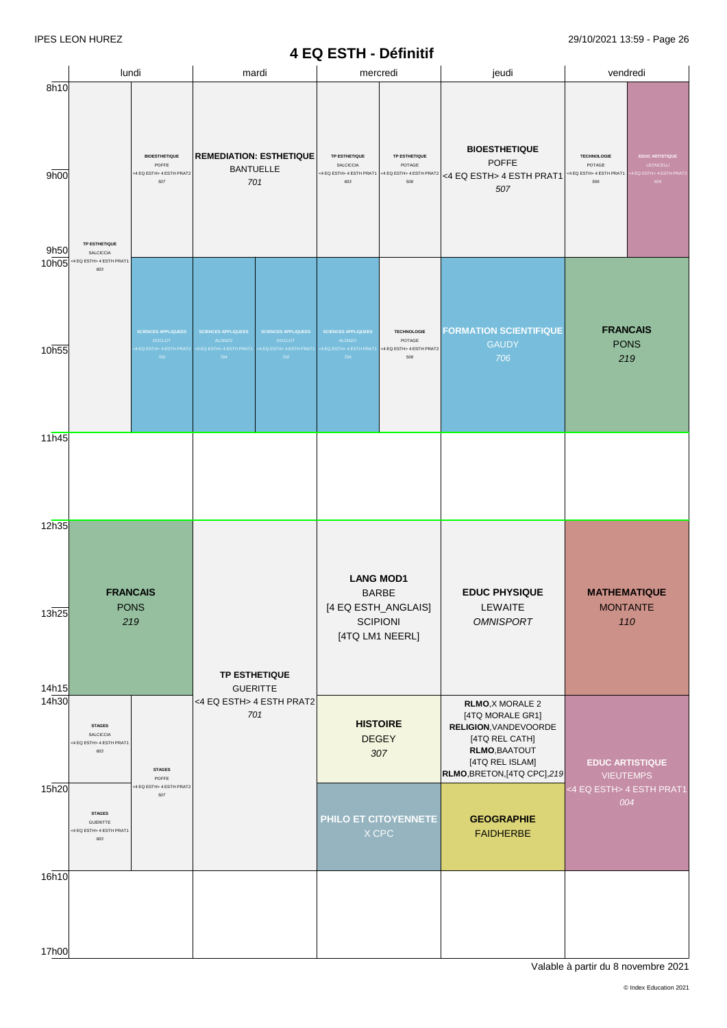# 4 EQ ESTH - Définitif

| | lundi | mardi | mercredi | jeudi | vendredi |
|---|---|---|---|---|---|
| 8h10 – 9h50 | **BIOESTHETIQUE** POFFE <4 EQ ESTH> 4 ESTH PRAT2 507 | **REMEDIATION: ESTHETIQUE** BANTUELLE *701* | **TP ESTHETIQUE** SALCICCIA <4 EQ ESTH> 4 ESTH PRAT1 603 / **TP ESTHETIQUE** POTAGE <4 EQ ESTH> 4 ESTH PRAT2 506 | **BIOESTHETIQUE** POFFE <4 EQ ESTH> 4 ESTH PRAT1 *507* | **TECHNOLOGIE** POTAGE <4 EQ ESTH> 4 ESTH PRAT1 506 / **EDUC ARTISTIQUE** LEONCELLI <4 EQ ESTH> 4 ESTH PRAT2 604 |
| 9h50 – 11h45 | **TP ESTHETIQUE** SALCICCIA <4 EQ ESTH> 4 ESTH PRAT1 603 / **SCIENCES APPLIQUEES** DOCLOT <4 EQ ESTH> 4 ESTH PRAT2 702 | **SCIENCES APPLIQUEES** ALONZO <4 EQ ESTH> 4 ESTH PRAT1 704 / **SCIENCES APPLIQUEES** DOCLOT <4 EQ ESTH> 4 ESTH PRAT2 702 | **SCIENCES APPLIQUEES** ALONZO <4 EQ ESTH> 4 ESTH PRAT1 704 / **TECHNOLOGIE** POTAGE <4 EQ ESTH> 4 ESTH PRAT2 506 | **FORMATION SCIENTIFIQUE** GAUDY *706* | **FRANCAIS** PONS *219* |
| 11h45 – 12h35 | | | | | |
| 12h35 – 14h15 | **FRANCAIS** PONS *219* | **TP ESTHETIQUE** GUERITTE <4 EQ ESTH> 4 ESTH PRAT2 *701* | **LANG MOD1** BARBE [4 EQ ESTH_ANGLAIS] SCIPIONI [4TQ LM1 NEERL] | **EDUC PHYSIQUE** LEWAITE *OMNISPORT* | **MATHEMATIQUE** MONTANTE *110* |
| 14h30 – 15h20 | **STAGES** SALCICCIA <4 EQ ESTH> 4 ESTH PRAT1 603 / **STAGES** POFFE <4 EQ ESTH> 4 ESTH PRAT2 507 | | **HISTOIRE** DEGEY *307* | **RLMO**,X MORALE 2 [4TQ MORALE GR1] **RELIGION**,VANDEVOORDE [4TQ REL CATH] **RLMO**,BAATOUT [4TQ REL ISLAM] **RLMO**,BRETON,[4TQ CPC],*219* | **EDUC ARTISTIQUE** VIEUTEMPS <4 EQ ESTH> 4 ESTH PRAT1 *004* |
| 15h20 – 16h10 | **STAGES** GUERITTE <4 EQ ESTH> 4 ESTH PRAT1 603 | | **PHILO ET CITOYENNETE** X CPC | **GEOGRAPHIE** FAIDHERBE | |
| 16h10 – 17h00 | | | | | |

Valable à partir du 8 novembre 2021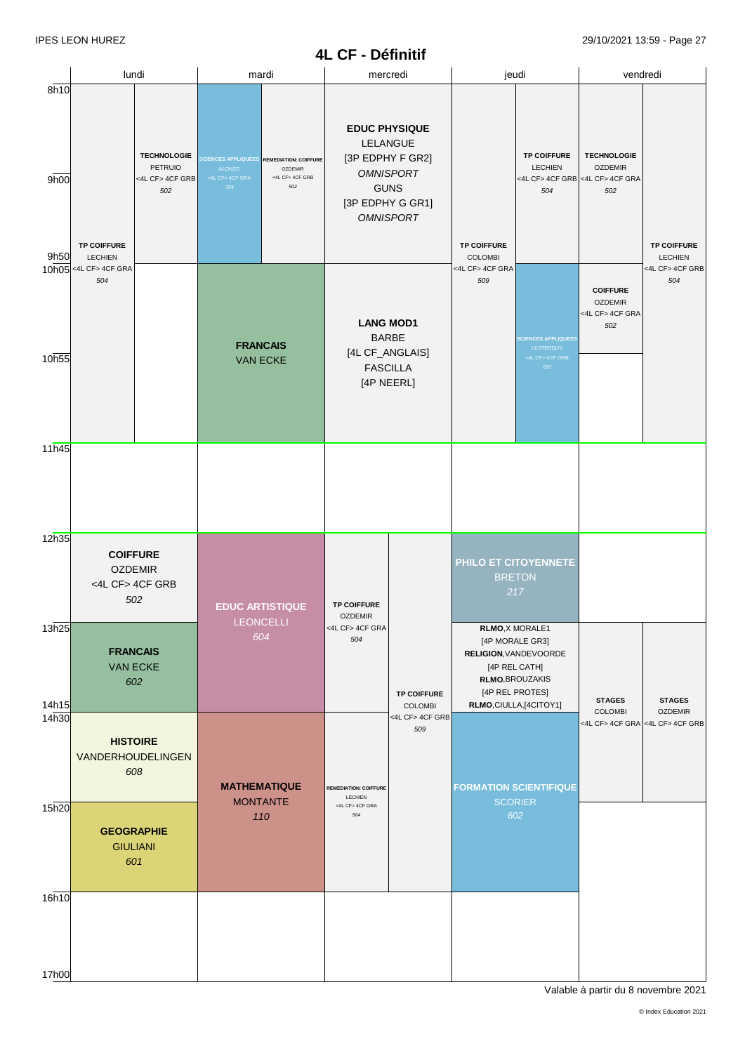IPES LEON HUREZ

# 4L CF - Définitif

| | lundi | | mardi | | mercredi | | jeudi | | vendredi | |
|---|---|---|---|---|---|---|---|---|---|---|
| 8h10 – 9h50 | | **TECHNOLOGIE** PETRUIO <4L CF> 4CF GRB *502* | **SCIENCES APPLIQUEES** ALONZO <4L CF> 4CF GRA *704* | **REMEDIATION: COIFFURE** OZDEMIR <4L CF> 4CF GRB *502* | **EDUC PHYSIQUE** LELANGUE [3P EDPHY F GR2] *OMNISPORT* GUNS [3P EDPHY G GR1] *OMNISPORT* | | | **TP COIFFURE** LECHIEN <4L CF> 4CF GRB *504* | **TECHNOLOGIE** OZDEMIR <4L CF> 4CF GRA *502* | |
| 9h50 – 11h45 | **TP COIFFURE** LECHIEN <4L CF> 4CF GRA *504* | | **FRANCAIS** VAN ECKE | | **LANG MOD1** BARBE [4L CF_ANGLAIS] FASCILLA [4P NEERL] | | **TP COIFFURE** COLOMBI <4L CF> 4CF GRA *509* | **SCIENCES APPLIQUEES** LESTERQUY <4L CF> 4CF GRB *610* | **COIFFURE** OZDEMIR <4L CF> 4CF GRA *502* | **TP COIFFURE** LECHIEN <4L CF> 4CF GRB *504* |
| 11h45 – 12h35 | | | | | | | | | | |
| 12h35 – 13h25 | **COIFFURE** OZDEMIR <4L CF> 4CF GRB *502* | | **EDUC ARTISTIQUE** LEONCELLI *604* | | **TP COIFFURE** OZDEMIR <4L CF> 4CF GRA *504* | **TP COIFFURE** COLOMBI <4L CF> 4CF GRB *509* | **PHILO ET CITOYENNETE** BRETON *217* | | | |
| 13h25 – 14h15 | **FRANCAIS** VAN ECKE *602* | | | | | | **RLMO**,X MORALE1 [4P MORALE GR3] **RELIGION**,VANDEVOORDE [4P REL CATH] **RLMO**,BROUZAKIS [4P REL PROTES] **RLMO**,CIULLA,[4CITOY1] | | **STAGES** COLOMBI <4L CF> 4CF GRA | **STAGES** OZDEMIR <4L CF> 4CF GRB |
| 14h30 – 15h20 | **HISTOIRE** VANDERHOUDELINGEN *608* | | **MATHEMATIQUE** MONTANTE *110* | | **REMEDIATION: COIFFURE** LECHIEN <4L CF> 4CF GRA *504* | | **FORMATION SCIENTIFIQUE** SCORIER *602* | | | |
| 15h20 – 16h10 | **GEOGRAPHIE** GIULIANI *601* | | | | | | | | | |
| 16h10 – 17h00 | | | | | | | | | | |

Valable à partir du 8 novembre 2021

© Index Education 2021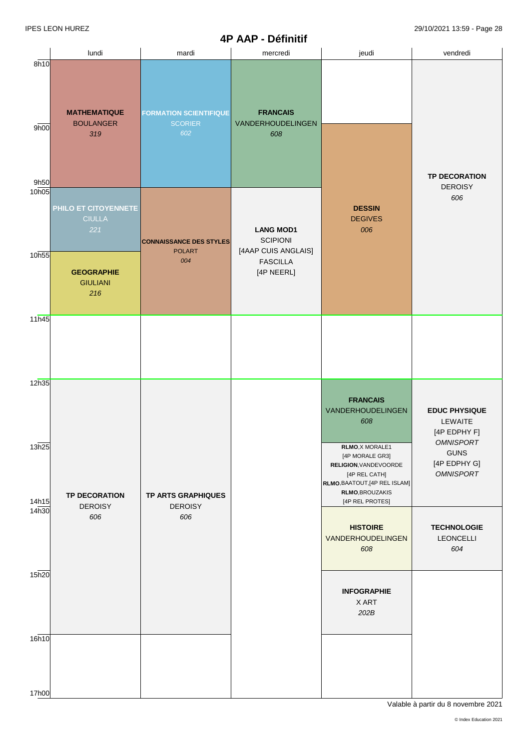# 4P AAP - Définitif

| | lundi | mardi | mercredi | jeudi | vendredi |
|---|---|---|---|---|---|
| 8h10 - 9h50 | **MATHEMATIQUE** BOULANGER *319* | **FORMATION SCIENTIFIQUE** SCORIER *602* | **FRANCAIS** VANDERHOUDELINGEN *608* | | **TP DECORATION** DEROISY *606* (8h10 - 11h45) |
| 9h00 - 11h45 | | | | **DESSIN** DEGIVES *006* | |
| 10h05 - 10h55 | **PHILO ET CITOYENNETE** CIULLA *221* | **CONNAISSANCE DES STYLES** POLART *004* (10h05 - 11h45) | **LANG MOD1** SCIPIONI [4AAP CUIS ANGLAIS] FASCILLA [4P NEERL] (10h05 - 11h45) | | |
| 10h55 - 11h45 | **GEOGRAPHIE** GIULIANI *216* | | | | |
| 11h45 - 12h35 | | | | | |
| 12h35 - 13h25 | **TP DECORATION** DEROISY *606* (12h35 - 16h10) | **TP ARTS GRAPHIQUES** DEROISY *606* (12h35 - 16h10) | | **FRANCAIS** VANDERHOUDELINGEN *608* | **EDUC PHYSIQUE** LEWAITE [4P EDPHY F] *OMNISPORT* GUNS [4P EDPHY G] *OMNISPORT* (12h35 - 14h30) |
| 13h25 - 14h30 | | | | **RLMO**, X MORALE1 [4P MORALE GR3] **RELIGION**, VANDEVOORDE [4P REL CATH] **RLMO**, BAATOUT, [4P REL ISLAM] **RLMO**, BROUZAKIS [4P REL PROTES] | |
| 14h30 - 15h20 | | | | **HISTOIRE** VANDERHOUDELINGEN *608* | **TECHNOLOGIE** LEONCELLI *604* |
| 15h20 - 16h10 | | | | **INFOGRAPHIE** X ART *202B* | |
| 16h10 - 17h00 | | | | | |

Valable à partir du 8 novembre 2021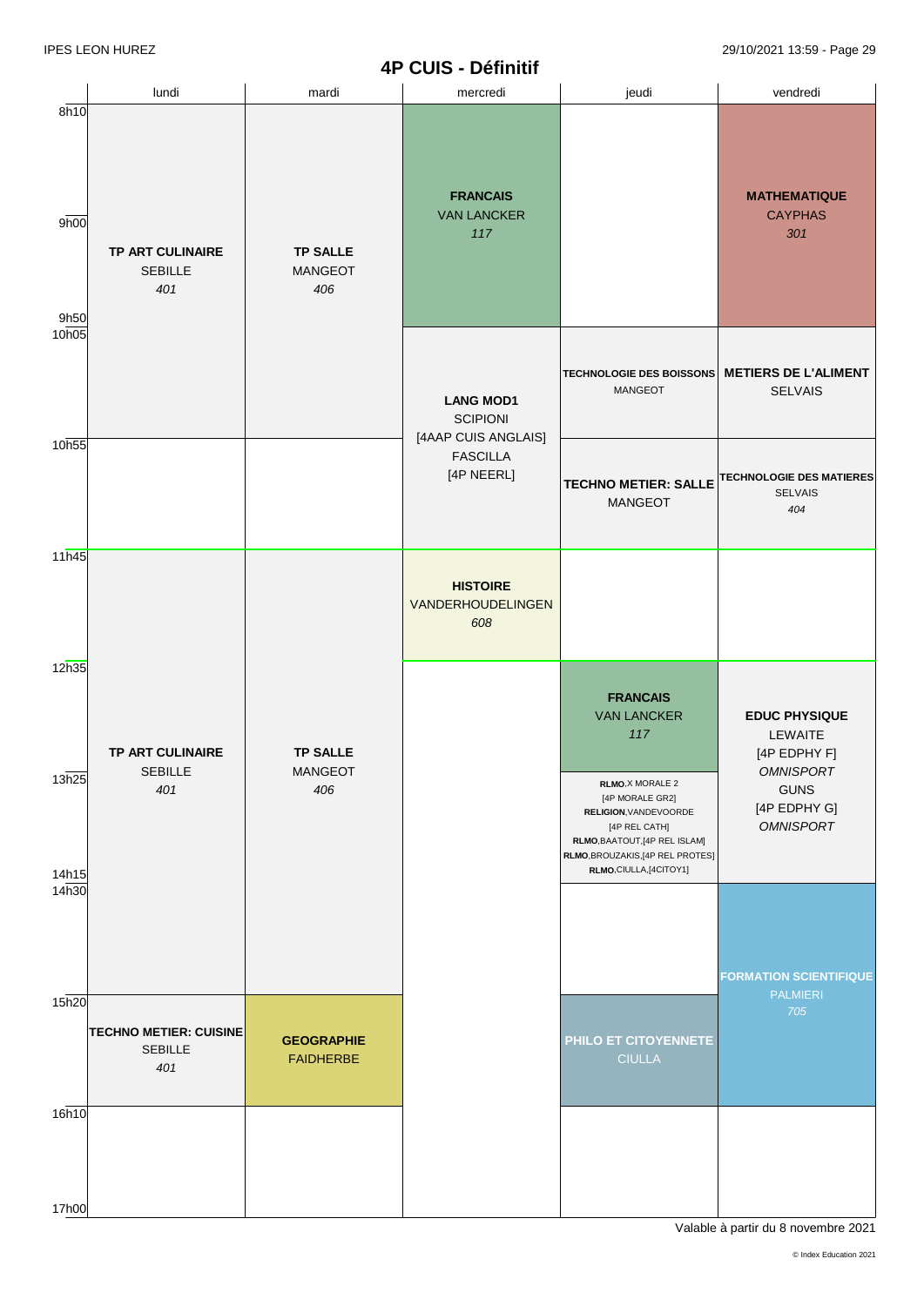# 4P CUIS - Définitif

| | lundi | mardi | mercredi | jeudi | vendredi |
|---|---|---|---|---|---|
| 8h10 – 9h00 | **TP ART CULINAIRE** SEBILLE *401* | **TP SALLE** MANGEOT *406* | **FRANCAIS** VAN LANCKER *117* | | **MATHEMATIQUE** CAYPHAS *301* |
| 9h00 – 9h50 | | | | | |
| 10h05 – 10h55 | | | **LANG MOD1** SCIPIONI [4AAP CUIS ANGLAIS] FASCILLA [4P NEERL] | **TECHNOLOGIE DES BOISSONS** MANGEOT | **METIERS DE L'ALIMENT** SELVAIS |
| 10h55 – 11h45 | | | | **TECHNO METIER: SALLE** MANGEOT | **TECHNOLOGIE DES MATIERES** SELVAIS *404* |
| 11h45 – 12h35 | **TP ART CULINAIRE** SEBILLE *401* | **TP SALLE** MANGEOT *406* | **HISTOIRE** VANDERHOUDELINGEN *608* | | |
| 12h35 – 13h25 | | | | **FRANCAIS** VAN LANCKER *117* | **EDUC PHYSIQUE** LEWAITE [4P EDPHY F] *OMNISPORT* GUNS [4P EDPHY G] *OMNISPORT* |
| 13h25 – 14h15 | | | | **RLMO**,X MORALE 2 [4P MORALE GR2] **RELIGION**,VANDEVOORDE [4P REL CATH] **RLMO**,BAATOUT,[4P REL ISLAM] **RLMO**,BROUZAKIS,[4P REL PROTES] **RLMO**,CIULLA,[4CITOY1] | |
| 14h30 – 15h20 | | | | | **FORMATION SCIENTIFIQUE** PALMIERI *705* |
| 15h20 – 16h10 | **TECHNO METIER: CUISINE** SEBILLE *401* | **GEOGRAPHIE** FAIDHERBE | | **PHILO ET CITOYENNETE** CIULLA | |
| 16h10 – 17h00 | | | | | |

Valable à partir du 8 novembre 2021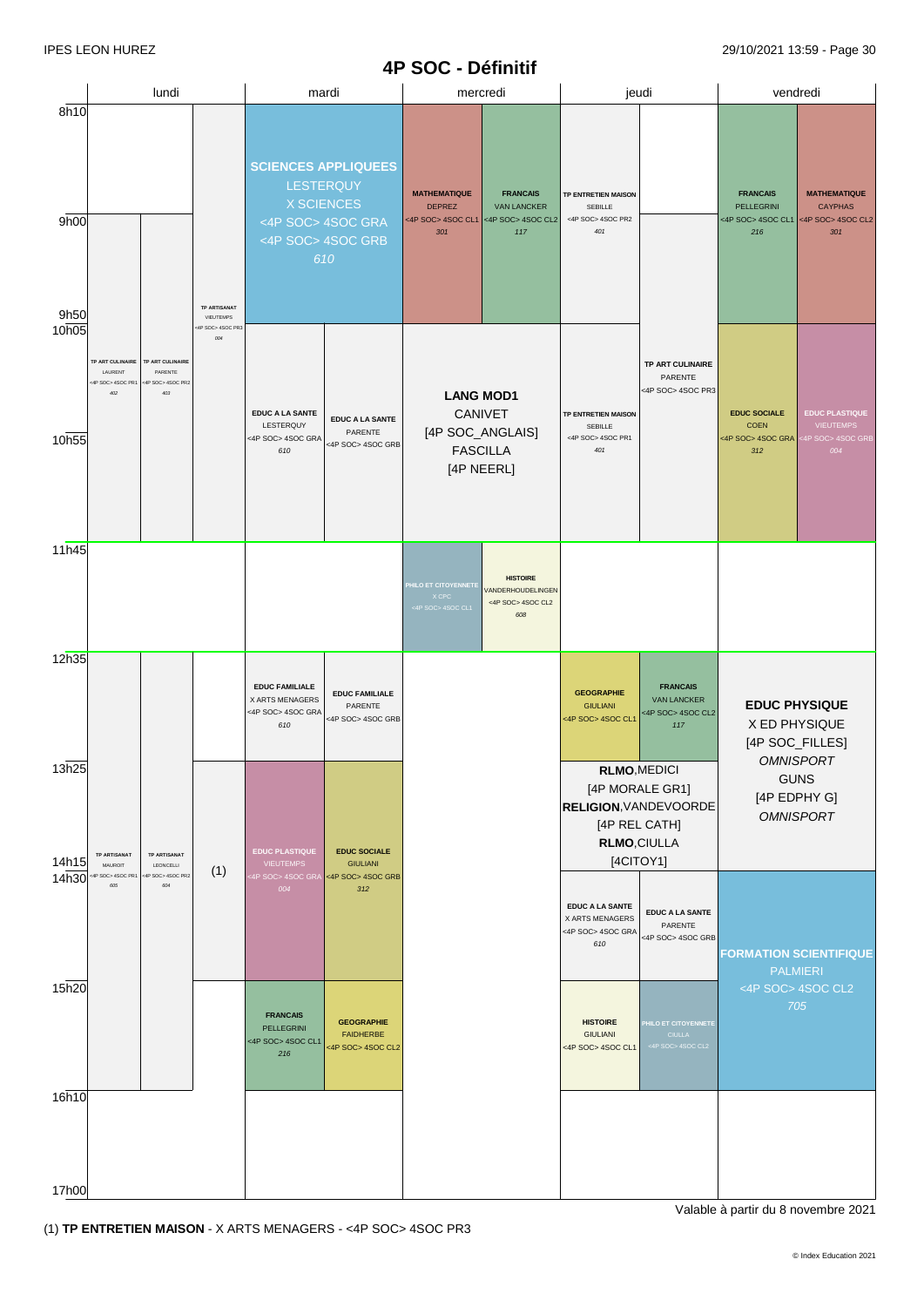IPES LEON HUREZ

# 4P SOC - Définitif

| | lundi | mardi | mercredi | jeudi | vendredi |
|---|---|---|---|---|---|
| 8h10 – 9h50 | **TP ARTISANAT** VIEUTEMPS <4P SOC> 4SOC PR3 *004* (9h50 – 11h45) | **SCIENCES APPLIQUEES** LESTERQUY X SCIENCES <4P SOC> 4SOC GRA <4P SOC> 4SOC GRB *610* | **MATHEMATIQUE** DEPREZ <4P SOC> 4SOC CL1 *301* / **FRANCAIS** VAN LANCKER <4P SOC> 4SOC CL2 *117* | **TP ENTRETIEN MAISON** SEBILLE <4P SOC> 4SOC PR2 *401* | **FRANCAIS** PELLEGRINI <4P SOC> 4SOC CL1 *216* / **MATHEMATIQUE** CAYPHAS <4P SOC> 4SOC CL2 *301* |
| 9h00 – 11h45 | **TP ART CULINAIRE** LAURENT <4P SOC> 4SOC PR1 *402* / **TP ART CULINAIRE** PARENTE <4P SOC> 4SOC PR2 *403* | | | **TP ART CULINAIRE** PARENTE <4P SOC> 4SOC PR3 (9h00 – 12h35) | |
| 10h05 – 11h45 | | **EDUC A LA SANTE** LESTERQUY <4P SOC> 4SOC GRA *610* / **EDUC A LA SANTE** PARENTE <4P SOC> 4SOC GRB | **LANG MOD1** CANIVET [4P SOC_ANGLAIS] FASCILLA [4P NEERL] | **TP ENTRETIEN MAISON** SEBILLE <4P SOC> 4SOC PR1 *401* | **EDUC SOCIALE** COEN <4P SOC> 4SOC GRA *312* / **EDUC PLASTIQUE** VIEUTEMPS <4P SOC> 4SOC GRB *004* |
| 11h45 – 12h35 | | | **PHILO ET CITOYENNETE** X CPC <4P SOC> 4SOC CL1 / **HISTOIRE** VANDERHOUDELINGEN <4P SOC> 4SOC CL2 *608* | | |
| 12h35 – 13h25 | **TP ARTISANAT** MAUROIT <4P SOC> 4SOC PR1 *605* / **TP ARTISANAT** LEONCELLI <4P SOC> 4SOC PR2 *604* (12h35 – 16h10) | **EDUC FAMILIALE** X ARTS MENAGERS <4P SOC> 4SOC GRA *610* / **EDUC FAMILIALE** PARENTE <4P SOC> 4SOC GRB | | **GEOGRAPHIE** GIULIANI <4P SOC> 4SOC CL1 / **FRANCAIS** VAN LANCKER <4P SOC> 4SOC CL2 *117* | **EDUC PHYSIQUE** X ED PHYSIQUE [4P SOC_FILLES] *OMNISPORT* GUNS [4P EDPHY G] *OMNISPORT* (12h35 – 14h30) |
| 13h25 – 15h20 | (1) | **EDUC PLASTIQUE** VIEUTEMPS <4P SOC> 4SOC GRA *004* / **EDUC SOCIALE** GIULIANI <4P SOC> 4SOC GRB *312* | | **RLMO**, MEDICI [4P MORALE GR1] **RELIGION**, VANDEVOORDE [4P REL CATH] **RLMO**, CIULLA [4CITOY1] (13h25 – 14h30) | |
| 14h30 – 15h20 | | | | **EDUC A LA SANTE** X ARTS MENAGERS <4P SOC> 4SOC GRA *610* / **EDUC A LA SANTE** PARENTE <4P SOC> 4SOC GRB | **FORMATION SCIENTIFIQUE** PALMIERI <4P SOC> 4SOC CL2 *705* (14h30 – 16h10) |
| 15h20 – 16h10 | | **FRANCAIS** PELLEGRINI <4P SOC> 4SOC CL1 *216* / **GEOGRAPHIE** FAIDHERBE <4P SOC> 4SOC CL2 | | **HISTOIRE** GIULIANI <4P SOC> 4SOC CL1 / **PHILO ET CITOYENNETE** CIULLA <4P SOC> 4SOC CL2 | |
| 16h10 – 17h00 | | | | | |

Valable à partir du 8 novembre 2021

(1) **TP ENTRETIEN MAISON** - X ARTS MENAGERS - <4P SOC> 4SOC PR3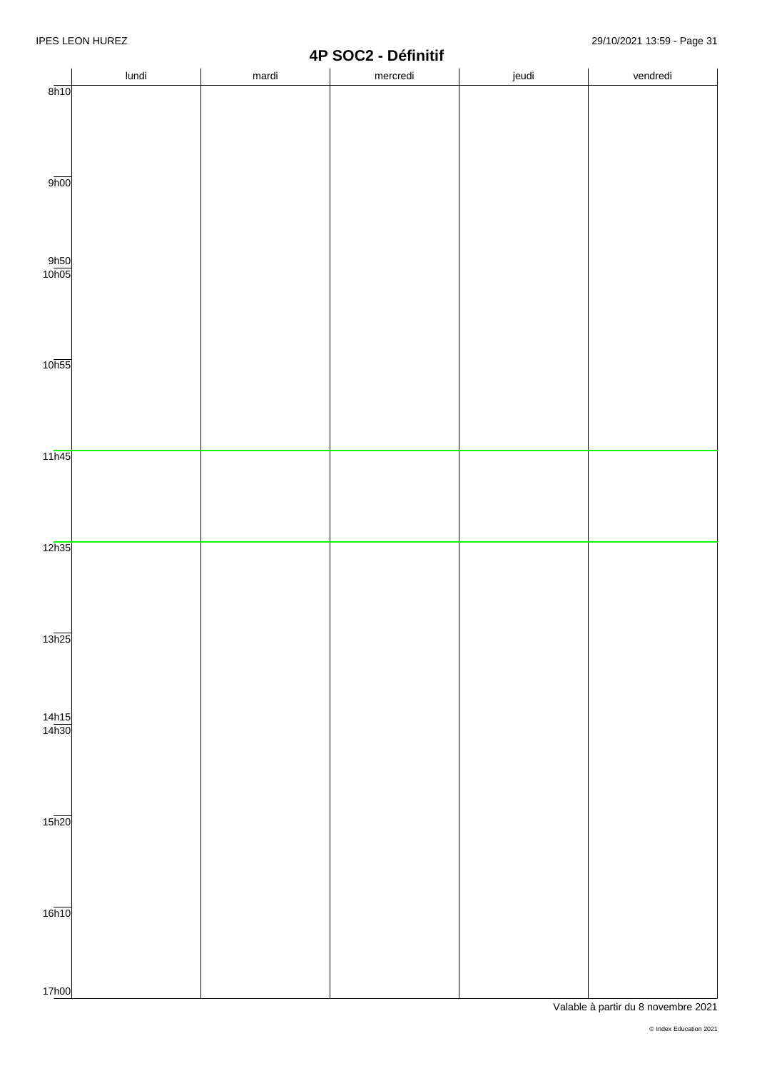# 4P SOC2 - Définitif

| | lundi | mardi | mercredi | jeudi | vendredi |
|---|---|---|---|---|---|
| 8h10 | | | | | |
| 9h00 | | | | | |
| 9h50 | | | | | |
| 10h05 | | | | | |
| 10h55 | | | | | |
| 11h45 | | | | | |
| 12h35 | | | | | |
| 13h25 | | | | | |
| 14h15 | | | | | |
| 14h30 | | | | | |
| 15h20 | | | | | |
| 16h10 | | | | | |
| 17h00 | | | | | |

Valable à partir du 8 novembre 2021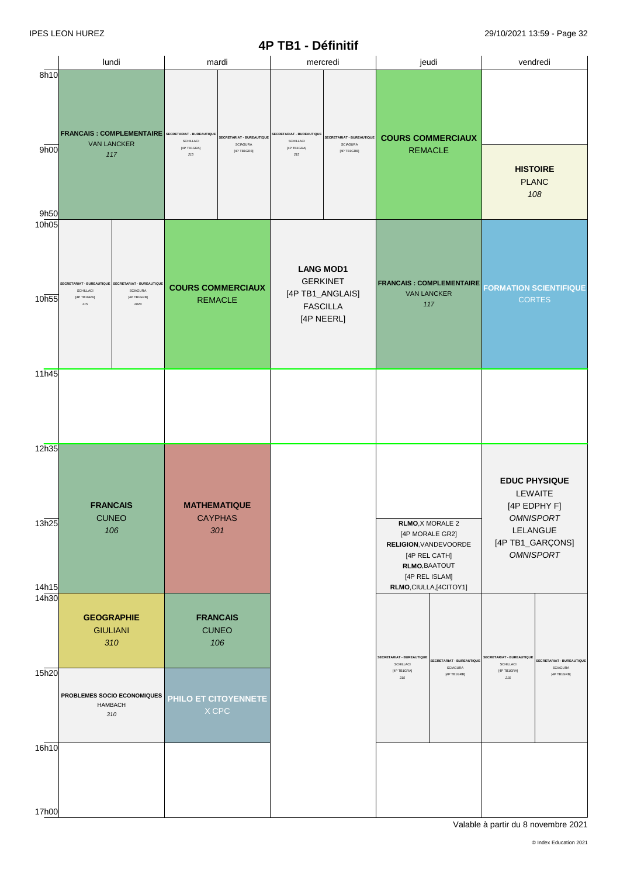# 4P TB1 - Définitif

| | lundi | mardi | mercredi | jeudi | vendredi |
|---|---|---|---|---|---|
| 8h10 - 9h00 | **FRANCAIS : COMPLEMENTAIRE** VAN LANCKER *117* | **SECRETARIAT - BUREAUTIQUE** SCHILLACI [4P TB1GRA] *215* / **SECRETARIAT - BUREAUTIQUE** SCIAGURA [4P TB1GRB] | **SECRETARIAT - BUREAUTIQUE** SCHILLACI [4P TB1GRA] *215* / **SECRETARIAT - BUREAUTIQUE** SCIAGURA [4P TB1GRB] | **COURS COMMERCIAUX** REMACLE | |
| 9h00 - 9h50 | | | | | **HISTOIRE** PLANC *108* |
| 10h05 - 11h45 | **SECRETARIAT - BUREAUTIQUE** SCHILLACI [4P TB1GRA] *215* / **SECRETARIAT - BUREAUTIQUE** SCIAGURA [4P TB1GRB] *202B* | **COURS COMMERCIAUX** REMACLE | **LANG MOD1** GERKINET [4P TB1_ANGLAIS] FASCILLA [4P NEERL] | **FRANCAIS : COMPLEMENTAIRE** VAN LANCKER *117* | **FORMATION SCIENTIFIQUE** CORTES |
| 11h45 - 12h35 | | | | | |
| 12h35 - 13h25 | **FRANCAIS** CUNEO *106* | **MATHEMATIQUE** CAYPHAS *301* | | | **EDUC PHYSIQUE** LEWAITE [4P EDPHY F] *OMNISPORT* LELANGUE [4P TB1_GARÇONS] *OMNISPORT* |
| 13h25 - 14h15 | | | | **RLMO**,X MORALE 2 [4P MORALE GR2] **RELIGION**,VANDEVOORDE [4P REL CATH] **RLMO**,BAATOUT [4P REL ISLAM] **RLMO**,CIULLA,[4CITOY1] | |
| 14h30 - 15h20 | **GEOGRAPHIE** GIULIANI *310* | **FRANCAIS** CUNEO *106* | | **SECRETARIAT - BUREAUTIQUE** SCHILLACI [4P TB1GRA] *215* / **SECRETARIAT - BUREAUTIQUE** SCIAGURA [4P TB1GRB] | **SECRETARIAT - BUREAUTIQUE** SCHILLACI [4P TB1GRA] *215* / **SECRETARIAT - BUREAUTIQUE** SCIAGURA [4P TB1GRB] |
| 15h20 - 16h10 | **PROBLEMES SOCIO ECONOMIQUES** HAMBACH *310* | **PHILO ET CITOYENNETE** X CPC | | | |
| 16h10 - 17h00 | | | | | |

Valable à partir du 8 novembre 2021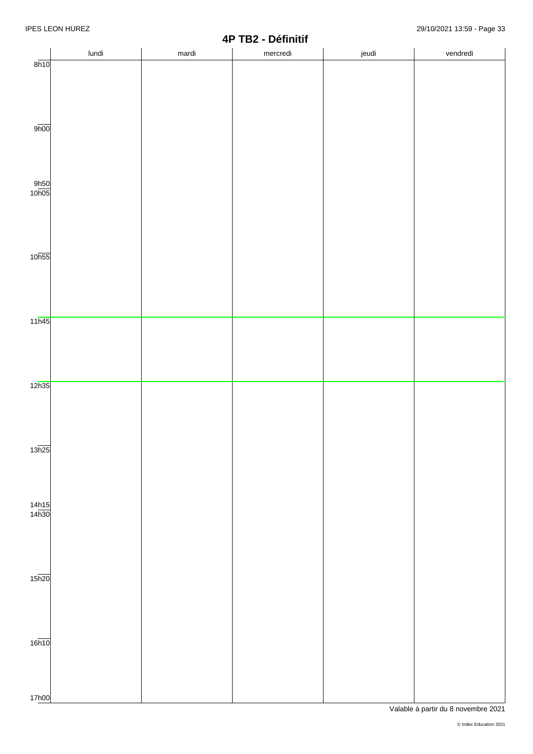# 4P TB2 - Définitif

| | lundi | mardi | mercredi | jeudi | vendredi |
|---|---|---|---|---|---|
| 8h10 | | | | | |
| 9h00 | | | | | |
| 9h50 | | | | | |
| 10h05 | | | | | |
| 10h55 | | | | | |
| 11h45 | | | | | |
| 12h35 | | | | | |
| 13h25 | | | | | |
| 14h15 | | | | | |
| 14h30 | | | | | |
| 15h20 | | | | | |
| 16h10 | | | | | |
| 17h00 | | | | | |

Valable à partir du 8 novembre 2021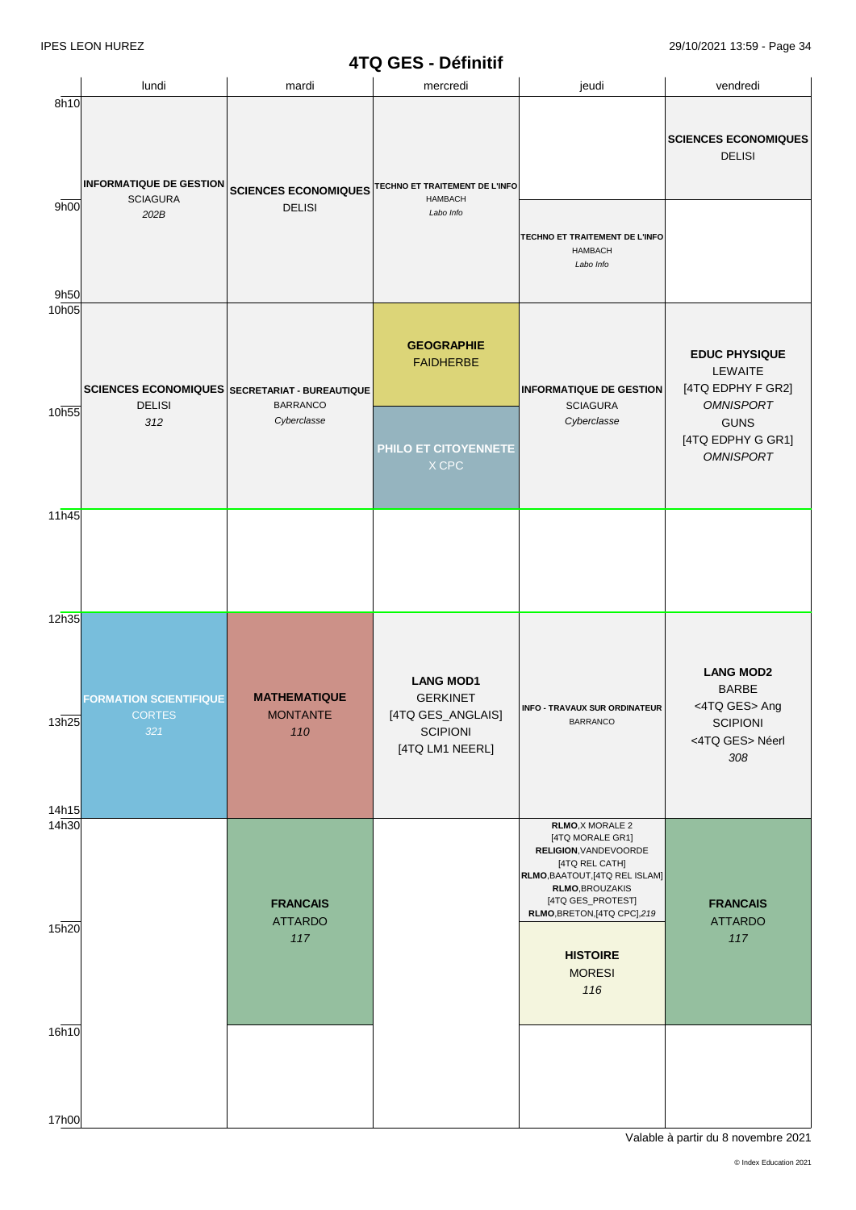# 4TQ GES - Définitif

| | lundi | mardi | mercredi | jeudi | vendredi |
|---|---|---|---|---|---|
| 8h10 - 9h00 | **INFORMATIQUE DE GESTION** SCIAGURA *202B* | **SCIENCES ECONOMIQUES** DELISI | **TECHNO ET TRAITEMENT DE L'INFO** HAMBACH *Labo Info* | | **SCIENCES ECONOMIQUES** DELISI |
| 9h00 - 9h50 | | | | **TECHNO ET TRAITEMENT DE L'INFO** HAMBACH *Labo Info* | |
| 10h05 - 10h55 | **SCIENCES ECONOMIQUES** DELISI *312* | **SECRETARIAT - BUREAUTIQUE** BARRANCO *Cyberclasse* | **GEOGRAPHIE** FAIDHERBE | **INFORMATIQUE DE GESTION** SCIAGURA *Cyberclasse* | **EDUC PHYSIQUE** LEWAITE [4TQ EDPHY F GR2] *OMNISPORT* GUNS [4TQ EDPHY G GR1] *OMNISPORT* |
| 10h55 - 11h45 | | | **PHILO ET CITOYENNETE** X CPC | | |
| 11h45 - 12h35 | | | | | |
| 12h35 - 14h15 | **FORMATION SCIENTIFIQUE** CORTES *321* | **MATHEMATIQUE** MONTANTE *110* | **LANG MOD1** GERKINET [4TQ GES_ANGLAIS] SCIPIONI [4TQ LM1 NEERL] | **INFO - TRAVAUX SUR ORDINATEUR** BARRANCO | **LANG MOD2** BARBE <4TQ GES> Ang SCIPIONI <4TQ GES> Néerl *308* |
| 14h30 - 15h20 | | **FRANCAIS** ATTARDO *117* | | **RLMO**,X MORALE 2 [4TQ MORALE GR1] **RELIGION**,VANDEVOORDE [4TQ REL CATH] **RLMO**,BAATOUT,[4TQ REL ISLAM] **RLMO**,BROUZAKIS [4TQ GES_PROTEST] **RLMO**,BRETON,[4TQ CPC],*219* | **FRANCAIS** ATTARDO *117* |
| 15h20 - 16h10 | | | | **HISTOIRE** MORESI *116* | |
| 16h10 - 17h00 | | | | | |

Valable à partir du 8 novembre 2021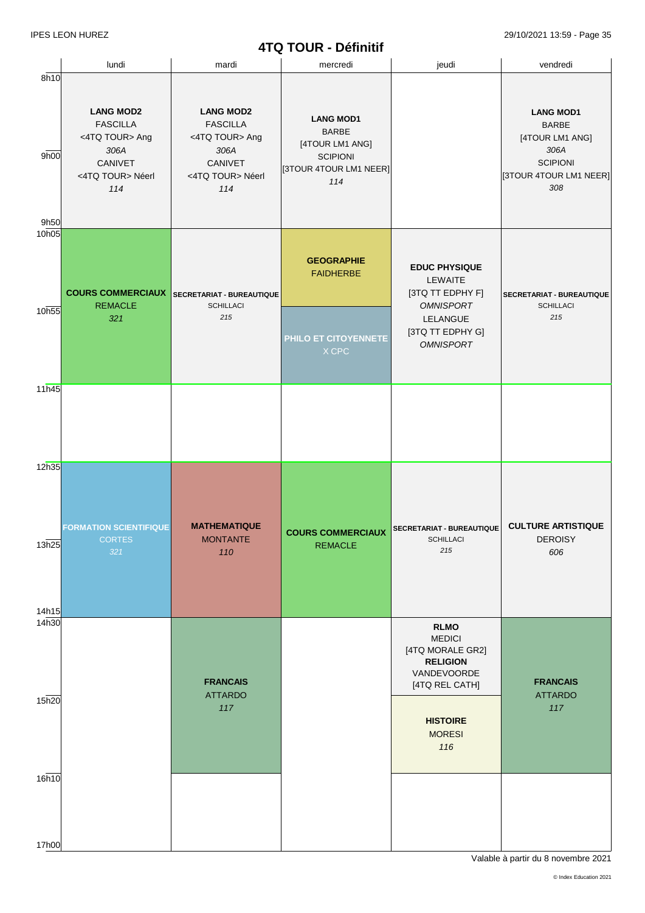# 4TQ TOUR - Définitif

| | lundi | mardi | mercredi | jeudi | vendredi |
|---|---|---|---|---|---|
| 8h10 – 9h50 | **LANG MOD2** FASCILLA <4TQ TOUR> Ang *306A* CANIVET <4TQ TOUR> Néerl *114* | **LANG MOD2** FASCILLA <4TQ TOUR> Ang *306A* CANIVET <4TQ TOUR> Néerl *114* | **LANG MOD1** BARBE [4TOUR LM1 ANG] SCIPIONI [3TOUR 4TOUR LM1 NEER] *114* | | **LANG MOD1** BARBE [4TOUR LM1 ANG] *306A* SCIPIONI [3TOUR 4TOUR LM1 NEER] *308* |
| 10h05 – 11h45 | **COURS COMMERCIAUX** REMACLE *321* | **SECRETARIAT - BUREAUTIQUE** SCHILLACI *215* | **GEOGRAPHIE** FAIDHERBE (10h05 – 10h55) / **PHILO ET CITOYENNETE** X CPC (10h55 – 11h45) | **EDUC PHYSIQUE** LEWAITE [3TQ TT EDPHY F] *OMNISPORT* LELANGUE [3TQ TT EDPHY G] *OMNISPORT* | **SECRETARIAT - BUREAUTIQUE** SCHILLACI *215* |
| 11h45 – 12h35 | | | | | |
| 12h35 – 14h15 | **FORMATION SCIENTIFIQUE** CORTES *321* | **MATHEMATIQUE** MONTANTE *110* | **COURS COMMERCIAUX** REMACLE | **SECRETARIAT - BUREAUTIQUE** SCHILLACI *215* | **CULTURE ARTISTIQUE** DEROISY *606* |
| 14h30 – 16h10 | | **FRANCAIS** ATTARDO *117* | | **RLMO** MEDICI [4TQ MORALE GR2] **RELIGION** VANDEVOORDE [4TQ REL CATH] (14h30 – 15h20) / **HISTOIRE** MORESI *116* (15h20 – 16h10) | **FRANCAIS** ATTARDO *117* |
| 16h10 – 17h00 | | | | | |

Valable à partir du 8 novembre 2021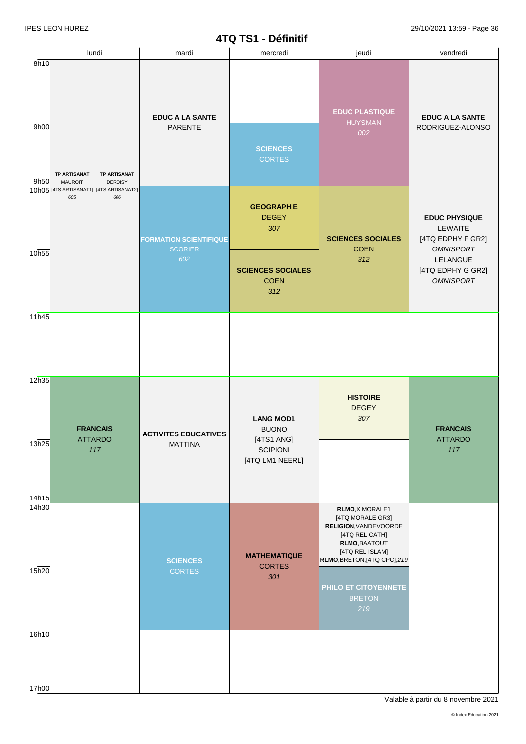# 4TQ TS1 - Définitif

| | lundi | mardi | mercredi | jeudi | vendredi |
|---|---|---|---|---|---|
| 8h10 - 9h00 | **TP ARTISANAT** MAUROIT [4TS ARTISANAT1] *605* / **TP ARTISANAT** DEROISY [4TS ARTISANAT2] *606* | **EDUC A LA SANTE** PARENTE | | **EDUC PLASTIQUE** HUYSMAN *002* | **EDUC A LA SANTE** RODRIGUEZ-ALONSO |
| 9h00 - 9h50 | | | **SCIENCES** CORTES | | |
| 10h05 - 10h55 | | **FORMATION SCIENTIFIQUE** SCORIER *602* | **GEOGRAPHIE** DEGEY *307* | **SCIENCES SOCIALES** COEN *312* | **EDUC PHYSIQUE** LEWAITE [4TQ EDPHY F GR2] *OMNISPORT* LELANGUE [4TQ EDPHY G GR2] *OMNISPORT* |
| 10h55 - 11h45 | | | **SCIENCES SOCIALES** COEN *312* | | |
| 11h45 - 12h35 | | | | | |
| 12h35 - 13h25 | **FRANCAIS** ATTARDO *117* | **ACTIVITES EDUCATIVES** MATTINA | **LANG MOD1** BUONO [4TS1 ANG] SCIPIONI [4TQ LM1 NEERL] | **HISTOIRE** DEGEY *307* | **FRANCAIS** ATTARDO *117* |
| 13h25 - 14h15 | | | | | |
| 14h30 - 15h20 | | **SCIENCES** CORTES | **MATHEMATIQUE** CORTES *301* | **RLMO**,X MORALE1 [4TQ MORALE GR3] **RELIGION**,VANDEVOORDE [4TQ REL CATH] **RLMO**,BAATOUT [4TQ REL ISLAM] **RLMO**,BRETON,[4TQ CPC],*219* | |
| 15h20 - 16h10 | | | | **PHILO ET CITOYENNETE** BRETON *219* | |
| 16h10 - 17h00 | | | | | |

Valable à partir du 8 novembre 2021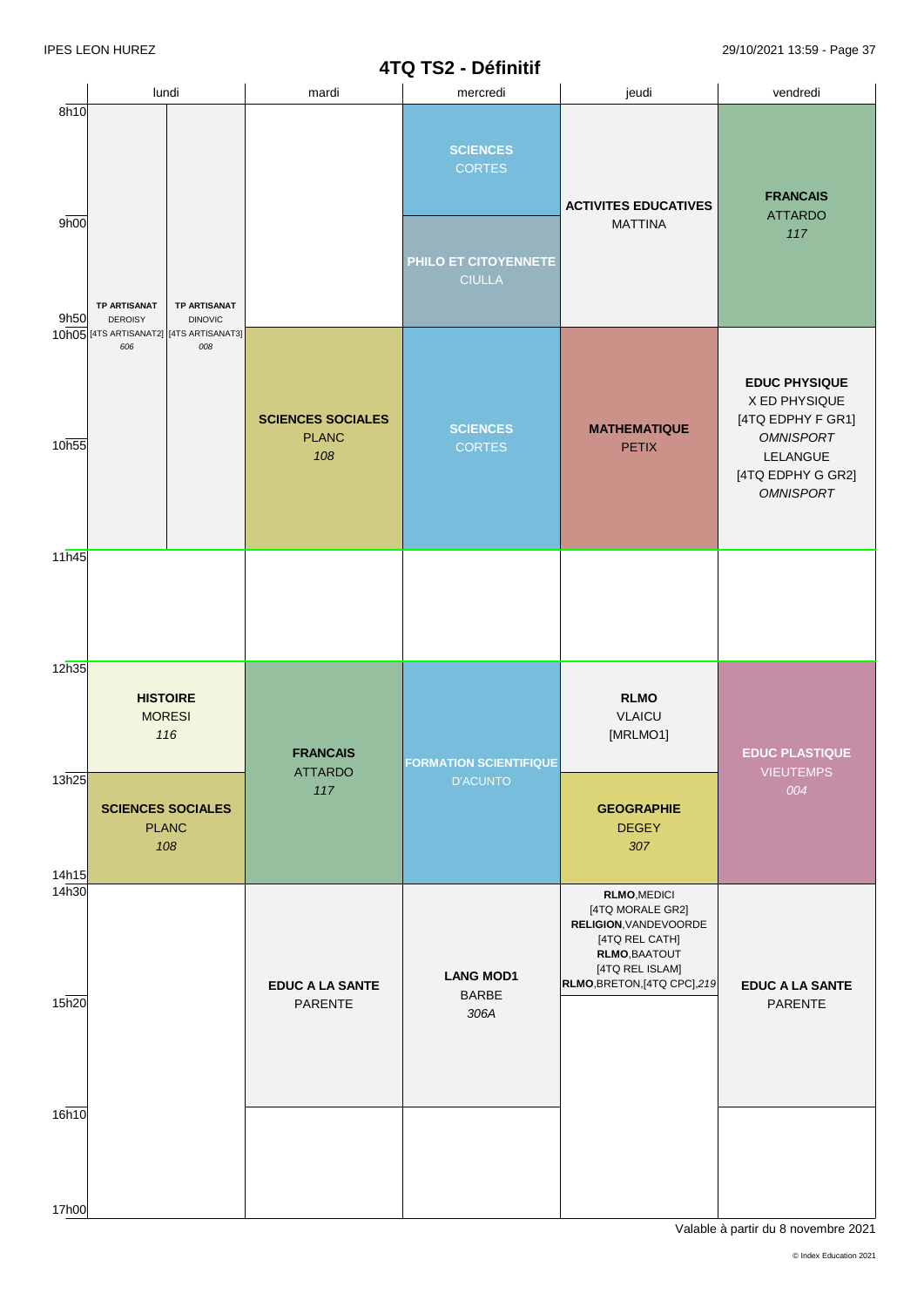# 4TQ TS2 - Définitif

| | lundi | mardi | mercredi | jeudi | vendredi |
|---|---|---|---|---|---|
| 8h10 – 10h05 | **TP ARTISANAT** DEROISY [4TS ARTISANAT2] *606* / **TP ARTISANAT** DINOVIC [4TS ARTISANAT3] *008* (8h10 – 11h45) | | **SCIENCES** CORTES (8h10 – 9h00) | **ACTIVITES EDUCATIVES** MATTINA | **FRANCAIS** ATTARDO *117* |
| 9h00 – 9h50 | | | **PHILO ET CITOYENNETE** CIULLA | | |
| 10h05 – 11h45 | | **SCIENCES SOCIALES** PLANC *108* | **SCIENCES** CORTES | **MATHEMATIQUE** PETIX | **EDUC PHYSIQUE** X ED PHYSIQUE [4TQ EDPHY F GR1] *OMNISPORT* LELANGUE [4TQ EDPHY G GR2] *OMNISPORT* |
| 11h45 – 12h35 | | | | | |
| 12h35 – 13h25 | **HISTOIRE** MORESI *116* | **FRANCAIS** ATTARDO *117* (12h35 – 14h15) | **FORMATION SCIENTIFIQUE** D'ACUNTO (12h35 – 14h15) | **RLMO** VLAICU [MRLMO1] | **EDUC PLASTIQUE** VIEUTEMPS *004* (12h35 – 14h15) |
| 13h25 – 14h15 | **SCIENCES SOCIALES** PLANC *108* | | | **GEOGRAPHIE** DEGEY *307* | |
| 14h30 – 15h20 | | **EDUC A LA SANTE** PARENTE (14h30 – 16h10) | **LANG MOD1** BARBE *306A* (14h30 – 16h10) | **RLMO**,MEDICI [4TQ MORALE GR2] **RELIGION**,VANDEVOORDE [4TQ REL CATH] **RLMO**,BAATOUT [4TQ REL ISLAM] **RLMO**,BRETON,[4TQ CPC],*219* | **EDUC A LA SANTE** PARENTE (14h30 – 16h10) |
| 15h20 – 16h10 | | | | | |
| 16h10 – 17h00 | | | | | |

Valable à partir du 8 novembre 2021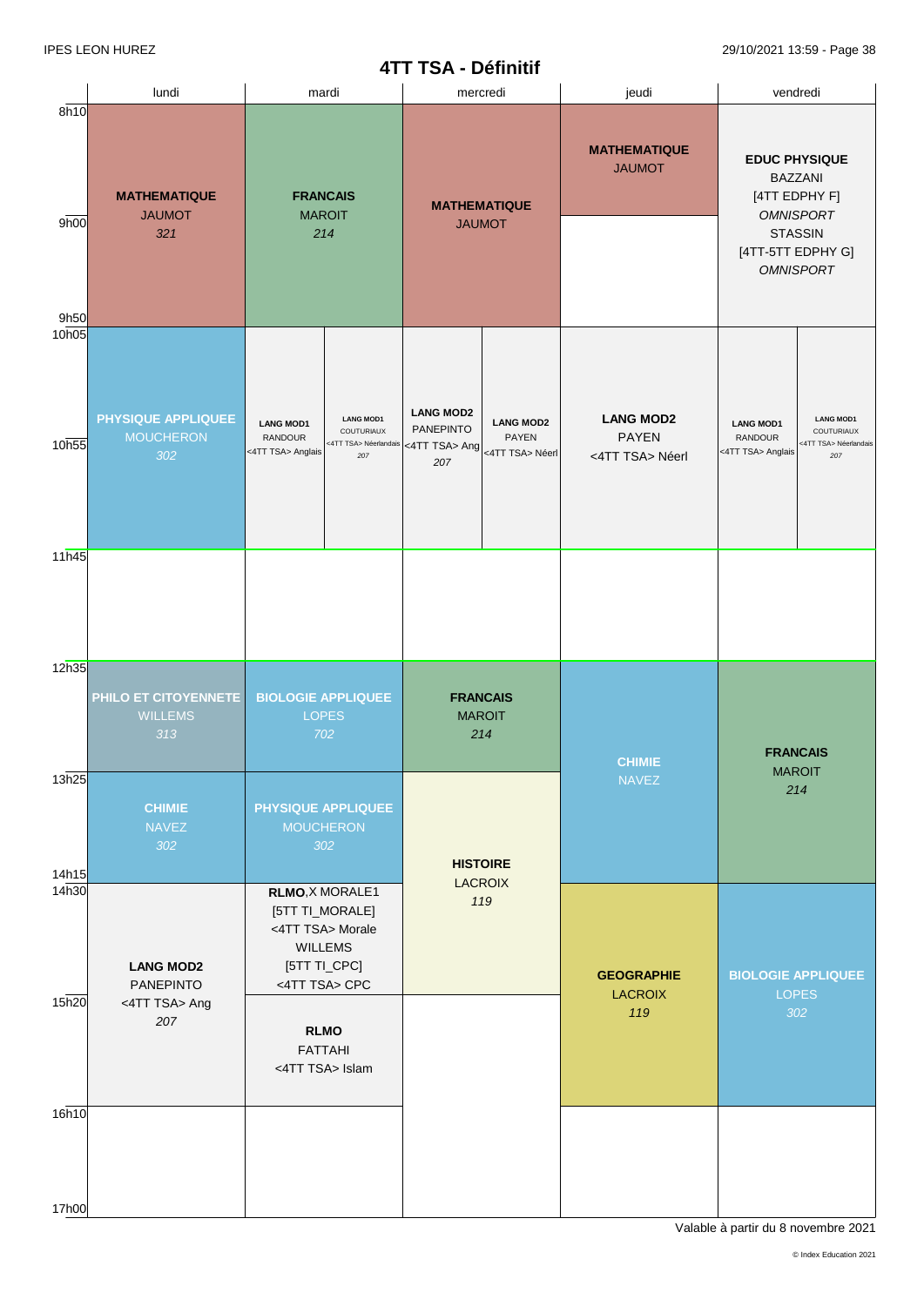# 4TT TSA - Définitif

| | lundi | mardi | mercredi | jeudi | vendredi |
|---|---|---|---|---|---|
| 8h10 – 9h50 | **MATHEMATIQUE** JAUMOT *321* | **FRANCAIS** MAROIT *214* | **MATHEMATIQUE** JAUMOT | **MATHEMATIQUE** JAUMOT (8h10 – 9h00) | **EDUC PHYSIQUE** BAZZANI [4TT EDPHY F] *OMNISPORT* STASSIN [4TT-5TT EDPHY G] *OMNISPORT* |
| 10h05 – 11h45 | **PHYSIQUE APPLIQUEE** MOUCHERON *302* | **LANG MOD1** RANDOUR <4TT TSA> Anglais / **LANG MOD1** COUTURIAUX <4TT TSA> Néerlandais *207* | **LANG MOD2** PANEPINTO <4TT TSA> Ang *207* / **LANG MOD2** PAYEN <4TT TSA> Néerl | **LANG MOD2** PAYEN <4TT TSA> Néerl | **LANG MOD1** RANDOUR <4TT TSA> Anglais / **LANG MOD1** COUTURIAUX <4TT TSA> Néerlandais *207* |
| 11h45 – 12h35 | | | | | |
| 12h35 – 13h25 | **PHILO ET CITOYENNETE** WILLEMS *313* | **BIOLOGIE APPLIQUEE** LOPES *702* | **FRANCAIS** MAROIT *214* | **CHIMIE** NAVEZ (12h35 – 14h15) | **FRANCAIS** MAROIT *214* (12h35 – 14h15) |
| 13h25 – 14h15 | **CHIMIE** NAVEZ *302* | **PHYSIQUE APPLIQUEE** MOUCHERON *302* | **HISTOIRE** LACROIX *119* (13h25 – 15h20) | | |
| 14h30 – 15h20 | **LANG MOD2** PANEPINTO <4TT TSA> Ang *207* (14h30 – 16h10) | **RLMO**,X MORALE1 [5TT TI_MORALE] <4TT TSA> Morale WILLEMS [5TT TI_CPC] <4TT TSA> CPC | | **GEOGRAPHIE** LACROIX *119* (14h30 – 16h10) | **BIOLOGIE APPLIQUEE** LOPES *302* (14h30 – 16h10) |
| 15h20 – 16h10 | | **RLMO** FATTAHI <4TT TSA> Islam | | | |
| 16h10 – 17h00 | | | | | |

Valable à partir du 8 novembre 2021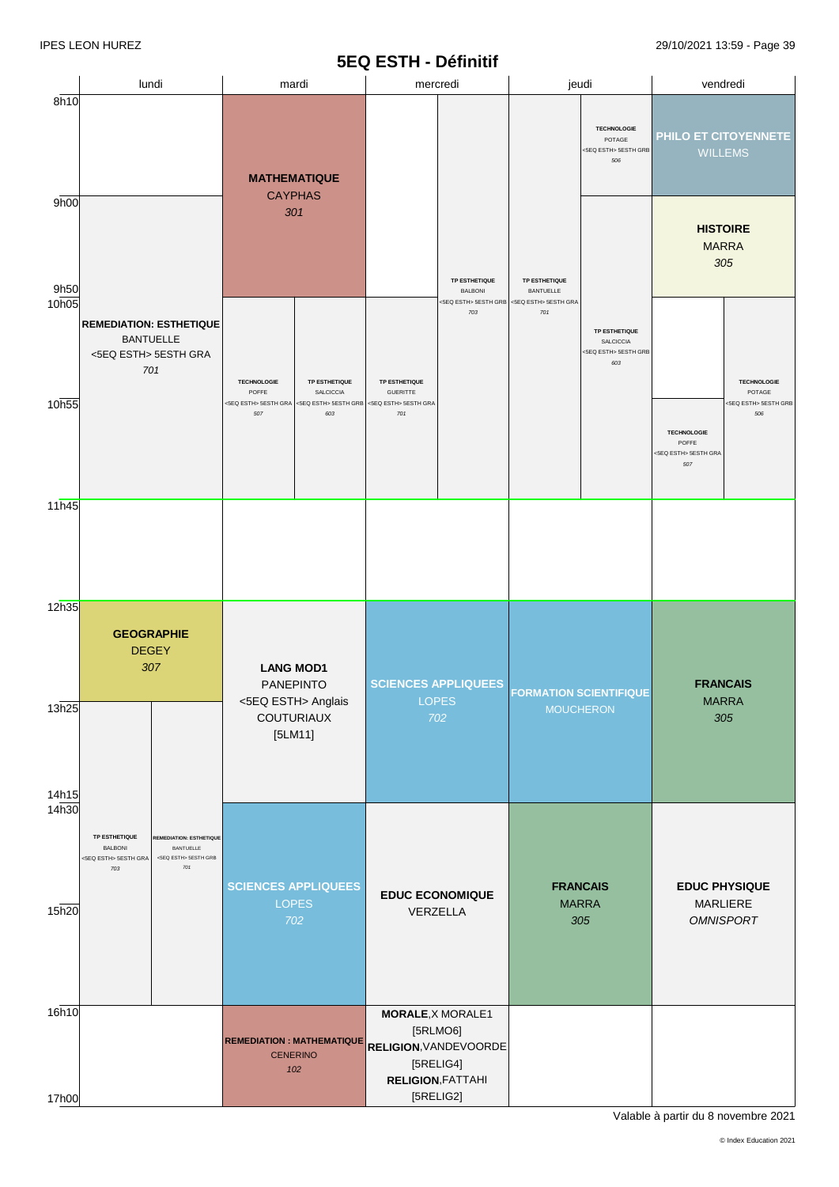IPES LEON HUREZ

# 5EQ ESTH - Définitif

| | lundi | mardi | mercredi | jeudi | vendredi |
|---|---|---|---|---|---|
| 8h10 | | **MATHEMATIQUE** CAYPHAS *301* | **TP ESTHETIQUE** BALBONI <5EQ ESTH> 5ESTH GRB *703* | **TECHNOLOGIE** POTAGE <5EQ ESTH> 5ESTH GRB *506* / **TP ESTHETIQUE** BANTUELLE <5EQ ESTH> 5ESTH GRA *701* | **PHILO ET CITOYENNETE** WILLEMS |
| 9h00 | **REMEDIATION: ESTHETIQUE** BANTUELLE <5EQ ESTH> 5ESTH GRA *701* | | | **TP ESTHETIQUE** SALCICCIA <5EQ ESTH> 5ESTH GRB *603* | **HISTOIRE** MARRA *305* |
| 10h05 | | **TECHNOLOGIE** POFFE <5EQ ESTH> 5ESTH GRA *507* / **TP ESTHETIQUE** SALCICCIA <5EQ ESTH> 5ESTH GRB *603* | **TP ESTHETIQUE** GUERITTE <5EQ ESTH> 5ESTH GRA *701* | | **TECHNOLOGIE** POFFE <5EQ ESTH> 5ESTH GRA *507* / **TECHNOLOGIE** POTAGE <5EQ ESTH> 5ESTH GRB *506* |
| 11h45 | | | | | |
| 12h35 | **GEOGRAPHIE** DEGEY *307* | **LANG MOD1** PANEPINTO <5EQ ESTH> Anglais COUTURIAUX [5LM11] | **SCIENCES APPLIQUEES** LOPES *702* | **FORMATION SCIENTIFIQUE** MOUCHERON | **FRANCAIS** MARRA *305* |
| 13h25 | **TP ESTHETIQUE** BALBONI <5EQ ESTH> 5ESTH GRA *703* / **REMEDIATION: ESTHETIQUE** BANTUELLE <5EQ ESTH> 5ESTH GRB *701* | | | | |
| 14h30 | | **SCIENCES APPLIQUEES** LOPES *702* | **EDUC ECONOMIQUE** VERZELLA | **FRANCAIS** MARRA *305* | **EDUC PHYSIQUE** MARLIERE *OMNISPORT* |
| 16h10 | | **REMEDIATION : MATHEMATIQUE** CENERINO *102* | **MORALE**,X MORALE1 [5RLMO6] **RELIGION**,VANDEVOORDE [5RELIG4] **RELIGION**,FATTAHI [5RELIG2] | | |
| 17h00 | | | | | |

Valable à partir du 8 novembre 2021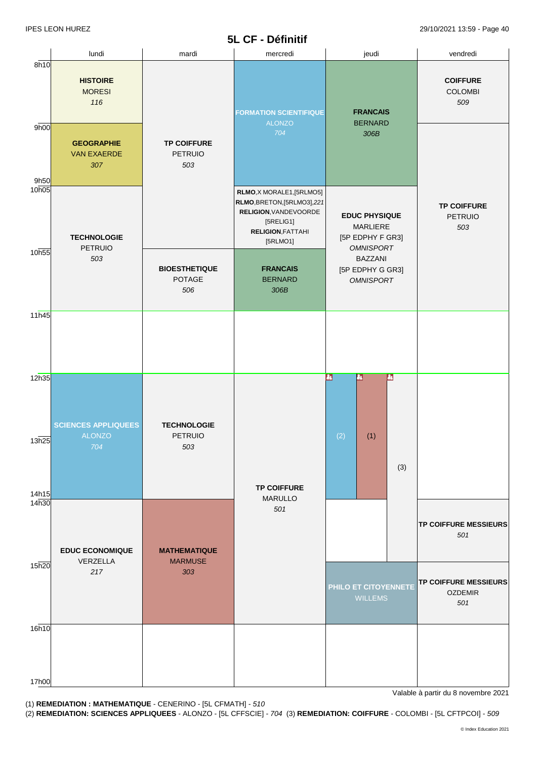# 5L CF - Définitif

| | lundi | mardi | mercredi | jeudi | vendredi |
|---|---|---|---|---|---|
| 8h10 | **HISTOIRE** MORESI *116* | | **FORMATION SCIENTIFIQUE** ALONZO *704* | **FRANCAIS** BERNARD *306B* | **COIFFURE** COLOMBI *509* |
| 9h00 | **GEOGRAPHIE** VAN EXAERDE *307* | **TP COIFFURE** PETRUIO *503* | | | |
| 9h50 | | | | | |
| 10h05 | **TECHNOLOGIE** PETRUIO *503* | | **RLMO**,X MORALE1,[5RLMO5] **RLMO**,BRETON,[5RLMO3],*221* **RELIGION**,VANDEVOORDE [5RELIG1] **RELIGION**,FATTAHI [5RLMO1] | **EDUC PHYSIQUE** MARLIERE [5P EDPHY F GR3] *OMNISPORT* BAZZANI [5P EDPHY G GR3] *OMNISPORT* | **TP COIFFURE** PETRUIO *503* |
| 10h55 | | **BIOESTHETIQUE** POTAGE *506* | **FRANCAIS** BERNARD *306B* | | |
| 11h45 | | | | | |
| 12h35 | **SCIENCES APPLIQUEES** ALONZO *704* | **TECHNOLOGIE** PETRUIO *503* | **TP COIFFURE** MARULLO *501* | (2) (1) (3) | |
| 13h25 | | | | | |
| 14h15 | | | | | |
| 14h30 | **EDUC ECONOMIQUE** VERZELLA *217* | **MATHEMATIQUE** MARMUSE *303* | | | **TP COIFFURE MESSIEURS** *501* |
| 15h20 | | | | **PHILO ET CITOYENNETE** WILLEMS | **TP COIFFURE MESSIEURS** OZDEMIR *501* |
| 16h10 | | | | | |
| 17h00 | | | | | |

Valable à partir du 8 novembre 2021

(1) **REMEDIATION : MATHEMATIQUE** - CENERINO - [5L CFMATH] - *510*
(2) **REMEDIATION: SCIENCES APPLIQUEES** - ALONZO - [5L CFFSCIE] - *704* (3) **REMEDIATION: COIFFURE** - COLOMBI - [5L CFTPCOI] - *509*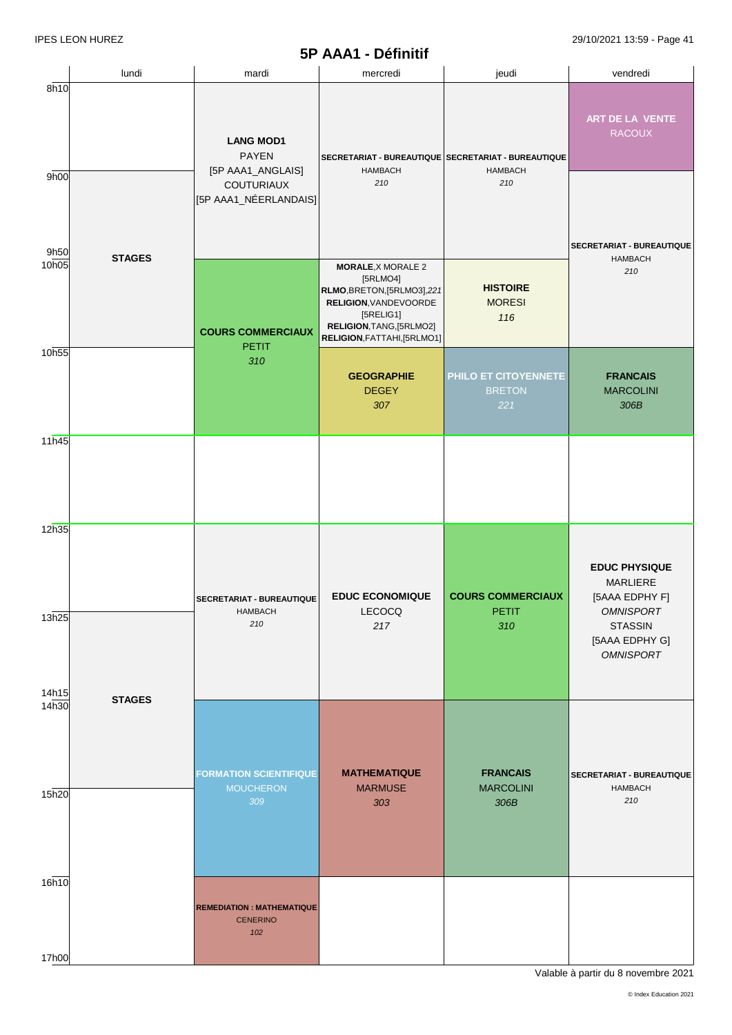# 5P AAA1 - Définitif

| | lundi | mardi | mercredi | jeudi | vendredi |
|---|---|---|---|---|---|
| 8h10 - 9h00 | | **LANG MOD1** PAYEN [5P AAA1_ANGLAIS] COUTURIAUX [5P AAA1_NÉERLANDAIS] | **SECRETARIAT - BUREAUTIQUE** HAMBACH *210* | **SECRETARIAT - BUREAUTIQUE** HAMBACH *210* | **ART DE LA VENTE** RACOUX |
| 9h00 - 9h50 | **STAGES** | | | | **SECRETARIAT - BUREAUTIQUE** HAMBACH *210* |
| 10h05 - 10h55 | | **COURS COMMERCIAUX** PETIT *310* | **MORALE**,X MORALE 2 [5RLMO4] **RLMO**,BRETON,[5RLMO3],*221* **RELIGION**,VANDEVOORDE [5RELIG1] **RELIGION**,TANG,[5RLMO2] **RELIGION**,FATTAHI,[5RLMO1] | **HISTOIRE** MORESI *116* | |
| 10h55 - 11h45 | | | **GEOGRAPHIE** DEGEY *307* | **PHILO ET CITOYENNETE** BRETON *221* | **FRANCAIS** MARCOLINI *306B* |
| 11h45 - 12h35 | | | | | |
| 12h35 - 13h25 | | **SECRETARIAT - BUREAUTIQUE** HAMBACH *210* | **EDUC ECONOMIQUE** LECOCQ *217* | **COURS COMMERCIAUX** PETIT *310* | **EDUC PHYSIQUE** MARLIERE [5AAA EDPHY F] *OMNISPORT* STASSIN [5AAA EDPHY G] *OMNISPORT* |
| 13h25 - 14h15 | **STAGES** | | | | |
| 14h30 - 15h20 | | **FORMATION SCIENTIFIQUE** MOUCHERON *309* | **MATHEMATIQUE** MARMUSE *303* | **FRANCAIS** MARCOLINI *306B* | **SECRETARIAT - BUREAUTIQUE** HAMBACH *210* |
| 15h20 - 16h10 | | | | | |
| 16h10 - 17h00 | | **REMEDIATION : MATHEMATIQUE** CENERINO *102* | | | |

Valable à partir du 8 novembre 2021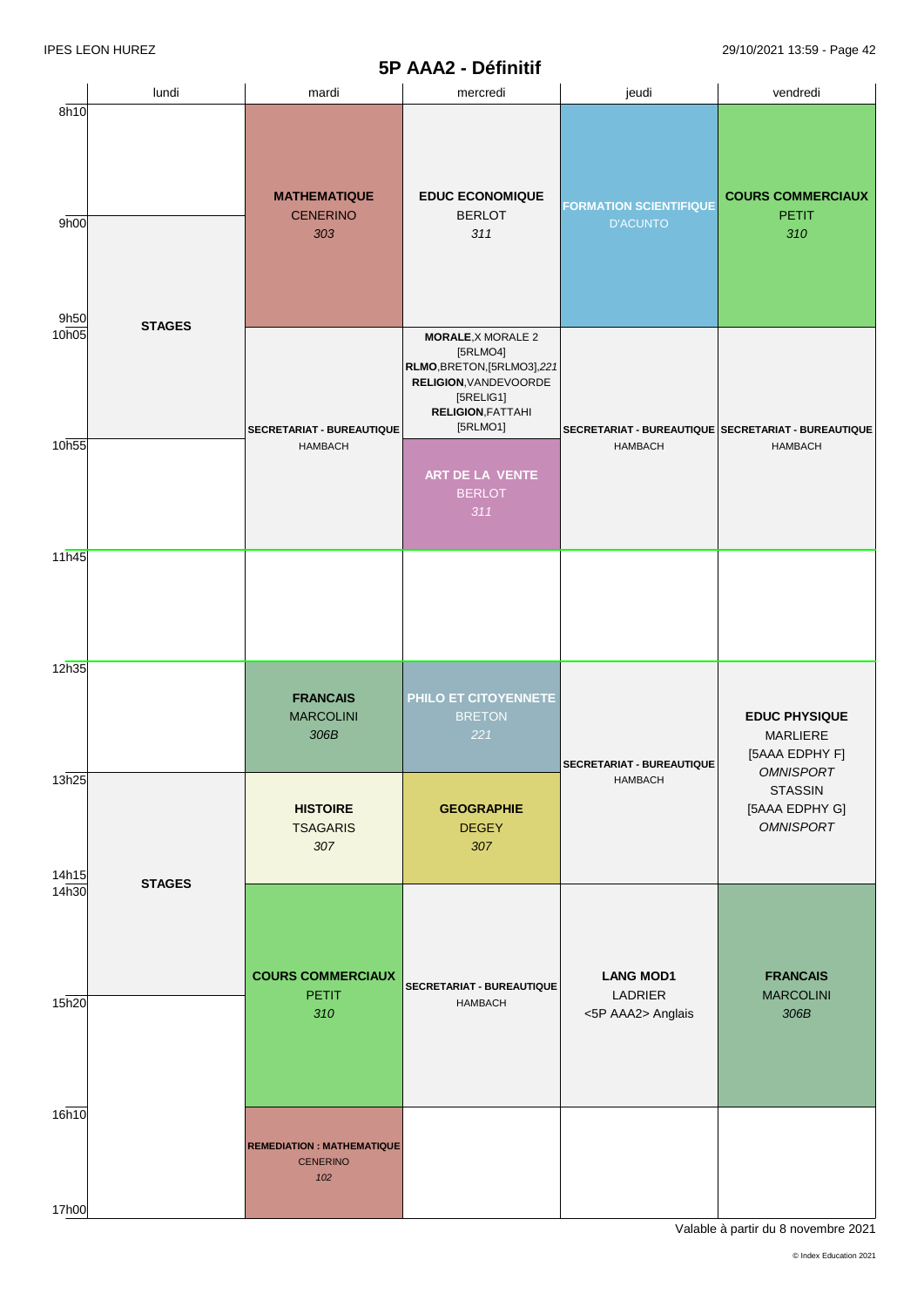IPES LEON HUREZ

# 5P AAA2 - Définitif

| | lundi | mardi | mercredi | jeudi | vendredi |
|---|---|---|---|---|---|
| 8h10 – 9h50 | STAGES | **MATHEMATIQUE** CENERINO *303* | **EDUC ECONOMIQUE** BERLOT *311* | **FORMATION SCIENTIFIQUE** D'ACUNTO | **COURS COMMERCIAUX** PETIT *310* |
| 10h05 – 10h55 | STAGES | **SECRETARIAT - BUREAUTIQUE** HAMBACH | **MORALE**,X MORALE 2 [5RLMO4] **RLMO**,BRETON,[5RLMO3],*221* **RELIGION**,VANDEVOORDE [5RELIG1] **RELIGION**,FATTAHI [5RLMO1] | **SECRETARIAT - BUREAUTIQUE** HAMBACH | **SECRETARIAT - BUREAUTIQUE** HAMBACH |
| 10h55 – 11h45 | | **SECRETARIAT - BUREAUTIQUE** HAMBACH | **ART DE LA VENTE** BERLOT *311* | **SECRETARIAT - BUREAUTIQUE** HAMBACH | **SECRETARIAT - BUREAUTIQUE** HAMBACH |
| 11h45 – 12h35 | | | | | |
| 12h35 – 13h25 | | **FRANCAIS** MARCOLINI *306B* | **PHILO ET CITOYENNETE** BRETON *221* | **SECRETARIAT - BUREAUTIQUE** HAMBACH | **EDUC PHYSIQUE** MARLIERE [5AAA EDPHY F] *OMNISPORT* STASSIN [5AAA EDPHY G] *OMNISPORT* |
| 13h25 – 14h15 | STAGES | **HISTOIRE** TSAGARIS *307* | **GEOGRAPHIE** DEGEY *307* | **SECRETARIAT - BUREAUTIQUE** HAMBACH | **EDUC PHYSIQUE** MARLIERE [5AAA EDPHY F] *OMNISPORT* STASSIN [5AAA EDPHY G] *OMNISPORT* |
| 14h30 – 16h10 | STAGES | **COURS COMMERCIAUX** PETIT *310* | **SECRETARIAT - BUREAUTIQUE** HAMBACH | **LANG MOD1** LADRIER <5P AAA2> Anglais | **FRANCAIS** MARCOLINI *306B* |
| 16h10 – 17h00 | | **REMEDIATION : MATHEMATIQUE** CENERINO *102* | | | |

Valable à partir du 8 novembre 2021

© Index Education 2021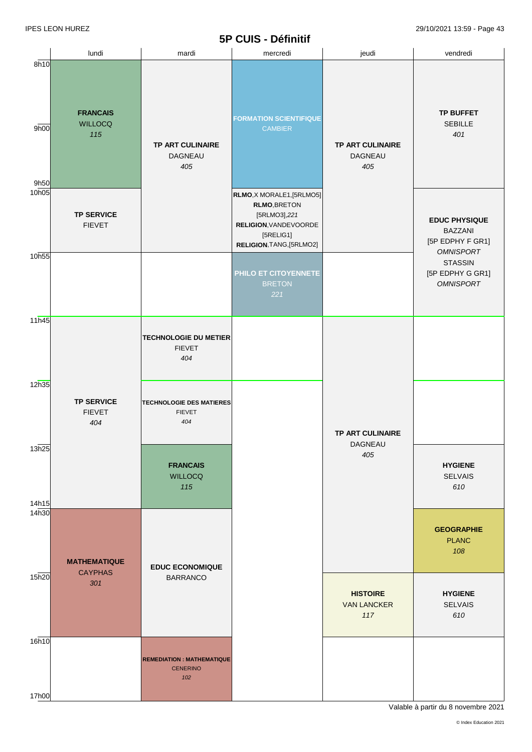## 5P CUIS - Définitif

| | lundi | mardi | mercredi | jeudi | vendredi |
|---|---|---|---|---|---|
| 8h10 - 9h00 | **FRANCAIS** WILLOCQ *115* | **TP ART CULINAIRE** DAGNEAU *405* | **FORMATION SCIENTIFIQUE** CAMBIER | **TP ART CULINAIRE** DAGNEAU *405* | **TP BUFFET** SEBILLE *401* |
| 9h00 - 9h50 | **FRANCAIS** WILLOCQ *115* | **TP ART CULINAIRE** DAGNEAU *405* | **FORMATION SCIENTIFIQUE** CAMBIER | **TP ART CULINAIRE** DAGNEAU *405* | **TP BUFFET** SEBILLE *401* |
| 10h05 - 10h55 | **TP SERVICE** FIEVET | **TP ART CULINAIRE** DAGNEAU *405* | **RLMO**,X MORALE1,[5RLMO5] **RLMO**,BRETON [5RLMO3],*221* **RELIGION**,VANDEVOORDE [5RELIG1] **RELIGION**,TANG,[5RLMO2] | **TP ART CULINAIRE** DAGNEAU *405* | **EDUC PHYSIQUE** BAZZANI [5P EDPHY F GR1] *OMNISPORT* STASSIN [5P EDPHY G GR1] *OMNISPORT* |
| 10h55 - 11h45 | | | **PHILO ET CITOYENNETE** BRETON *221* | | **EDUC PHYSIQUE** BAZZANI [5P EDPHY F GR1] *OMNISPORT* STASSIN [5P EDPHY G GR1] *OMNISPORT* |
| 11h45 - 12h35 | **TP SERVICE** FIEVET *404* | **TECHNOLOGIE DU METIER** FIEVET *404* | | **TP ART CULINAIRE** DAGNEAU *405* | |
| 12h35 - 13h25 | **TP SERVICE** FIEVET *404* | **TECHNOLOGIE DES MATIERES** FIEVET *404* | | **TP ART CULINAIRE** DAGNEAU *405* | |
| 13h25 - 14h15 | **TP SERVICE** FIEVET *404* | **FRANCAIS** WILLOCQ *115* | | **TP ART CULINAIRE** DAGNEAU *405* | **HYGIENE** SELVAIS *610* |
| 14h30 - 15h20 | **MATHEMATIQUE** CAYPHAS *301* | **EDUC ECONOMIQUE** BARRANCO | | **TP ART CULINAIRE** DAGNEAU *405* | **GEOGRAPHIE** PLANC *108* |
| 15h20 - 16h10 | **MATHEMATIQUE** CAYPHAS *301* | **EDUC ECONOMIQUE** BARRANCO | | **HISTOIRE** VAN LANCKER *117* | **HYGIENE** SELVAIS *610* |
| 16h10 - 17h00 | | **REMEDIATION : MATHEMATIQUE** CENERINO *102* | | | |

Valable à partir du 8 novembre 2021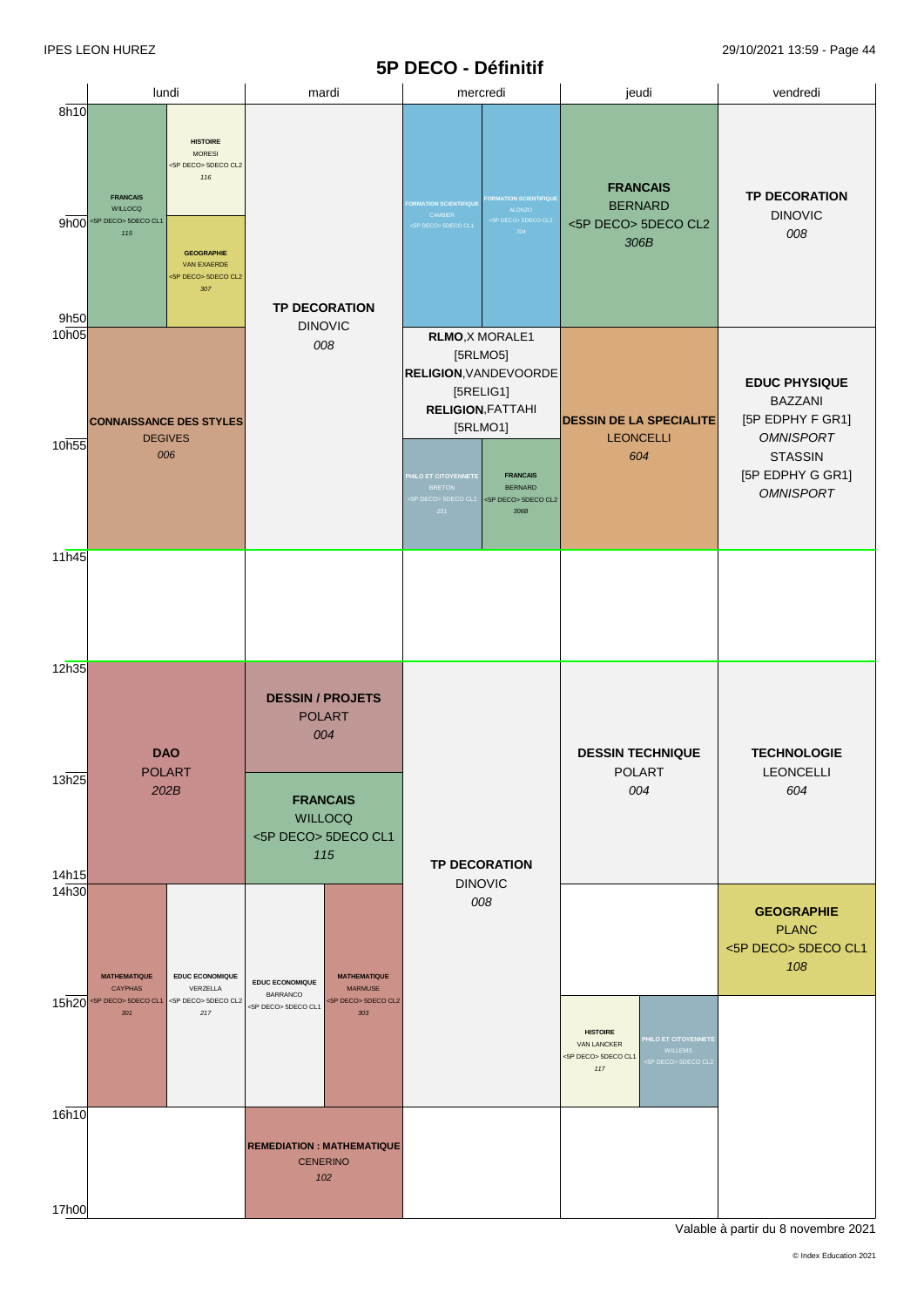IPES LEON HUREZ

# 5P DECO - Définitif

| | lundi | mardi | mercredi | jeudi | vendredi |
|---|---|---|---|---|---|
| 8h10 - 9h00 | **FRANCAIS** WILLOCQ <5P DECO> 5DECO CL1 *115* / **HISTOIRE** MORESI <5P DECO> 5DECO CL2 *116* | **TP DECORATION** DINOVIC *008* | **FORMATION SCIENTIFIQUE** CAMBIER <5P DECO> 5DECO CL1 / **FORMATION SCIENTIFIQUE** ALONZO <5P DECO> 5DECO CL2 *704* | **FRANCAIS** BERNARD <5P DECO> 5DECO CL2 *306B* | **TP DECORATION** DINOVIC *008* |
| 9h00 - 9h50 | **FRANCAIS** WILLOCQ <5P DECO> 5DECO CL1 *115* / **GEOGRAPHIE** VAN EXAERDE <5P DECO> 5DECO CL2 *307* | **TP DECORATION** DINOVIC *008* | **FORMATION SCIENTIFIQUE** CAMBIER <5P DECO> 5DECO CL1 / **FORMATION SCIENTIFIQUE** ALONZO <5P DECO> 5DECO CL2 *704* | **FRANCAIS** BERNARD <5P DECO> 5DECO CL2 *306B* | **TP DECORATION** DINOVIC *008* |
| 10h05 - 10h55 | **CONNAISSANCE DES STYLES** DEGIVES *006* | **TP DECORATION** DINOVIC *008* | **RLMO**,X MORALE1 [5RLMO5] **RELIGION**,VANDEVOORDE [5RELIG1] **RELIGION**,FATTAHI [5RLMO1] | **DESSIN DE LA SPECIALITE** LEONCELLI *604* | **EDUC PHYSIQUE** BAZZANI [5P EDPHY F GR1] *OMNISPORT* STASSIN [5P EDPHY G GR1] *OMNISPORT* |
| 10h55 - 11h45 | **CONNAISSANCE DES STYLES** DEGIVES *006* | **TP DECORATION** DINOVIC *008* | **PHILO ET CITOYENNETE** BRETON <5P DECO> 5DECO CL1 *221* / **FRANCAIS** BERNARD <5P DECO> 5DECO CL2 *306B* | **DESSIN DE LA SPECIALITE** LEONCELLI *604* | **EDUC PHYSIQUE** BAZZANI [5P EDPHY F GR1] *OMNISPORT* STASSIN [5P EDPHY G GR1] *OMNISPORT* |
| 11h45 - 12h35 | | | | | |
| 12h35 - 13h25 | **DAO** POLART *202B* | **DESSIN / PROJETS** POLART *004* | **TP DECORATION** DINOVIC *008* | **DESSIN TECHNIQUE** POLART *004* | **TECHNOLOGIE** LEONCELLI *604* |
| 13h25 - 14h15 | **DAO** POLART *202B* | **FRANCAIS** WILLOCQ <5P DECO> 5DECO CL1 *115* | **TP DECORATION** DINOVIC *008* | **DESSIN TECHNIQUE** POLART *004* | **TECHNOLOGIE** LEONCELLI *604* |
| 14h30 - 15h20 | **MATHEMATIQUE** CAYPHAS <5P DECO> 5DECO CL1 *301* / **EDUC ECONOMIQUE** VERZELLA <5P DECO> 5DECO CL2 *217* | **EDUC ECONOMIQUE** BARRANCO <5P DECO> 5DECO CL1 / **MATHEMATIQUE** MARMUSE <5P DECO> 5DECO CL2 *303* | **TP DECORATION** DINOVIC *008* | | **GEOGRAPHIE** PLANC <5P DECO> 5DECO CL1 *108* |
| 15h20 - 16h10 | **MATHEMATIQUE** CAYPHAS <5P DECO> 5DECO CL1 *301* / **EDUC ECONOMIQUE** VERZELLA <5P DECO> 5DECO CL2 *217* | **EDUC ECONOMIQUE** BARRANCO <5P DECO> 5DECO CL1 / **MATHEMATIQUE** MARMUSE <5P DECO> 5DECO CL2 *303* | **TP DECORATION** DINOVIC *008* | **HISTOIRE** VAN LANCKER <5P DECO> 5DECO CL1 *117* / **PHILO ET CITOYENNETE** WILLEMS <5P DECO> 5DECO CL2 | |
| 16h10 - 17h00 | | **REMEDIATION : MATHEMATIQUE** CENERINO *102* | | | |

Valable à partir du 8 novembre 2021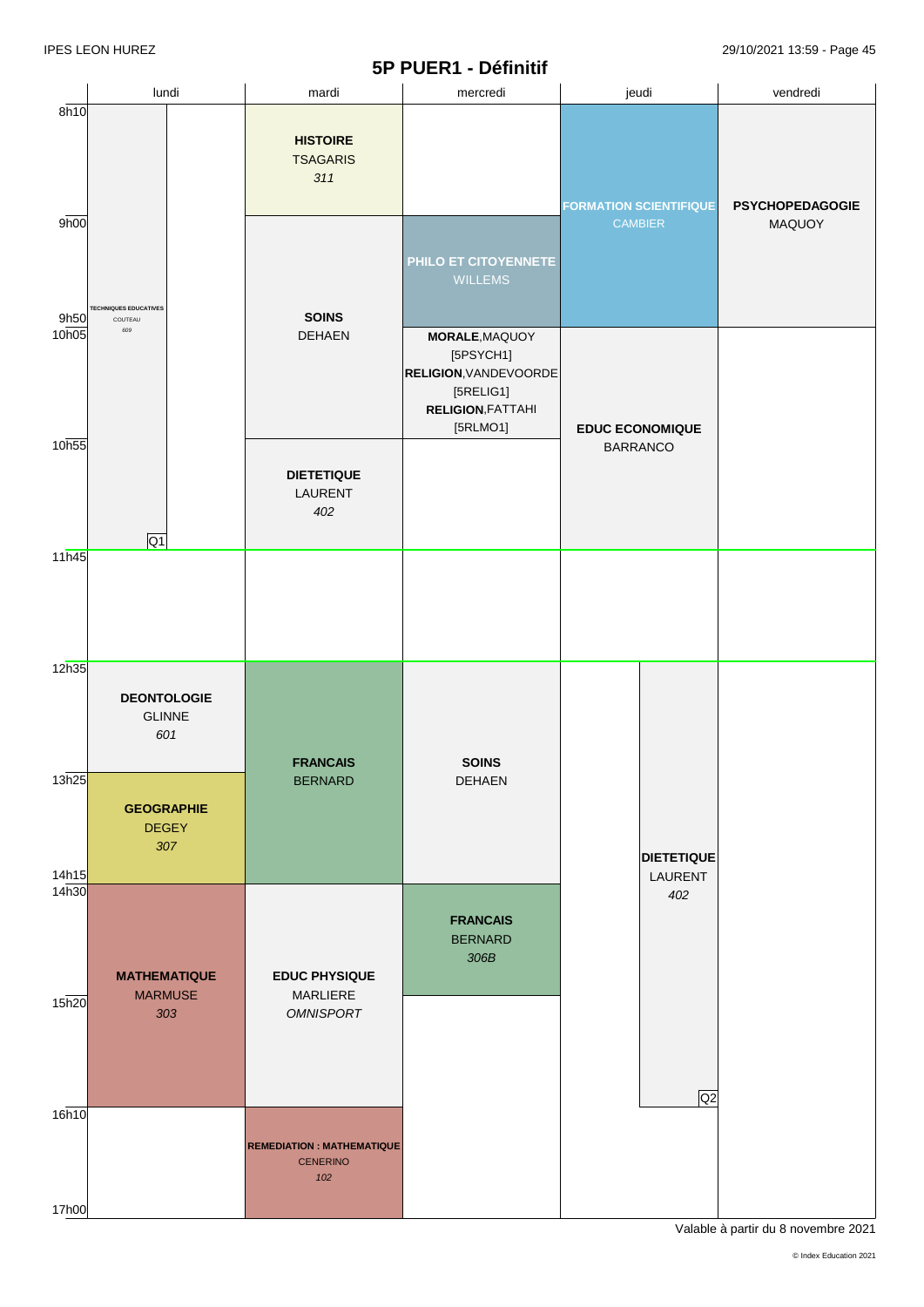# 5P PUER1 - Définitif

| | lundi | mardi | mercredi | jeudi | vendredi |
|---|---|---|---|---|---|
| 8h10 | **TECHNIQUES EDUCATIVES** COUTEAU *609* (8h10–11h45, Q1) | **HISTOIRE** TSAGARIS *311* | | **FORMATION SCIENTIFIQUE** CAMBIER (8h10–10h05) | **PSYCHOPEDAGOGIE** MAQUOY (8h10–10h05) |
| 9h00 | | **SOINS** DEHAEN (9h00–10h55) | **PHILO ET CITOYENNETE** WILLEMS | | |
| 10h05 | | | **MORALE**,MAQUOY [5PSYCH1] **RELIGION**,VANDEVOORDE [5RELIG1] **RELIGION**,FATTAHI [5RLMO1] | **EDUC ECONOMIQUE** BARRANCO (10h05–11h45) | |
| 10h55 | | **DIETETIQUE** LAURENT *402* | | | |
| 11h45 | | | | | |
| 12h35 | **DEONTOLOGIE** GLINNE *601* | **FRANCAIS** BERNARD (12h35–14h30) | **SOINS** DEHAEN (12h35–14h30) | **DIETETIQUE** LAURENT *402* (12h35–16h10, Q2) | |
| 13h25 | **GEOGRAPHIE** DEGEY *307* | | | | |
| 14h30 | **MATHEMATIQUE** MARMUSE *303* (14h30–16h10) | **EDUC PHYSIQUE** MARLIERE *OMNISPORT* (14h30–16h10) | **FRANCAIS** BERNARD *306B* (14h30–15h20) | | |
| 16h10 | | **REMEDIATION : MATHEMATIQUE** CENERINO *102* (16h10–17h00) | | | |
| 17h00 | | | | | |

Valable à partir du 8 novembre 2021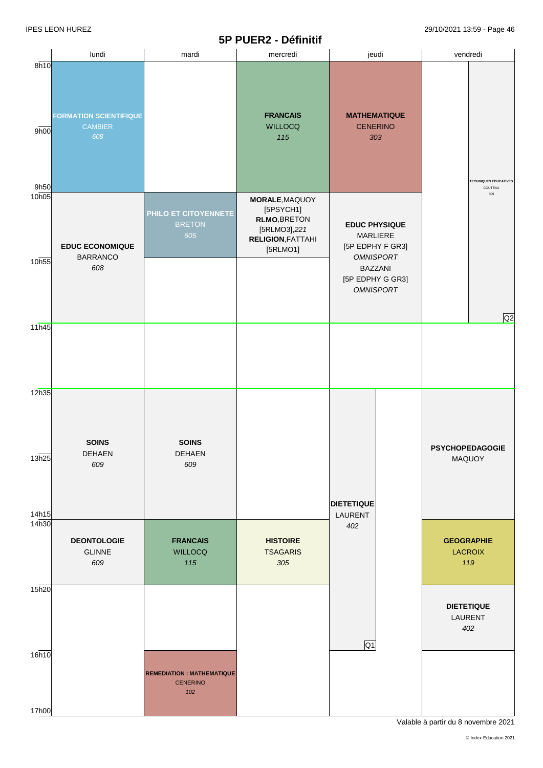# 5P PUER2 - Définitif

| | lundi | mardi | mercredi | jeudi | vendredi |
|---|---|---|---|---|---|
| 8h10 - 9h50 | **FORMATION SCIENTIFIQUE** CAMBIER *608* | | **FRANCAIS** WILLOCQ *115* | **MATHEMATIQUE** CENERINO *303* | **TECHNIQUES EDUCATIVES** COUTEAU *609* (Q2, 8h10 - 11h45) |
| 10h05 - 10h55 | **EDUC ECONOMIQUE** BARRANCO *608* (10h05 - 11h45) | **PHILO ET CITOYENNETE** BRETON *605* | **MORALE**,MAQUOY [5PSYCH1] **RLMO**,BRETON [5RLMO3],*221* **RELIGION**,FATTAHI [5RLMO1] | **EDUC PHYSIQUE** MARLIERE [5P EDPHY F GR3] *OMNISPORT* BAZZANI [5P EDPHY G GR3] *OMNISPORT* (10h05 - 11h45) | |
| 10h55 - 11h45 | | | | | |
| 11h45 - 12h35 | | | | | |
| 12h35 - 14h15 | **SOINS** DEHAEN *609* | **SOINS** DEHAEN *609* | | **DIETETIQUE** LAURENT *402* (Q1, 12h35 - 16h10) | **PSYCHOPEDAGOGIE** MAQUOY |
| 14h30 - 15h20 | **DEONTOLOGIE** GLINNE *609* | **FRANCAIS** WILLOCQ *115* | **HISTOIRE** TSAGARIS *305* | | **GEOGRAPHIE** LACROIX *119* |
| 15h20 - 16h10 | | | | | **DIETETIQUE** LAURENT *402* |
| 16h10 - 17h00 | | **REMEDIATION : MATHEMATIQUE** CENERINO *102* | | | |

Valable à partir du 8 novembre 2021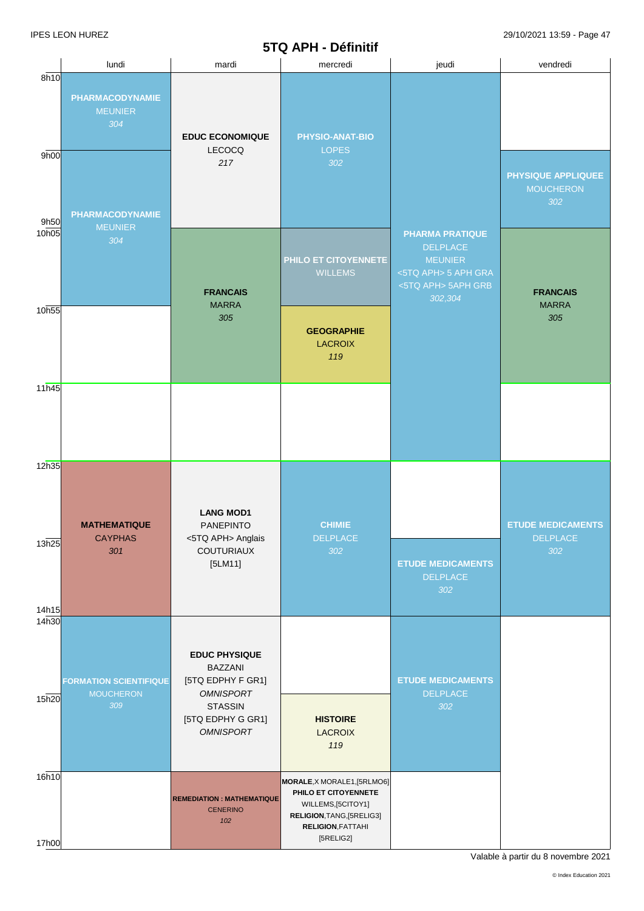IPES LEON HUREZ

# 5TQ APH - Définitif

| | lundi | mardi | mercredi | jeudi | vendredi |
|---|---|---|---|---|---|
| 8h10 | **PHARMACODYNAMIE** MEUNIER *304* | **EDUC ECONOMIQUE** LECOCQ *217* | **PHYSIO-ANAT-BIO** LOPES *302* | **PHARMA PRATIQUE** DELPLACE MEUNIER <5TQ APH> 5 APH GRA <5TQ APH> 5APH GRB *302,304* | |
| 9h00 | **PHARMACODYNAMIE** MEUNIER *304* | | | | **PHYSIQUE APPLIQUEE** MOUCHERON *302* |
| 10h05 | | **FRANCAIS** MARRA *305* | **PHILO ET CITOYENNETE** WILLEMS | | **FRANCAIS** MARRA *305* |
| 10h55 | | | **GEOGRAPHIE** LACROIX *119* | | |
| 11h45 | | | | | |
| 12h35 | **MATHEMATIQUE** CAYPHAS *301* | **LANG MOD1** PANEPINTO <5TQ APH> Anglais COUTURIAUX [5LM11] | **CHIMIE** DELPLACE *302* | | **ETUDE MEDICAMENTS** DELPLACE *302* |
| 13h25 | | | | **ETUDE MEDICAMENTS** DELPLACE *302* | |
| 14h30 | **FORMATION SCIENTIFIQUE** MOUCHERON *309* | **EDUC PHYSIQUE** BAZZANI [5TQ EDPHY F GR1] *OMNISPORT* STASSIN [5TQ EDPHY G GR1] *OMNISPORT* | | **ETUDE MEDICAMENTS** DELPLACE *302* | |
| 15h20 | | | **HISTOIRE** LACROIX *119* | | |
| 16h10 | | **REMEDIATION : MATHEMATIQUE** CENERINO *102* | **MORALE**,X MORALE1,[5RLMO6] **PHILO ET CITOYENNETE** WILLEMS,[5CITOY1] **RELIGION**,TANG,[5RELIG3] **RELIGION**,FATTAHI [5RELIG2] | | |
| 17h00 | | | | | |

Valable à partir du 8 novembre 2021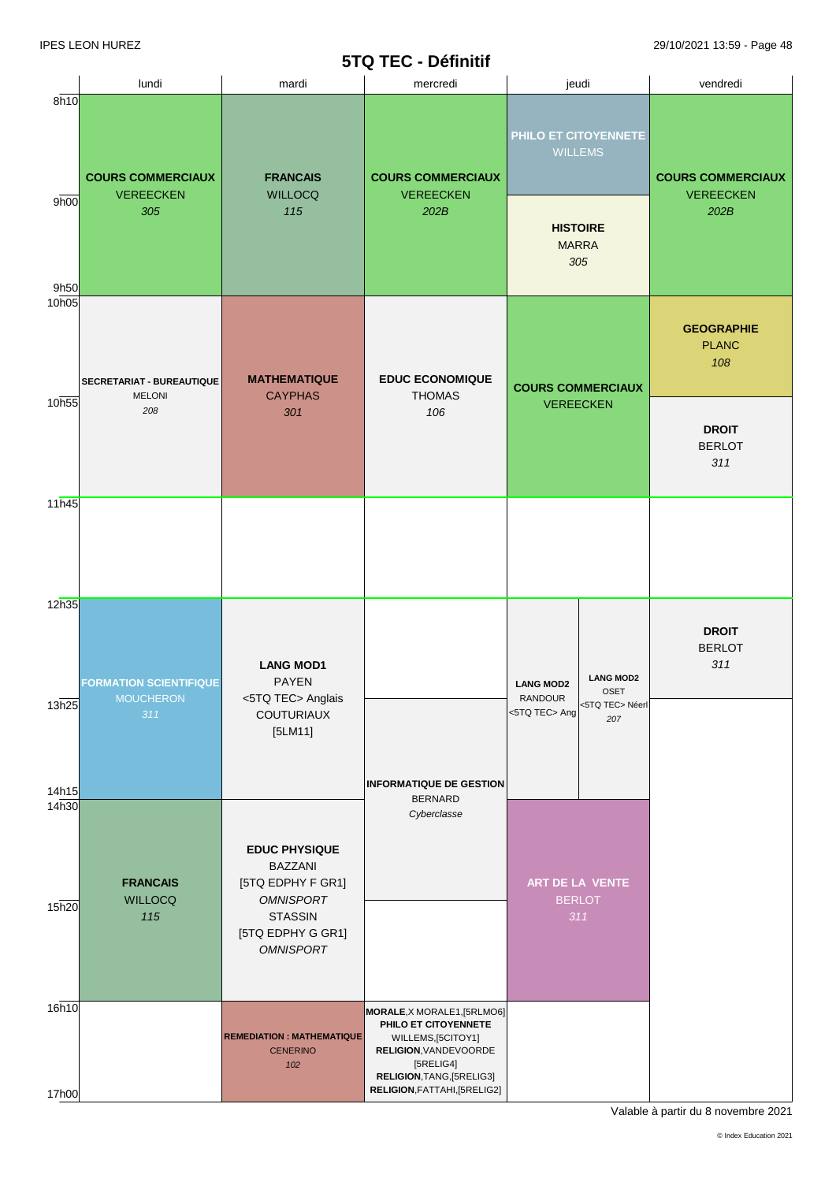# 5TQ TEC - Définitif

| | lundi | mardi | mercredi | jeudi | vendredi |
|---|---|---|---|---|---|
| 8h10 - 9h00 | **COURS COMMERCIAUX** VEREECKEN *305* | **FRANCAIS** WILLOCQ *115* | **COURS COMMERCIAUX** VEREECKEN *202B* | **PHILO ET CITOYENNETE** WILLEMS | **COURS COMMERCIAUX** VEREECKEN *202B* |
| 9h00 - 9h50 | | | | **HISTOIRE** MARRA *305* | |
| 10h05 - 10h55 | **SECRETARIAT - BUREAUTIQUE** MELONI *208* | **MATHEMATIQUE** CAYPHAS *301* | **EDUC ECONOMIQUE** THOMAS *106* | **COURS COMMERCIAUX** VEREECKEN | **GEOGRAPHIE** PLANC *108* |
| 10h55 - 11h45 | | | | | **DROIT** BERLOT *311* |
| 11h45 - 12h35 | | | | | |
| 12h35 - 13h25 | **FORMATION SCIENTIFIQUE** MOUCHERON *311* | **LANG MOD1** PAYEN <5TQ TEC> Anglais COUTURIAUX [5LM11] | | **LANG MOD2** RANDOUR <5TQ TEC> Ang / **LANG MOD2** OSET <5TQ TEC> Néerl *207* | **DROIT** BERLOT *311* |
| 13h25 - 14h15 | | | **INFORMATIQUE DE GESTION** BERNARD *Cyberclasse* | | |
| 14h30 - 15h20 | **FRANCAIS** WILLOCQ *115* | **EDUC PHYSIQUE** BAZZANI [5TQ EDPHY F GR1] *OMNISPORT* STASSIN [5TQ EDPHY G GR1] *OMNISPORT* | | **ART DE LA VENTE** BERLOT *311* | |
| 15h20 - 16h10 | | | | | |
| 16h10 - 17h00 | | **REMEDIATION : MATHEMATIQUE** CENERINO *102* | **MORALE**,X MORALE1,[5RLMO6] **PHILO ET CITOYENNETE** WILLEMS,[5CITOY1] **RELIGION**,VANDEVOORDE [5RELIG4] **RELIGION**,TANG,[5RELIG3] **RELIGION**,FATTAHI,[5RELIG2] | | |

Valable à partir du 8 novembre 2021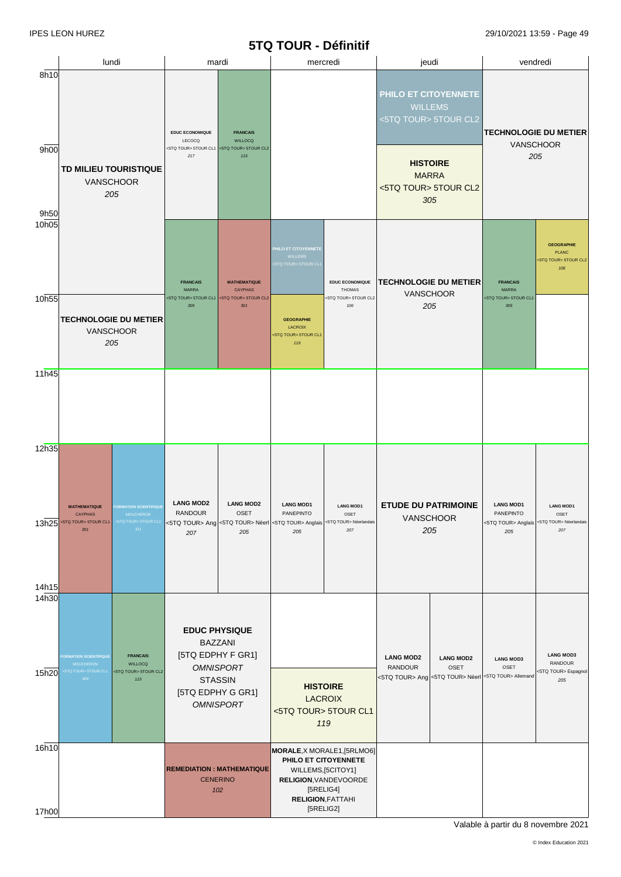# 5TQ TOUR - Définitif

| | lundi | mardi | mercredi | jeudi | vendredi |
|---|---|---|---|---|---|
| 8h10 – 9h00 | **TD MILIEU TOURISTIQUE** VANSCHOOR *205* (8h10–10h55) | **EDUC ECONOMIQUE** LECOCQ <5TQ TOUR> 5TOUR CL1 *217* / **FRANCAIS** WILLOCQ <5TQ TOUR> 5TOUR CL2 *115* (8h10–10h05) | | **PHILO ET CITOYENNETE** WILLEMS <5TQ TOUR> 5TOUR CL2 | **TECHNOLOGIE DU METIER** VANSCHOOR *205* (8h10–10h05) |
| 9h00 – 9h50 | | | | **HISTOIRE** MARRA <5TQ TOUR> 5TOUR CL2 *305* | |
| 10h05 – 10h55 | | **FRANCAIS** MARRA <5TQ TOUR> 5TOUR CL1 *305* / **MATHEMATIQUE** CAYPHAS <5TQ TOUR> 5TOUR CL2 *301* (10h05–11h45) | **PHILO ET CITOYENNETE** WILLEMS <5TQ TOUR> 5TOUR CL1 / **EDUC ECONOMIQUE** THOMAS <5TQ TOUR> 5TOUR CL2 *106* (10h05–11h45) | **TECHNOLOGIE DU METIER** VANSCHOOR *205* (10h05–11h45) | **FRANCAIS** MARRA <5TQ TOUR> 5TOUR CL1 *305* (10h05–11h45) / **GEOGRAPHIE** PLANC <5TQ TOUR> 5TOUR CL2 *108* |
| 10h55 – 11h45 | **TECHNOLOGIE DU METIER** VANSCHOOR *205* | | **GEOGRAPHIE** LACROIX <5TQ TOUR> 5TOUR CL1 *119* | | |
| 11h45 – 12h35 | | | | | |
| 12h35 – 14h15 | **MATHEMATIQUE** CAYPHAS <5TQ TOUR> 5TOUR CL1 *301* / **FORMATION SCIENTIFIQUE** MOUCHERON <5TQ TOUR> 5TOUR CL2 *311* | **LANG MOD2** RANDOUR <5TQ TOUR> Ang *207* / **LANG MOD2** OSET <5TQ TOUR> Néerl *205* | **LANG MOD1** PANEPINTO <5TQ TOUR> Anglais *205* / **LANG MOD1** OSET <5TQ TOUR> Néerlandais *207* | **ETUDE DU PATRIMOINE** VANSCHOOR *205* | **LANG MOD1** PANEPINTO <5TQ TOUR> Anglais *205* / **LANG MOD1** OSET <5TQ TOUR> Néerlandais *207* |
| 14h30 – 16h10 | **FORMATION SCIENTIFIQUE** MOUCHERON <5TQ TOUR> 5TOUR CL1 *309* / **FRANCAIS** WILLOCQ <5TQ TOUR> 5TOUR CL2 *115* | **EDUC PHYSIQUE** BAZZANI [5TQ EDPHY F GR1] *OMNISPORT* STASSIN [5TQ EDPHY G GR1] *OMNISPORT* | **HISTOIRE** LACROIX <5TQ TOUR> 5TOUR CL1 *119* (15h20–16h10) | **LANG MOD2** RANDOUR <5TQ TOUR> Ang / **LANG MOD2** OSET <5TQ TOUR> Néerl | **LANG MOD3** OSET <5TQ TOUR> Allemand / **LANG MOD3** RANDOUR <5TQ TOUR> Espagnol *205* |
| 16h10 – 17h00 | | **REMEDIATION : MATHEMATIQUE** CENERINO *102* | **MORALE**, X MORALE1, [5RLMO6] **PHILO ET CITOYENNETE** WILLEMS, [5CITOY1] **RELIGION**, VANDEVOORDE [5RELIG4] **RELIGION**, FATTAHI [5RELIG2] | | |

Valable à partir du 8 novembre 2021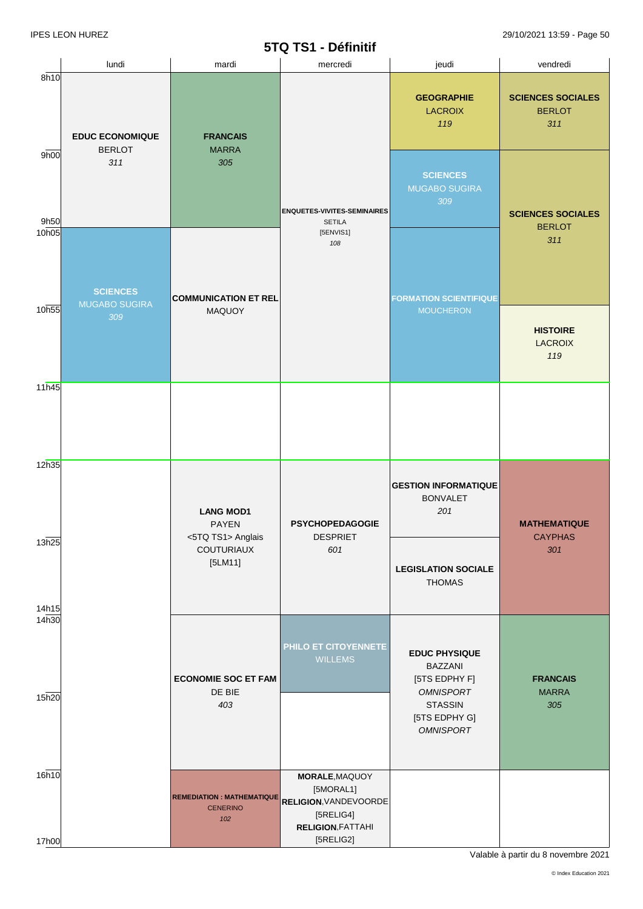# 5TQ TS1 - Définitif

| | lundi | mardi | mercredi | jeudi | vendredi |
|---|---|---|---|---|---|
| 8h10 | **EDUC ECONOMIQUE** BERLOT *311* | **FRANCAIS** MARRA *305* | **ENQUETES-VIVITES-SEMINAIRES** SETILA [5ENVIS1] *108* | **GEOGRAPHIE** LACROIX *119* | **SCIENCES SOCIALES** BERLOT *311* |
| 9h00 | | | | **SCIENCES** MUGABO SUGIRA *309* | **SCIENCES SOCIALES** BERLOT *311* |
| 9h50 / 10h05 | **SCIENCES** MUGABO SUGIRA *309* | **COMMUNICATION ET REL** MAQUOY | | **FORMATION SCIENTIFIQUE** MOUCHERON | |
| 10h55 | | | | | **HISTOIRE** LACROIX *119* |
| 11h45 | | | | | |
| 12h35 | | **LANG MOD1** PAYEN <5TQ TS1> Anglais COUTURIAUX [5LM11] | **PSYCHOPEDAGOGIE** DESPRIET *601* | **GESTION INFORMATIQUE** BONVALET *201* | **MATHEMATIQUE** CAYPHAS *301* |
| 13h25 | | | | **LEGISLATION SOCIALE** THOMAS | |
| 14h15 / 14h30 | | **ECONOMIE SOC ET FAM** DE BIE *403* | **PHILO ET CITOYENNETE** WILLEMS | **EDUC PHYSIQUE** BAZZANI [5TS EDPHY F] *OMNISPORT* STASSIN [5TS EDPHY G] *OMNISPORT* | **FRANCAIS** MARRA *305* |
| 15h20 | | | | | |
| 16h10 - 17h00 | | **REMEDIATION : MATHEMATIQUE** CENERINO *102* | **MORALE**,MAQUOY [5MORAL1] **RELIGION**,VANDEVOORDE [5RELIG4] **RELIGION**,FATTAHI [5RELIG2] | | |

Valable à partir du 8 novembre 2021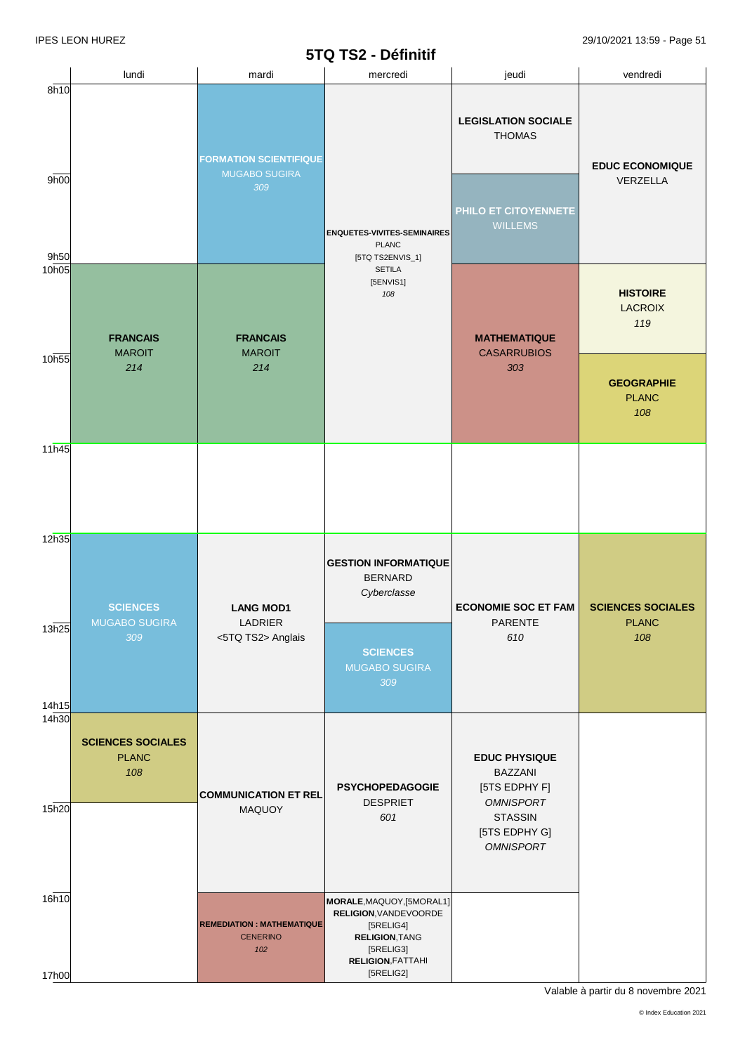# 5TQ TS2 - Définitif

| | lundi | mardi | mercredi | jeudi | vendredi |
|---|---|---|---|---|---|
| 8h10 | | **FORMATION SCIENTIFIQUE** MUGABO SUGIRA *309* | **ENQUETES-VIVITES-SEMINAIRES** PLANC [5TQ TS2ENVIS_1] SETILA [5ENVIS1] *108* | **LEGISLATION SOCIALE** THOMAS | **EDUC ECONOMIQUE** VERZELLA |
| 9h00 | | | | **PHILO ET CITOYENNETE** WILLEMS | |
| 10h05 | **FRANCAIS** MAROIT *214* | **FRANCAIS** MAROIT *214* | | **MATHEMATIQUE** CASARRUBIOS *303* | **HISTOIRE** LACROIX *119* |
| 10h55 | | | | | **GEOGRAPHIE** PLANC *108* |
| 11h45 | | | | | |
| 12h35 | **SCIENCES** MUGABO SUGIRA *309* | **LANG MOD1** LADRIER <5TQ TS2> Anglais | **GESTION INFORMATIQUE** BERNARD *Cyberclasse* | **ECONOMIE SOC ET FAM** PARENTE *610* | **SCIENCES SOCIALES** PLANC *108* |
| 13h25 | | | **SCIENCES** MUGABO SUGIRA *309* | | |
| 14h30 | **SCIENCES SOCIALES** PLANC *108* | **COMMUNICATION ET REL** MAQUOY | **PSYCHOPEDAGOGIE** DESPRIET *601* | **EDUC PHYSIQUE** BAZZANI [5TS EDPHY F] *OMNISPORT* STASSIN [5TS EDPHY G] *OMNISPORT* | |
| 16h10 | | **REMEDIATION : MATHEMATIQUE** CENERINO *102* | **MORALE**,MAQUOY,[5MORAL1] **RELIGION**,VANDEVOORDE [5RELIG4] **RELIGION**,TANG [5RELIG3] **RELIGION**,FATTAHI [5RELIG2] | | |

Valable à partir du 8 novembre 2021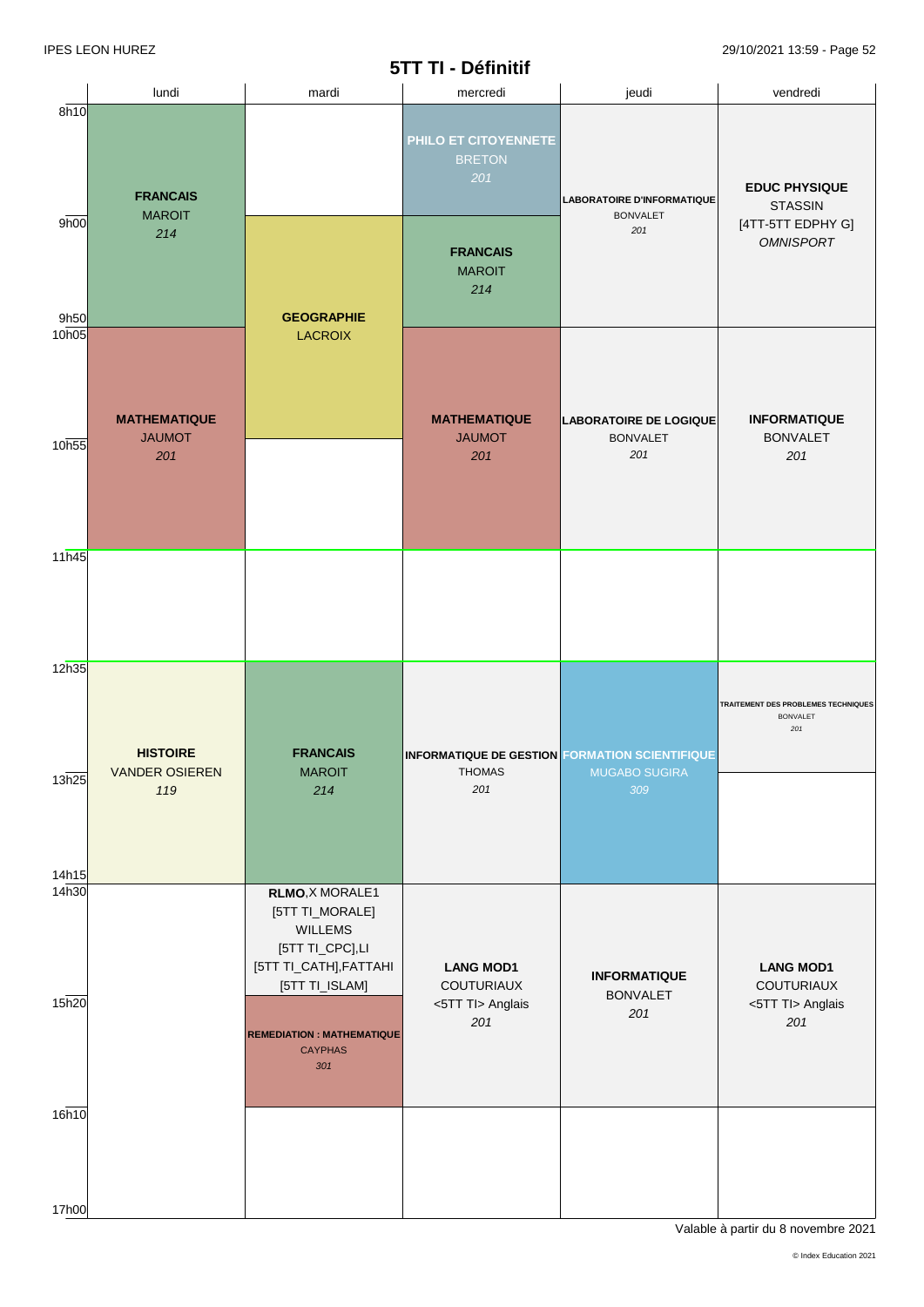IPES LEON HUREZ

# 5TT TI - Définitif

| | lundi | mardi | mercredi | jeudi | vendredi |
|---|---|---|---|---|---|
| 8h10 | **FRANCAIS** MAROIT *214* | | **PHILO ET CITOYENNETE** BRETON *201* | **LABORATOIRE D'INFORMATIQUE** BONVALET *201* | **EDUC PHYSIQUE** STASSIN [4TT-5TT EDPHY G] *OMNISPORT* |
| 9h00 | | **GEOGRAPHIE** LACROIX | **FRANCAIS** MAROIT *214* | | |
| 10h05 | **MATHEMATIQUE** JAUMOT *201* | | **MATHEMATIQUE** JAUMOT *201* | **LABORATOIRE DE LOGIQUE** BONVALET *201* | **INFORMATIQUE** BONVALET *201* |
| 11h45 | | | | | |
| 12h35 | **HISTOIRE** VANDER OSIEREN *119* | **FRANCAIS** MAROIT *214* | **INFORMATIQUE DE GESTION** THOMAS *201* | **FORMATION SCIENTIFIQUE** MUGABO SUGIRA *309* | **TRAITEMENT DES PROBLEMES TECHNIQUES** BONVALET *201* |
| 14h30 | | **RLMO**,X MORALE1 [5TT TI_MORALE] WILLEMS [5TT TI_CPC],LI [5TT TI_CATH],FATTAHI [5TT TI_ISLAM] | **LANG MOD1** COUTURIAUX <5TT TI> Anglais *201* | **INFORMATIQUE** BONVALET *201* | **LANG MOD1** COUTURIAUX <5TT TI> Anglais *201* |
| 15h20 | | **REMEDIATION : MATHEMATIQUE** CAYPHAS *301* | | | |
| 16h10 | | | | | |

Valable à partir du 8 novembre 2021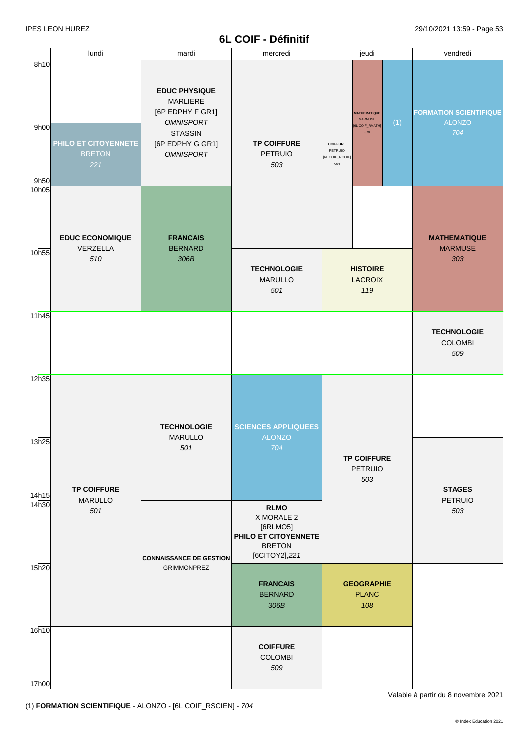# 6L COIF - Définitif

| | lundi | mardi | mercredi | jeudi | vendredi |
|---|---|---|---|---|---|
| 8h10 | | **EDUC PHYSIQUE** MARLIERE [6P EDPHY F GR1] *OMNISPORT* STASSIN [6P EDPHY G GR1] *OMNISPORT* | **TP COIFFURE** PETRUIO *503* | **COIFFURE** PETRUIO [6L COIF_RCOIF] *503* / **MATHEMATIQUE** MARMUSE [6L COIF_RMATH] *510* / (1) | **FORMATION SCIENTIFIQUE** ALONZO *704* |
| 9h00 | **PHILO ET CITOYENNETE** BRETON *221* | | | | |
| 10h05 | **EDUC ECONOMIQUE** VERZELLA *510* | **FRANCAIS** BERNARD *306B* | | | **MATHEMATIQUE** MARMUSE *303* |
| 10h55 | | | **TECHNOLOGIE** MARULLO *501* | **HISTOIRE** LACROIX *119* | |
| 11h45 | | | | | **TECHNOLOGIE** COLOMBI *509* |
| 12h35 | **TP COIFFURE** MARULLO *501* | **TECHNOLOGIE** MARULLO *501* | **SCIENCES APPLIQUEES** ALONZO *704* | **TP COIFFURE** PETRUIO *503* | |
| 13h25 | | | | | **STAGES** PETRUIO *503* |
| 14h30 | | **CONNAISSANCE DE GESTION** GRIMMONPREZ | **RLMO** X MORALE 2 [6RLMO5] **PHILO ET CITOYENNETE** BRETON [6CITOY2],*221* | | |
| 15h20 | | | **FRANCAIS** BERNARD *306B* | **GEOGRAPHIE** PLANC *108* | |
| 16h10 | | | **COIFFURE** COLOMBI *509* | | |
| 17h00 | | | | | |

Valable à partir du 8 novembre 2021

(1) **FORMATION SCIENTIFIQUE** - ALONZO - [6L COIF_RSCIEN] - *704*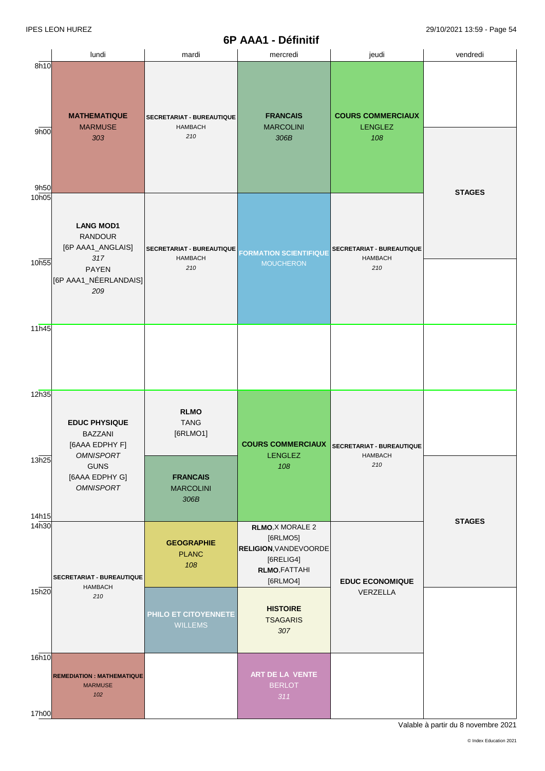# 6P AAA1 - Définitif

| | lundi | mardi | mercredi | jeudi | vendredi |
|---|---|---|---|---|---|
| 8h10 – 9h00 | **MATHEMATIQUE** MARMUSE *303* | **SECRETARIAT - BUREAUTIQUE** HAMBACH *210* | **FRANCAIS** MARCOLINI *306B* | **COURS COMMERCIAUX** LENGLEZ *108* | |
| 9h00 – 9h50 | | | | | **STAGES** |
| 10h05 – 10h55 | **LANG MOD1** RANDOUR [6P AAA1_ANGLAIS] *317* PAYEN [6P AAA1_NÉERLANDAIS] *209* | **SECRETARIAT - BUREAUTIQUE** HAMBACH *210* | **FORMATION SCIENTIFIQUE** MOUCHERON | **SECRETARIAT - BUREAUTIQUE** HAMBACH *210* | |
| 10h55 – 11h45 | | | | | |
| 11h45 – 12h35 | | | | | |
| 12h35 – 13h25 | **EDUC PHYSIQUE** BAZZANI [6AAA EDPHY F] *OMNISPORT* GUNS [6AAA EDPHY G] *OMNISPORT* | **RLMO** TANG [6RLMO1] | **COURS COMMERCIAUX** LENGLEZ *108* | **SECRETARIAT - BUREAUTIQUE** HAMBACH *210* | |
| 13h25 – 14h15 | | **FRANCAIS** MARCOLINI *306B* | | | **STAGES** |
| 14h30 – 15h20 | **SECRETARIAT - BUREAUTIQUE** HAMBACH *210* | **GEOGRAPHIE** PLANC *108* | **RLMO**,X MORALE 2 [6RLMO5] **RELIGION**,VANDEVOORDE [6RELIG4] **RLMO**,FATTAHI [6RLMO4] | **EDUC ECONOMIQUE** VERZELLA | |
| 15h20 – 16h10 | | **PHILO ET CITOYENNETE** WILLEMS | **HISTOIRE** TSAGARIS *307* | | |
| 16h10 – 17h00 | **REMEDIATION : MATHEMATIQUE** MARMUSE *102* | | **ART DE LA VENTE** BERLOT *311* | | |

Valable à partir du 8 novembre 2021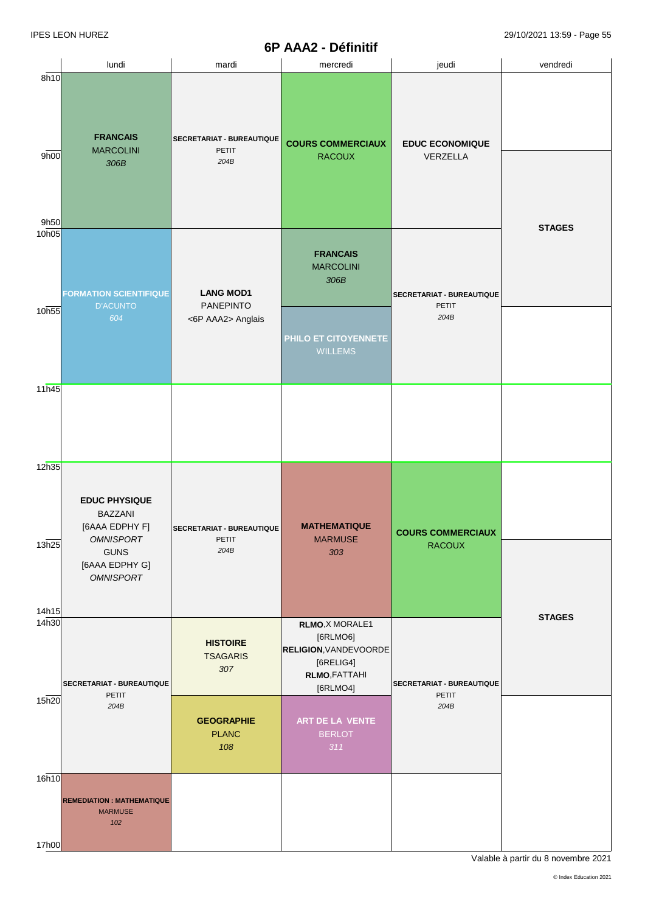# 6P AAA2 - Définitif

| | lundi | mardi | mercredi | jeudi | vendredi |
|---|---|---|---|---|---|
| 8h10 - 9h50 | **FRANCAIS** MARCOLINI *306B* | **SECRETARIAT - BUREAUTIQUE** PETIT *204B* | **COURS COMMERCIAUX** RACOUX | **EDUC ECONOMIQUE** VERZELLA | |
| 9h00 - 11h00 | | | | | **STAGES** |
| 10h05 - 10h55 | **FORMATION SCIENTIFIQUE** D'ACUNTO *604* | **LANG MOD1** PANEPINTO <6P AAA2> Anglais | **FRANCAIS** MARCOLINI *306B* | **SECRETARIAT - BUREAUTIQUE** PETIT *204B* | |
| 10h55 - 11h45 | | | **PHILO ET CITOYENNETE** WILLEMS | | |
| 11h45 - 12h35 | | | | | |
| 12h35 - 14h15 | **EDUC PHYSIQUE** BAZZANI [6AAA EDPHY F] *OMNISPORT* GUNS [6AAA EDPHY G] *OMNISPORT* | **SECRETARIAT - BUREAUTIQUE** PETIT *204B* | **MATHEMATIQUE** MARMUSE *303* | **COURS COMMERCIAUX** RACOUX | |
| 13h25 - 15h20 | | | | | **STAGES** |
| 14h30 - 15h20 | **SECRETARIAT - BUREAUTIQUE** PETIT *204B* | **HISTOIRE** TSAGARIS *307* | **RLMO**,X MORALE1 [6RLMO6] **RELIGION**,VANDEVOORDE [6RELIG4] **RLMO**,FATTAHI [6RLMO4] | **SECRETARIAT - BUREAUTIQUE** PETIT *204B* | |
| 15h20 - 16h10 | | **GEOGRAPHIE** PLANC *108* | **ART DE LA VENTE** BERLOT *311* | | |
| 16h10 - 17h00 | **REMEDIATION : MATHEMATIQUE** MARMUSE *102* | | | | |

Valable à partir du 8 novembre 2021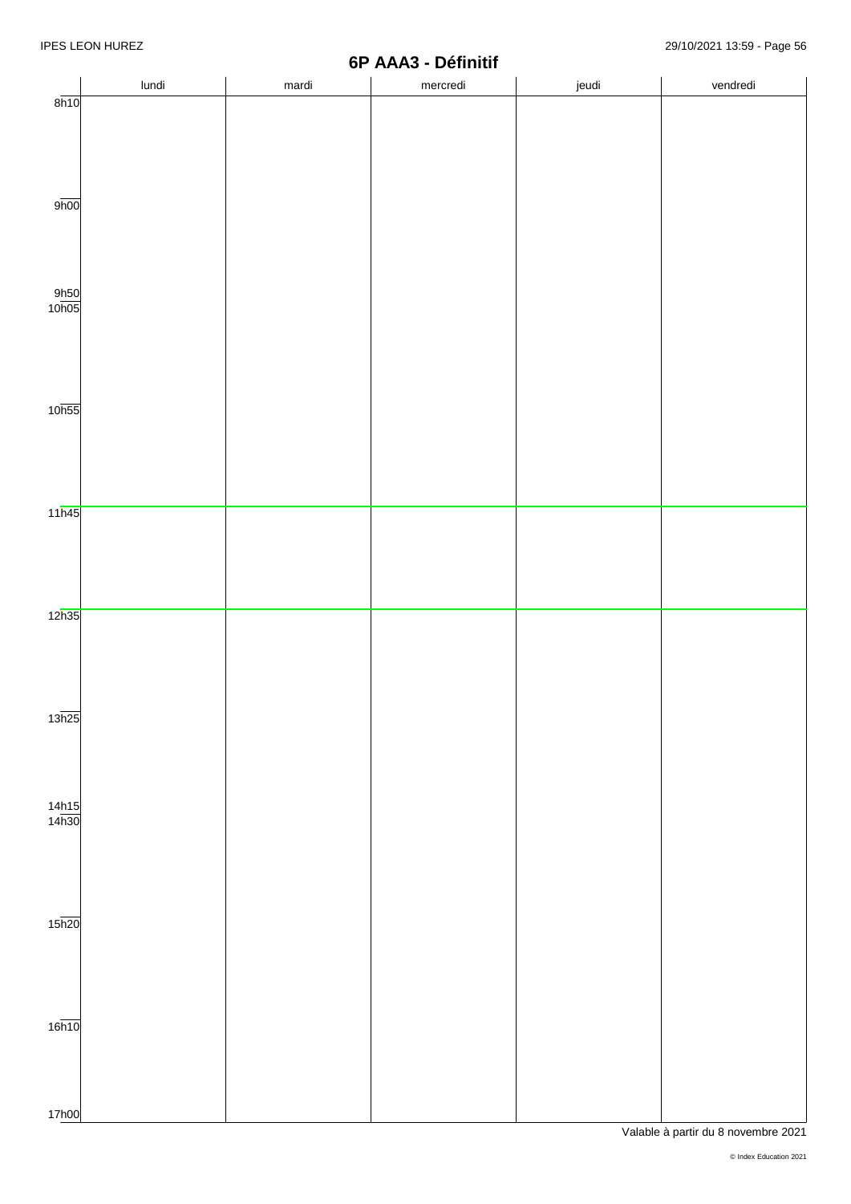## 6P AAA3 - Définitif

| | lundi | mardi | mercredi | jeudi | vendredi |
|---|---|---|---|---|---|
| 8h10 | | | | | |
| 9h00 | | | | | |
| 9h50 | | | | | |
| 10h05 | | | | | |
| 10h55 | | | | | |
| 11h45 | | | | | |
| 12h35 | | | | | |
| 13h25 | | | | | |
| 14h15 | | | | | |
| 14h30 | | | | | |
| 15h20 | | | | | |
| 16h10 | | | | | |
| 17h00 | | | | | |

Valable à partir du 8 novembre 2021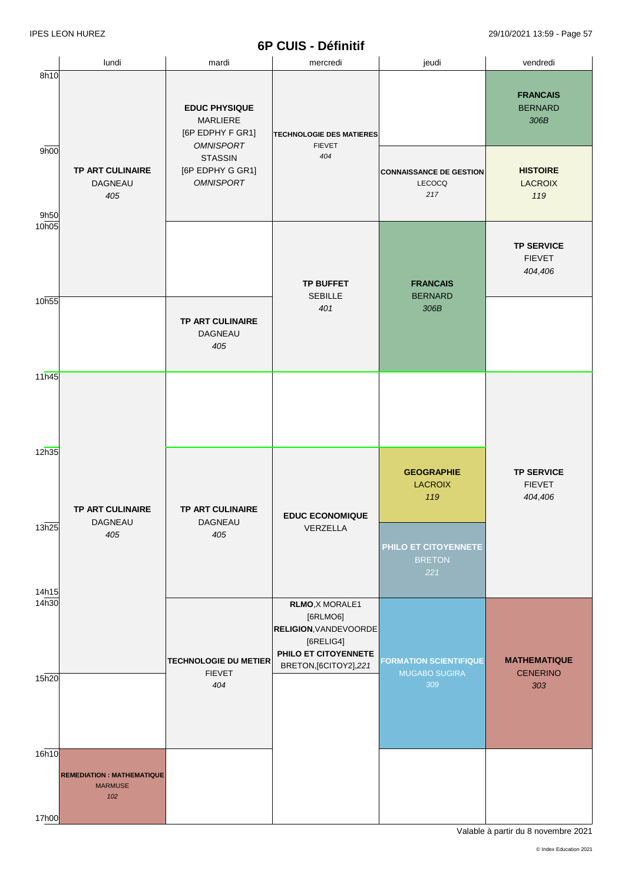# 6P CUIS - Définitif

| | lundi | mardi | mercredi | jeudi | vendredi |
|---|---|---|---|---|---|
| 8h10 | **TP ART CULINAIRE** DAGNEAU *405* | **EDUC PHYSIQUE** MARLIERE [6P EDPHY F GR1] *OMNISPORT* STASSIN [6P EDPHY G GR1] *OMNISPORT* | **TECHNOLOGIE DES MATIERES** FIEVET *404* | | **FRANCAIS** BERNARD *306B* |
| 9h00 | | | | **CONNAISSANCE DE GESTION** LECOCQ *217* | **HISTOIRE** LACROIX *119* |
| 9h50 / 10h05 | | | **TP BUFFET** SEBILLE *401* | **FRANCAIS** BERNARD *306B* | **TP SERVICE** FIEVET *404,406* |
| 10h55 | | **TP ART CULINAIRE** DAGNEAU *405* | | | |
| 11h45 | **TP ART CULINAIRE** DAGNEAU *405* | | | | **TP SERVICE** FIEVET *404,406* |
| 12h35 | | **TP ART CULINAIRE** DAGNEAU *405* | **EDUC ECONOMIQUE** VERZELLA | **GEOGRAPHIE** LACROIX *119* | |
| 13h25 | | | | **PHILO ET CITOYENNETE** BRETON *221* | |
| 14h15 / 14h30 | | **TECHNOLOGIE DU METIER** FIEVET *404* | **RLMO**,X MORALE1 [6RLMO6] **RELIGION**,VANDEVOORDE [6RELIG4] **PHILO ET CITOYENNETE** BRETON,[6CITOY2],*221* | **FORMATION SCIENTIFIQUE** MUGABO SUGIRA *309* | **MATHEMATIQUE** CENERINO *303* |
| 15h20 | | | | | |
| 16h10 | **REMEDIATION : MATHEMATIQUE** MARMUSE *102* | | | | |
| 17h00 | | | | | |

Valable à partir du 8 novembre 2021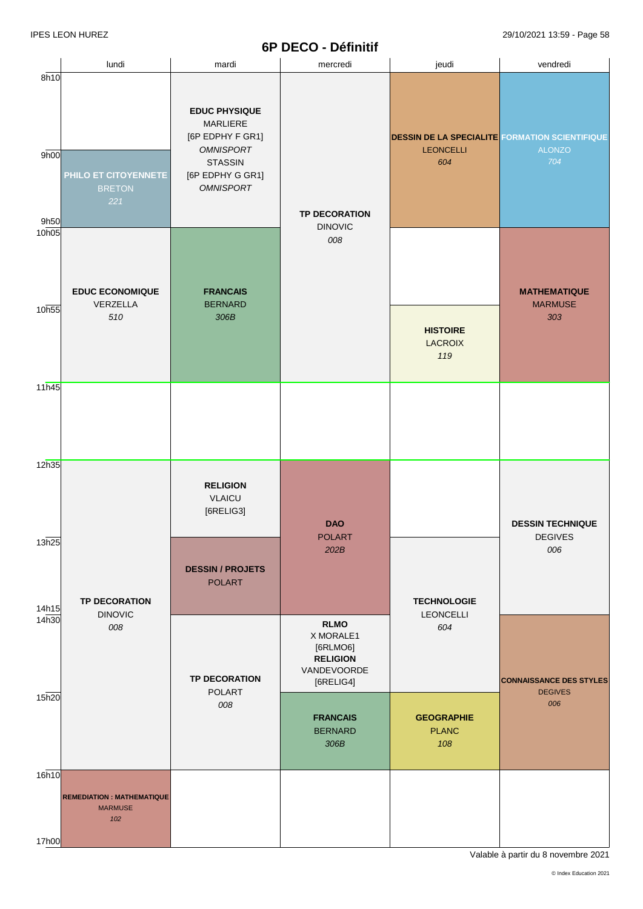# 6P DECO - Définitif

| | lundi | mardi | mercredi | jeudi | vendredi |
|---|---|---|---|---|---|
| 8h10 | | **EDUC PHYSIQUE** MARLIERE [6P EDPHY F GR1] *OMNISPORT* STASSIN [6P EDPHY G GR1] *OMNISPORT* | **TP DECORATION** DINOVIC *008* | **DESSIN DE LA SPECIALITE** LEONCELLI *604* | **FORMATION SCIENTIFIQUE** ALONZO *704* |
| 9h00 | **PHILO ET CITOYENNETE** BRETON *221* | | | | |
| 10h05 | **EDUC ECONOMIQUE** VERZELLA *510* | **FRANCAIS** BERNARD *306B* | | | **MATHEMATIQUE** MARMUSE *303* |
| 10h55 | | | | **HISTOIRE** LACROIX *119* | |
| 11h45 | | | | | |
| 12h35 | **TP DECORATION** DINOVIC *008* | **RELIGION** VLAICU [6RELIG3] | **DAO** POLART *202B* | | **DESSIN TECHNIQUE** DEGIVES *006* |
| 13h25 | | **DESSIN / PROJETS** POLART | | **TECHNOLOGIE** LEONCELLI *604* | |
| 14h30 | | **TP DECORATION** POLART *008* | **RLMO** X MORALE1 [6RLMO6] **RELIGION** VANDEVOORDE [6RELIG4] | | **CONNAISSANCE DES STYLES** DEGIVES *006* |
| 15h20 | | | **FRANCAIS** BERNARD *306B* | **GEOGRAPHIE** PLANC *108* | |
| 16h10 | **REMEDIATION : MATHEMATIQUE** MARMUSE *102* | | | | |
| 17h00 | | | | | |

Valable à partir du 8 novembre 2021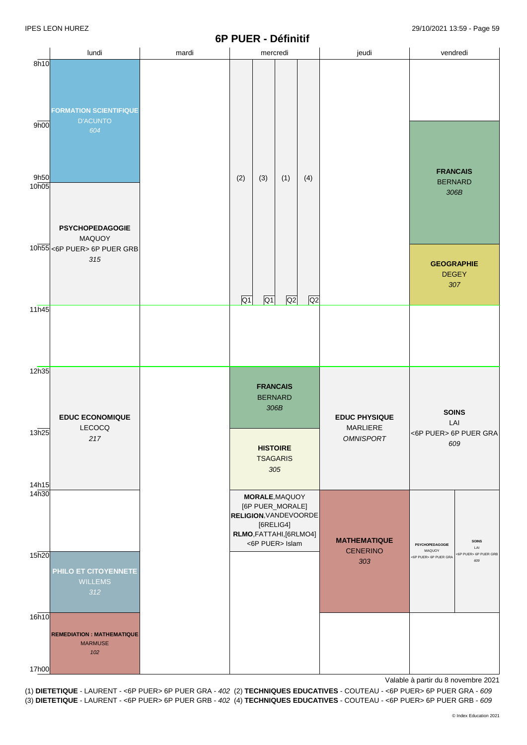# 6P PUER - Définitif

| | lundi | mardi | mercredi | jeudi | vendredi |
|---|---|---|---|---|---|
| 8h10 – 9h50 | **FORMATION SCIENTIFIQUE** D'ACUNTO *604* | | (2) Q1 / (3) Q1 / (1) Q2 / (4) Q2 (8h10 – 11h45) | | |
| 9h00 – 10h55 | | | | | **FRANCAIS** BERNARD *306B* |
| 10h05 – 11h45 | **PSYCHOPEDAGOGIE** MAQUOY <6P PUER> 6P PUER GRB *315* | | | | |
| 10h55 – 11h45 | | | | | **GEOGRAPHIE** DEGEY *307* |
| 11h45 – 12h35 | | | | | |
| 12h35 – 13h25 | | | **FRANCAIS** BERNARD *306B* | | |
| 12h35 – 14h15 | **EDUC ECONOMIQUE** LECOCQ *217* | | | **EDUC PHYSIQUE** MARLIERE *OMNISPORT* | **SOINS** LAI <6P PUER> 6P PUER GRA *609* |
| 13h25 – 14h15 | | | **HISTOIRE** TSAGARIS *305* | | |
| 14h30 – 15h20 | | | **MORALE**,MAQUOY [6P PUER_MORALE] **RELIGION**,VANDEVOORDE [6RELIG4] **RLMO**,FATTAHI,[6RLMO4] <6P PUER> Islam | | |
| 14h30 – 16h10 | | | | **MATHEMATIQUE** CENERINO *303* | **PSYCHOPEDAGOGIE** MAQUOY <6P PUER> 6P PUER GRA / **SOINS** LAI <6P PUER> 6P PUER GRB *609* |
| 15h20 – 16h10 | **PHILO ET CITOYENNETE** WILLEMS *312* | | | | |
| 16h10 – 17h00 | **REMEDIATION : MATHEMATIQUE** MARMUSE *102* | | | | |

Valable à partir du 8 novembre 2021

(1) **DIETETIQUE** - LAURENT - <6P PUER> 6P PUER GRA - *402* (2) **TECHNIQUES EDUCATIVES** - COUTEAU - <6P PUER> 6P PUER GRA - *609*
(3) **DIETETIQUE** - LAURENT - <6P PUER> 6P PUER GRB - *402* (4) **TECHNIQUES EDUCATIVES** - COUTEAU - <6P PUER> 6P PUER GRB - *609*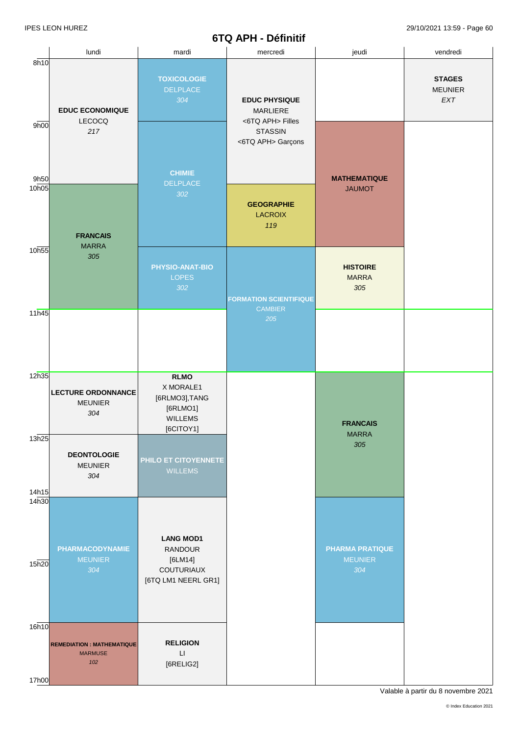IPES LEON HUREZ

# 6TQ APH - Définitif

| | lundi | mardi | mercredi | jeudi | vendredi |
|---|---|---|---|---|---|
| 8h10 | **EDUC ECONOMIQUE** LECOCQ *217* (8h10–9h50) | **TOXICOLOGIE** DELPLACE *304* (8h10–9h00) | **EDUC PHYSIQUE** MARLIERE <6TQ APH> Filles STASSIN <6TQ APH> Garçons (8h10–9h50) | | **STAGES** MEUNIER *EXT* (8h10–9h00) |
| 9h00 | | **CHIMIE** DELPLACE *302* (9h00–10h55) | | **MATHEMATIQUE** JAUMOT (9h00–10h55) | |
| 9h50 / 10h05 | **FRANCAIS** MARRA *305* (10h05–11h45) | | **GEOGRAPHIE** LACROIX *119* (10h05–10h55) | | |
| 10h55 | | **PHYSIO-ANAT-BIO** LOPES *302* (10h55–11h45) | **FORMATION SCIENTIFIQUE** CAMBIER *205* (10h55–12h35) | **HISTOIRE** MARRA *305* (10h55–11h45) | |
| 11h45 | | | | | |
| 12h35 | **LECTURE ORDONNANCE** MEUNIER *304* (12h35–13h25) | **RLMO** X MORALE1 [6RLMO3],TANG [6RLMO1] WILLEMS [6CITOY1] (12h35–13h25) | | **FRANCAIS** MARRA *305* (12h35–14h15) | |
| 13h25 | **DEONTOLOGIE** MEUNIER *304* (13h25–14h15) | **PHILO ET CITOYENNETE** WILLEMS (13h25–14h15) | | | |
| 14h15 / 14h30 | **PHARMACODYNAMIE** MEUNIER *304* (14h30–16h10) | **LANG MOD1** RANDOUR [6LM14] COUTURIAUX [6TQ LM1 NEERL GR1] (14h30–16h10) | | **PHARMA PRATIQUE** MEUNIER *304* (14h30–16h10) | |
| 15h20 | | | | | |
| 16h10 | **REMEDIATION : MATHEMATIQUE** MARMUSE *102* (16h10–17h00) | **RELIGION** LI [6RELIG2] (16h10–17h00) | | | |
| 17h00 | | | | | |

Valable à partir du 8 novembre 2021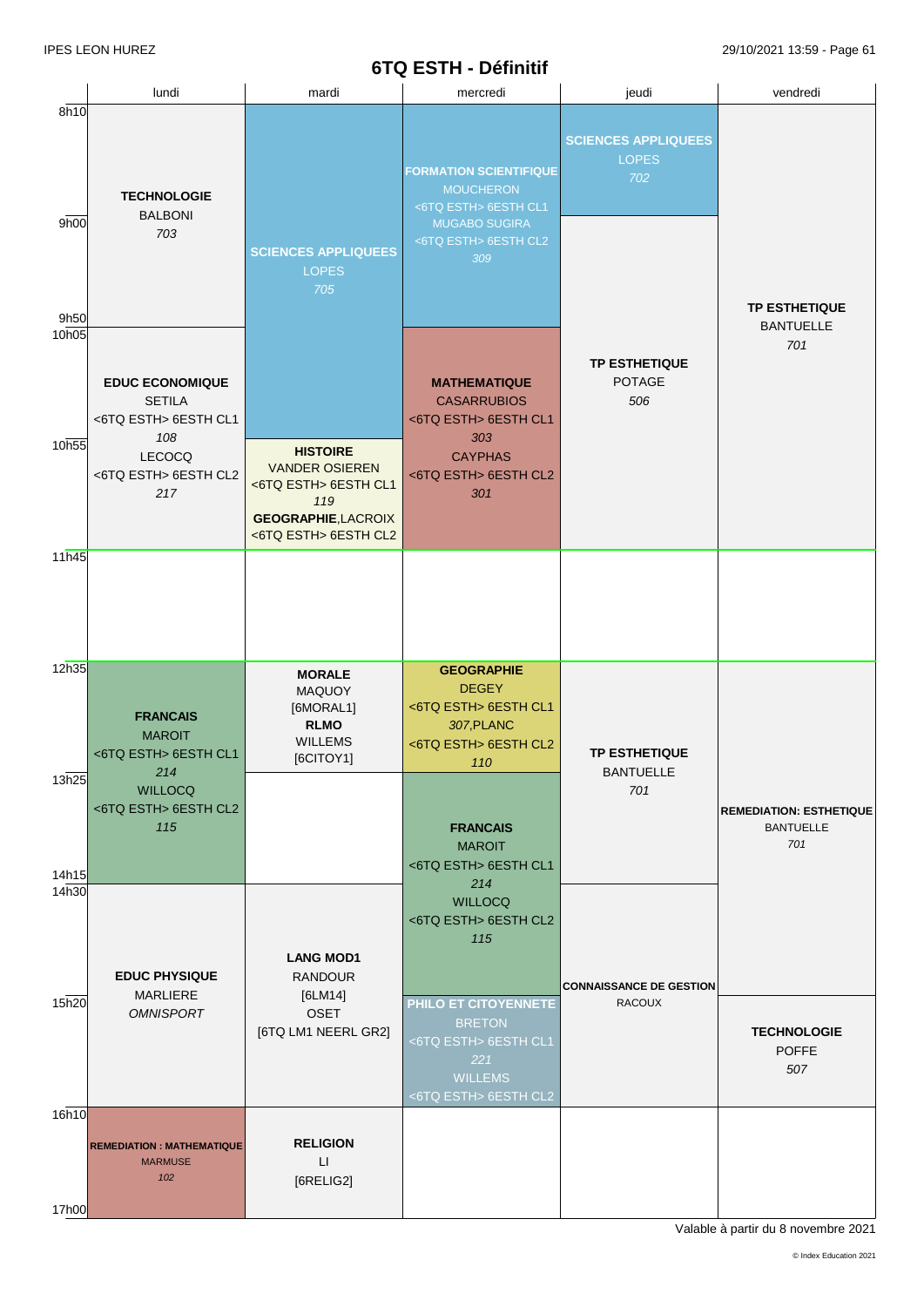# 6TQ ESTH - Définitif

| | lundi | mardi | mercredi | jeudi | vendredi |
|---|---|---|---|---|---|
| 8h10 | **TECHNOLOGIE** BALBONI *703* | **SCIENCES APPLIQUEES** LOPES *705* | **FORMATION SCIENTIFIQUE** MOUCHERON <6TQ ESTH> 6ESTH CL1 MUGABO SUGIRA <6TQ ESTH> 6ESTH CL2 *309* | **SCIENCES APPLIQUEES** LOPES *702* | **TP ESTHETIQUE** BANTUELLE *701* |
| 9h00 | | | | **TP ESTHETIQUE** POTAGE *506* | |
| 9h50 / 10h05 | **EDUC ECONOMIQUE** SETILA <6TQ ESTH> 6ESTH CL1 *108* LECOCQ <6TQ ESTH> 6ESTH CL2 *217* | | **MATHEMATIQUE** CASARRUBIOS <6TQ ESTH> 6ESTH CL1 *303* CAYPHAS <6TQ ESTH> 6ESTH CL2 *301* | | |
| 10h55 | | **HISTOIRE** VANDER OSIEREN <6TQ ESTH> 6ESTH CL1 *119* **GEOGRAPHIE**,LACROIX <6TQ ESTH> 6ESTH CL2 | | | |
| 11h45 | | | | | |
| 12h35 | **FRANCAIS** MAROIT <6TQ ESTH> 6ESTH CL1 *214* WILLOCQ <6TQ ESTH> 6ESTH CL2 *115* | **MORALE** MAQUOY [6MORAL1] **RLMO** WILLEMS [6CITOY1] | **GEOGRAPHIE** DEGEY <6TQ ESTH> 6ESTH CL1 *307*,PLANC <6TQ ESTH> 6ESTH CL2 *110* | **TP ESTHETIQUE** BANTUELLE *701* | **REMEDIATION: ESTHETIQUE** BANTUELLE *701* |
| 13h25 | | | **FRANCAIS** MAROIT <6TQ ESTH> 6ESTH CL1 *214* WILLOCQ <6TQ ESTH> 6ESTH CL2 *115* | | |
| 14h15 / 14h30 | **EDUC PHYSIQUE** MARLIERE *OMNISPORT* | **LANG MOD1** RANDOUR [6LM14] OSET [6TQ LM1 NEERL GR2] | | **CONNAISSANCE DE GESTION** RACOUX | |
| 15h20 | | | **PHILO ET CITOYENNETE** BRETON <6TQ ESTH> 6ESTH CL1 *221* WILLEMS <6TQ ESTH> 6ESTH CL2 | | **TECHNOLOGIE** POFFE *507* |
| 16h10 - 17h00 | **REMEDIATION : MATHEMATIQUE** MARMUSE *102* | **RELIGION** LI [6RELIG2] | | | |

Valable à partir du 8 novembre 2021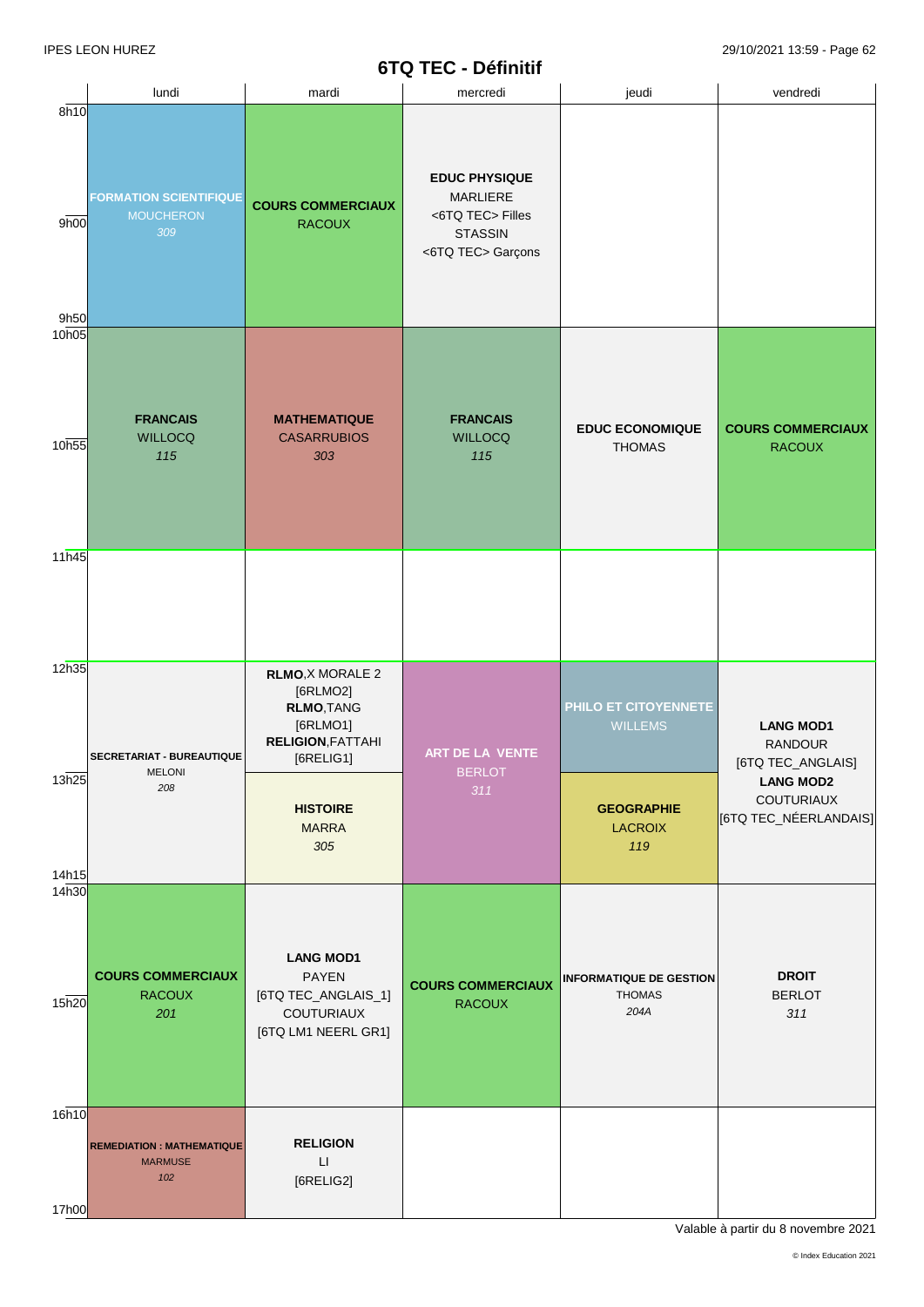IPES LEON HUREZ

# 6TQ TEC - Définitif

| | lundi | mardi | mercredi | jeudi | vendredi |
|---|---|---|---|---|---|
| 8h10 - 9h50 | **FORMATION SCIENTIFIQUE** MOUCHERON *309* | **COURS COMMERCIAUX** RACOUX | **EDUC PHYSIQUE** MARLIERE <6TQ TEC> Filles STASSIN <6TQ TEC> Garçons | | |
| 10h05 - 11h45 | **FRANCAIS** WILLOCQ *115* | **MATHEMATIQUE** CASARRUBIOS *303* | **FRANCAIS** WILLOCQ *115* | **EDUC ECONOMIQUE** THOMAS | **COURS COMMERCIAUX** RACOUX |
| 11h45 - 12h35 | | | | | |
| 12h35 - 13h25 | **SECRETARIAT - BUREAUTIQUE** MELONI *208* (12h35 - 14h15) | **RLMO**,X MORALE 2 [6RLMO2] **RLMO**,TANG [6RLMO1] **RELIGION**,FATTAHI [6RELIG1] | **ART DE LA VENTE** BERLOT *311* (12h35 - 14h15) | **PHILO ET CITOYENNETE** WILLEMS | **LANG MOD1** RANDOUR [6TQ TEC_ANGLAIS] **LANG MOD2** COUTURIAUX [6TQ TEC_NÉERLANDAIS] (12h35 - 14h15) |
| 13h25 - 14h15 | | **HISTOIRE** MARRA *305* | | **GEOGRAPHIE** LACROIX *119* | |
| 14h30 - 16h10 | **COURS COMMERCIAUX** RACOUX *201* | **LANG MOD1** PAYEN [6TQ TEC_ANGLAIS_1] COUTURIAUX [6TQ LM1 NEERL GR1] | **COURS COMMERCIAUX** RACOUX | **INFORMATIQUE DE GESTION** THOMAS *204A* | **DROIT** BERLOT *311* |
| 16h10 - 17h00 | **REMEDIATION : MATHEMATIQUE** MARMUSE *102* | **RELIGION** LI [6RELIG2] | | | |

Valable à partir du 8 novembre 2021

© Index Education 2021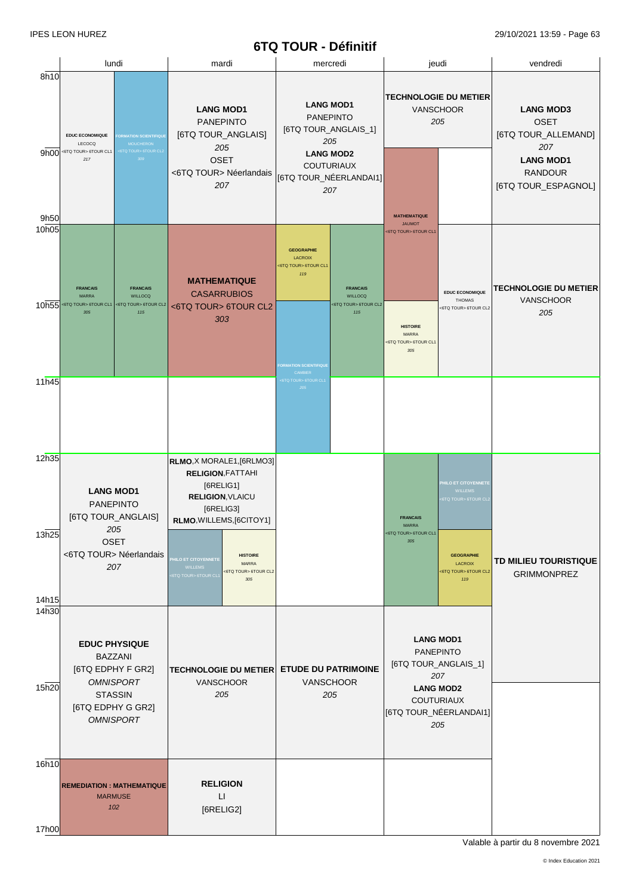# 6TQ TOUR - Définitif

| | lundi | mardi | mercredi | jeudi | vendredi |
|---|---|---|---|---|---|
| 8h10 – 9h50 | **EDUC ECONOMIQUE** LECOCQ <6TQ TOUR> 6TOUR CL1 217 / **FORMATION SCIENTIFIQUE** MOUCHERON <6TQ TOUR> 6TOUR CL2 309 | **LANG MOD1** PANEPINTO [6TQ TOUR_ANGLAIS] 205 / OSET <6TQ TOUR> Néerlandais 207 | **LANG MOD1** PANEPINTO [6TQ TOUR_ANGLAIS_1] 205 / **LANG MOD2** COUTURIAUX [6TQ TOUR_NÉERLANDAI1] 207 | **TECHNOLOGIE DU METIER** VANSCHOOR 205 (8h10–9h00) / **MATHEMATIQUE** JAUMOT <6TQ TOUR> 6TOUR CL1 (9h00–10h55) | **LANG MOD3** OSET [6TQ TOUR_ALLEMAND] 207 / **LANG MOD1** RANDOUR [6TQ TOUR_ESPAGNOL] |
| 10h05 – 11h45 | **FRANCAIS** MARRA <6TQ TOUR> 6TOUR CL1 305 / **FRANCAIS** WILLOCQ <6TQ TOUR> 6TOUR CL2 115 | **MATHEMATIQUE** CASARRUBIOS <6TQ TOUR> 6TOUR CL2 303 | **GEOGRAPHIE** LACROIX <6TQ TOUR> 6TOUR CL1 119 (10h05–10h55) / **FORMATION SCIENTIFIQUE** CAMBIER <6TQ TOUR> 6TOUR CL1 205 (10h55–12h35) / **FRANCAIS** WILLOCQ <6TQ TOUR> 6TOUR CL2 115 | **HISTOIRE** MARRA <6TQ TOUR> 6TOUR CL1 305 (10h55–11h45) / **EDUC ECONOMIQUE** THOMAS <6TQ TOUR> 6TOUR CL2 | **TECHNOLOGIE DU METIER** VANSCHOOR 205 |
| 11h45 – 12h35 | | | | | |
| 12h35 – 14h15 | **LANG MOD1** PANEPINTO [6TQ TOUR_ANGLAIS] 205 / OSET <6TQ TOUR> Néerlandais 207 | **RLMO**, X MORALE1, [6RLMO3] **RELIGION**, FATTAHI [6RELIG1] **RELIGION**, VLAICU [6RELIG3] **RLMO**, WILLEMS, [6CITOY1] (12h35–13h25) / **PHILO ET CITOYENNETE** WILLEMS <6TQ TOUR> 6TOUR CL1 / **HISTOIRE** MARRA <6TQ TOUR> 6TOUR CL2 305 (13h25–14h15) | | **FRANCAIS** MARRA <6TQ TOUR> 6TOUR CL1 305 / **PHILO ET CITOYENNETE** WILLEMS <6TQ TOUR> 6TOUR CL2 (12h35–13h25) / **GEOGRAPHIE** LACROIX <6TQ TOUR> 6TOUR CL2 119 (13h25–14h15) | **TD MILIEU TOURISTIQUE** GRIMMONPREZ (12h35–15h20) |
| 14h30 – 16h10 | **EDUC PHYSIQUE** BAZZANI [6TQ EDPHY F GR2] *OMNISPORT* / STASSIN [6TQ EDPHY G GR2] *OMNISPORT* | **TECHNOLOGIE DU METIER** VANSCHOOR 205 | **ETUDE DU PATRIMOINE** VANSCHOOR 205 | **LANG MOD1** PANEPINTO [6TQ TOUR_ANGLAIS_1] 207 / **LANG MOD2** COUTURIAUX [6TQ TOUR_NÉERLANDAI1] 205 | |
| 16h10 – 17h00 | **REMEDIATION : MATHEMATIQUE** MARMUSE 102 | **RELIGION** LI [6RELIG2] | | | |

Valable à partir du 8 novembre 2021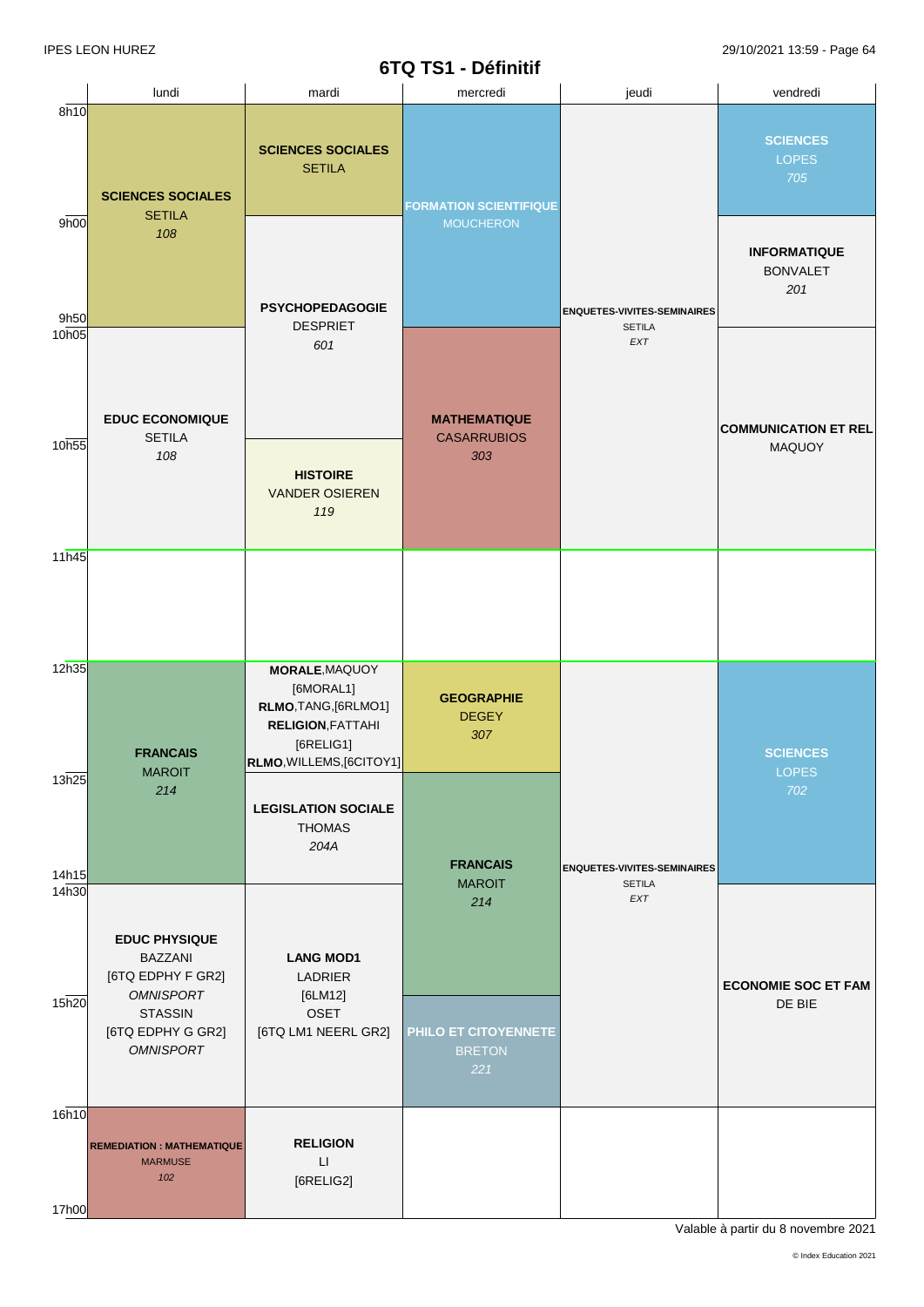IPES LEON HUREZ

# 6TQ TS1 - Définitif

| | lundi | mardi | mercredi | jeudi | vendredi |
|---|---|---|---|---|---|
| 8h10 | **SCIENCES SOCIALES** SETILA *108* (8h10–9h50) | **SCIENCES SOCIALES** SETILA | **FORMATION SCIENTIFIQUE** MOUCHERON (8h10–9h50) | **ENQUETES-VIVITES-SEMINAIRES** SETILA *EXT* (8h10–11h45) | **SCIENCES** LOPES *705* |
| 9h00 | | **PSYCHOPEDAGOGIE** DESPRIET *601* (9h00–10h55) | | | **INFORMATIQUE** BONVALET *201* |
| 10h05 | **EDUC ECONOMIQUE** SETILA *108* (10h05–11h45) | | **MATHEMATIQUE** CASARRUBIOS *303* (10h05–11h45) | | **COMMUNICATION ET REL** MAQUOY (10h05–11h45) |
| 10h55 | | **HISTOIRE** VANDER OSIEREN *119* | | | |
| 11h45 | | | | | |
| 12h35 | **FRANCAIS** MAROIT *214* (12h35–14h15) | **MORALE**,MAQUOY [6MORAL1] **RLMO**,TANG,[6RLMO1] **RELIGION**,FATTAHI [6RELIG1] **RLMO**,WILLEMS,[6CITOY1] | **GEOGRAPHIE** DEGEY *307* | **ENQUETES-VIVITES-SEMINAIRES** SETILA *EXT* (12h35–16h10) | **SCIENCES** LOPES *702* (12h35–14h15) |
| 13h25 | | **LEGISLATION SOCIALE** THOMAS *204A* | **FRANCAIS** MAROIT *214* (13h25–15h20) | | |
| 14h30 | **EDUC PHYSIQUE** BAZZANI [6TQ EDPHY F GR2] *OMNISPORT* STASSIN [6TQ EDPHY G GR2] *OMNISPORT* (14h30–16h10) | **LANG MOD1** LADRIER [6LM12] OSET [6TQ LM1 NEERL GR2] (14h30–16h10) | | | **ECONOMIE SOC ET FAM** DE BIE (14h30–16h10) |
| 15h20 | | | **PHILO ET CITOYENNETE** BRETON *221* | | |
| 16h10 | **REMEDIATION : MATHEMATIQUE** MARMUSE *102* | **RELIGION** LI [6RELIG2] | | | |
| 17h00 | | | | | |

Valable à partir du 8 novembre 2021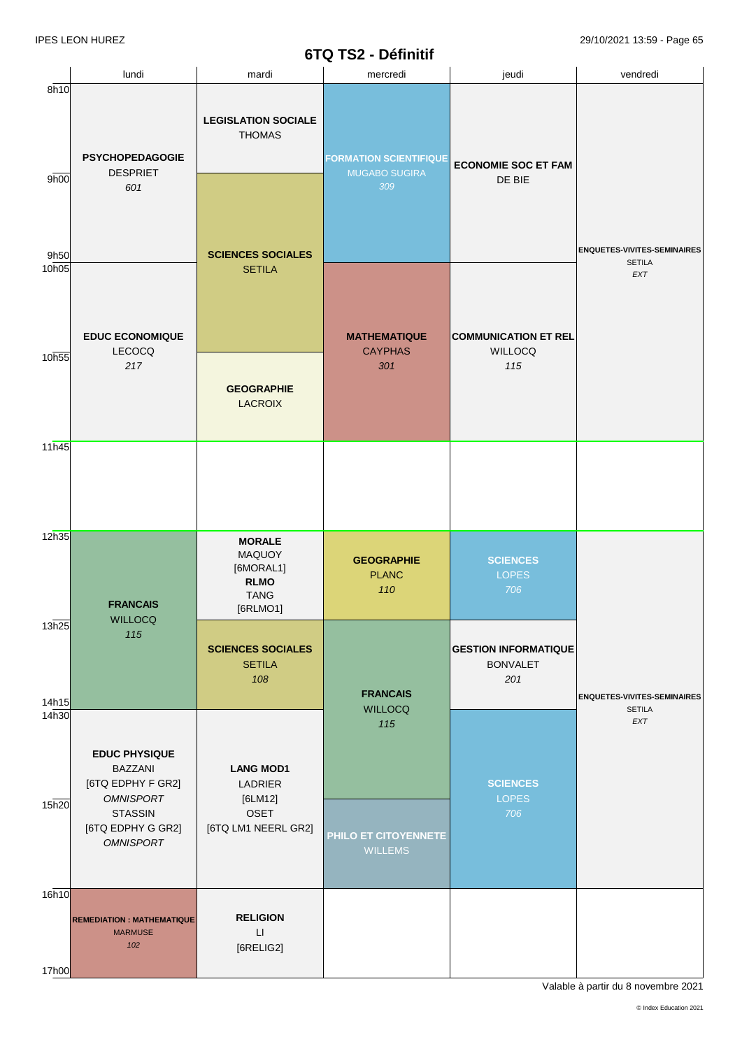# 6TQ TS2 - Définitif

| | lundi | mardi | mercredi | jeudi | vendredi |
|---|---|---|---|---|---|
| 8h10 - 9h00 | **PSYCHOPEDAGOGIE** DESPRIET *601* (8h10-9h50) | **LEGISLATION SOCIALE** THOMAS | **FORMATION SCIENTIFIQUE** MUGABO SUGIRA *309* (8h10-10h05) | **ECONOMIE SOC ET FAM** DE BIE (8h10-10h05) | **ENQUETES-VIVITES-SEMINAIRES** SETILA *EXT* (8h10-11h45) |
| 9h00 - 9h50 | | **SCIENCES SOCIALES** SETILA (9h00-10h55) | | | |
| 10h05 - 10h55 | **EDUC ECONOMIQUE** LECOCQ *217* (10h05-11h45) | | **MATHEMATIQUE** CAYPHAS *301* (10h05-11h45) | **COMMUNICATION ET REL** WILLOCQ *115* (10h05-11h45) | |
| 10h55 - 11h45 | | **GEOGRAPHIE** LACROIX | | | |
| 11h45 - 12h35 | | | | | |
| 12h35 - 13h25 | **FRANCAIS** WILLOCQ *115* (12h35-14h15) | **MORALE** MAQUOY [6MORAL1] **RLMO** TANG [6RLMO1] | **GEOGRAPHIE** PLANC *110* | **SCIENCES** LOPES *706* | **ENQUETES-VIVITES-SEMINAIRES** SETILA *EXT* (12h35-16h10) |
| 13h25 - 14h15 | | **SCIENCES SOCIALES** SETILA *108* | **FRANCAIS** WILLOCQ *115* (13h25-15h20) | **GESTION INFORMATIQUE** BONVALET *201* | |
| 14h30 - 15h20 | **EDUC PHYSIQUE** BAZZANI [6TQ EDPHY F GR2] *OMNISPORT* STASSIN [6TQ EDPHY G GR2] *OMNISPORT* (14h30-16h10) | **LANG MOD1** LADRIER [6LM12] OSET [6TQ LM1 NEERL GR2] (14h30-16h10) | | **SCIENCES** LOPES *706* (14h30-16h10) | |
| 15h20 - 16h10 | | | **PHILO ET CITOYENNETE** WILLEMS | | |
| 16h10 - 17h00 | **REMEDIATION : MATHEMATIQUE** MARMUSE *102* | **RELIGION** LI [6RELIG2] | | | |

Valable à partir du 8 novembre 2021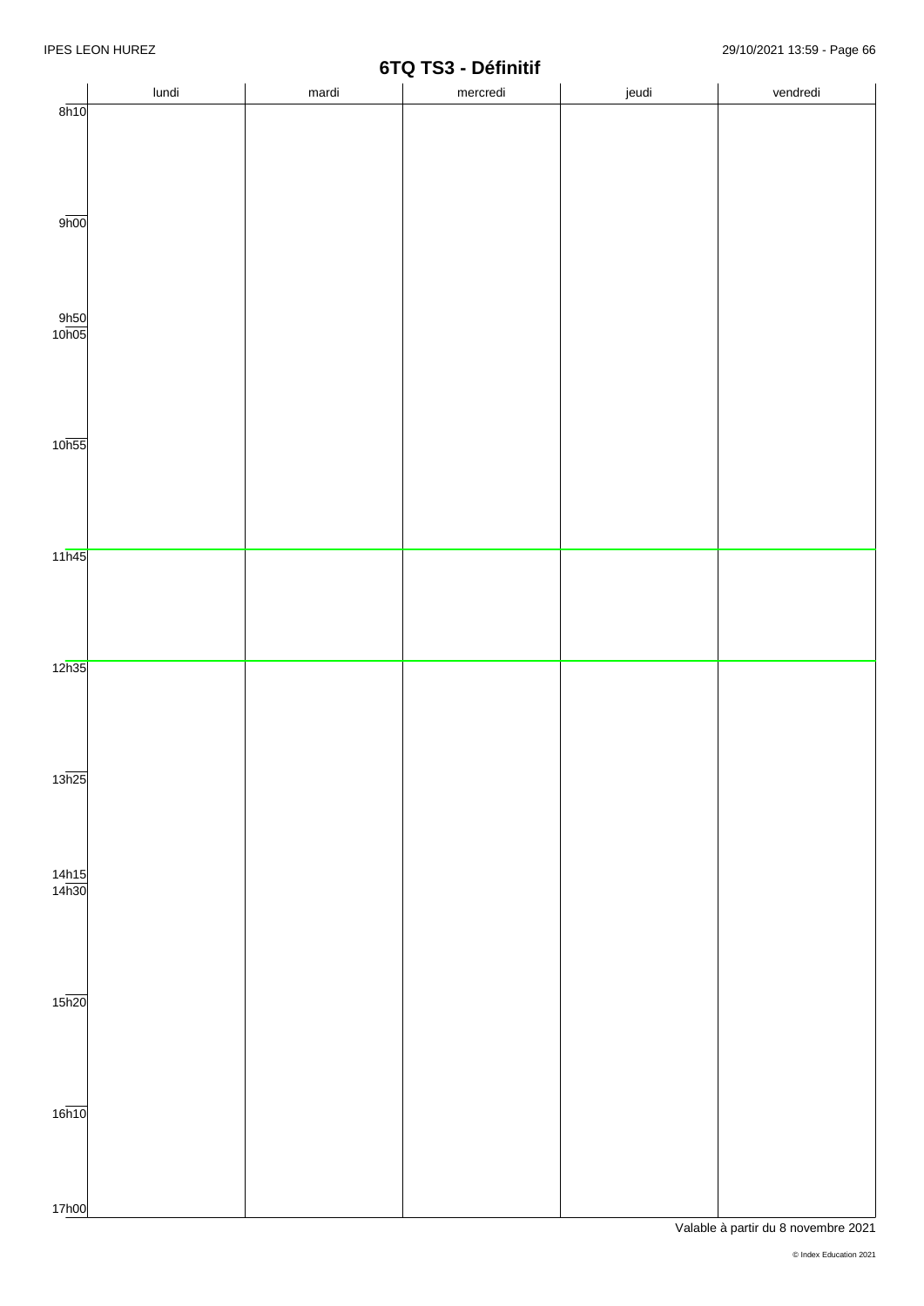# 6TQ TS3 - Définitif

| | lundi | mardi | mercredi | jeudi | vendredi |
|---|---|---|---|---|---|
| 8h10 | | | | | |
| 9h00 | | | | | |
| 9h50 | | | | | |
| 10h05 | | | | | |
| 10h55 | | | | | |
| 11h45 | | | | | |
| 12h35 | | | | | |
| 13h25 | | | | | |
| 14h15 | | | | | |
| 14h30 | | | | | |
| 15h20 | | | | | |
| 16h10 | | | | | |
| 17h00 | | | | | |

Valable à partir du 8 novembre 2021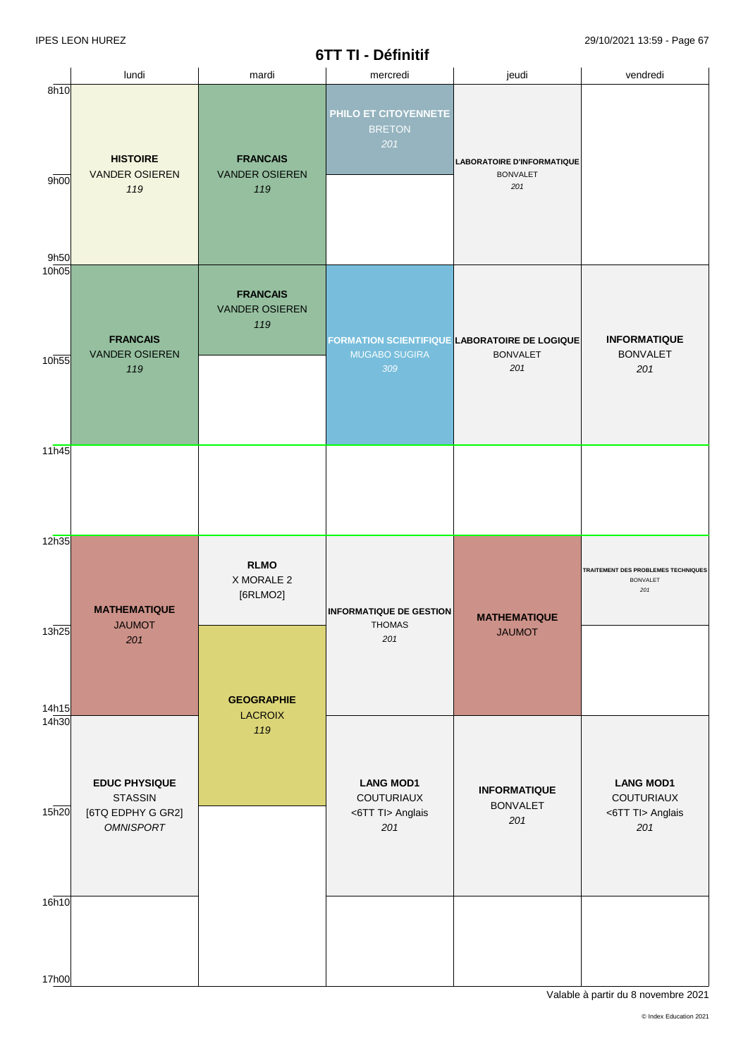# 6TT TI - Définitif

| | lundi | mardi | mercredi | jeudi | vendredi |
|---|---|---|---|---|---|
| 8h10 - 9h00 | **HISTOIRE** VANDER OSIEREN *119* | **FRANCAIS** VANDER OSIEREN *119* | **PHILO ET CITOYENNETE** BRETON *201* | **LABORATOIRE D'INFORMATIQUE** BONVALET *201* | |
| 9h00 - 9h50 | | | | | |
| 10h05 - 10h55 | **FRANCAIS** VANDER OSIEREN *119* | **FRANCAIS** VANDER OSIEREN *119* | **FORMATION SCIENTIFIQUE** MUGABO SUGIRA *309* | **LABORATOIRE DE LOGIQUE** BONVALET *201* | **INFORMATIQUE** BONVALET *201* |
| 10h55 - 11h45 | | | | | |
| 11h45 - 12h35 | | | | | |
| 12h35 - 13h25 | **MATHEMATIQUE** JAUMOT *201* | **RLMO** X MORALE 2 [6RLMO2] | **INFORMATIQUE DE GESTION** THOMAS *201* | **MATHEMATIQUE** JAUMOT | **TRAITEMENT DES PROBLEMES TECHNIQUES** BONVALET *201* |
| 13h25 - 14h15 | | **GEOGRAPHIE** LACROIX *119* | | | |
| 14h30 - 15h20 | **EDUC PHYSIQUE** STASSIN [6TQ EDPHY G GR2] *OMNISPORT* | | **LANG MOD1** COUTURIAUX <6TT TI> Anglais *201* | **INFORMATIQUE** BONVALET *201* | **LANG MOD1** COUTURIAUX <6TT TI> Anglais *201* |
| 15h20 - 16h10 | | | | | |
| 16h10 - 17h00 | | | | | |

Valable à partir du 8 novembre 2021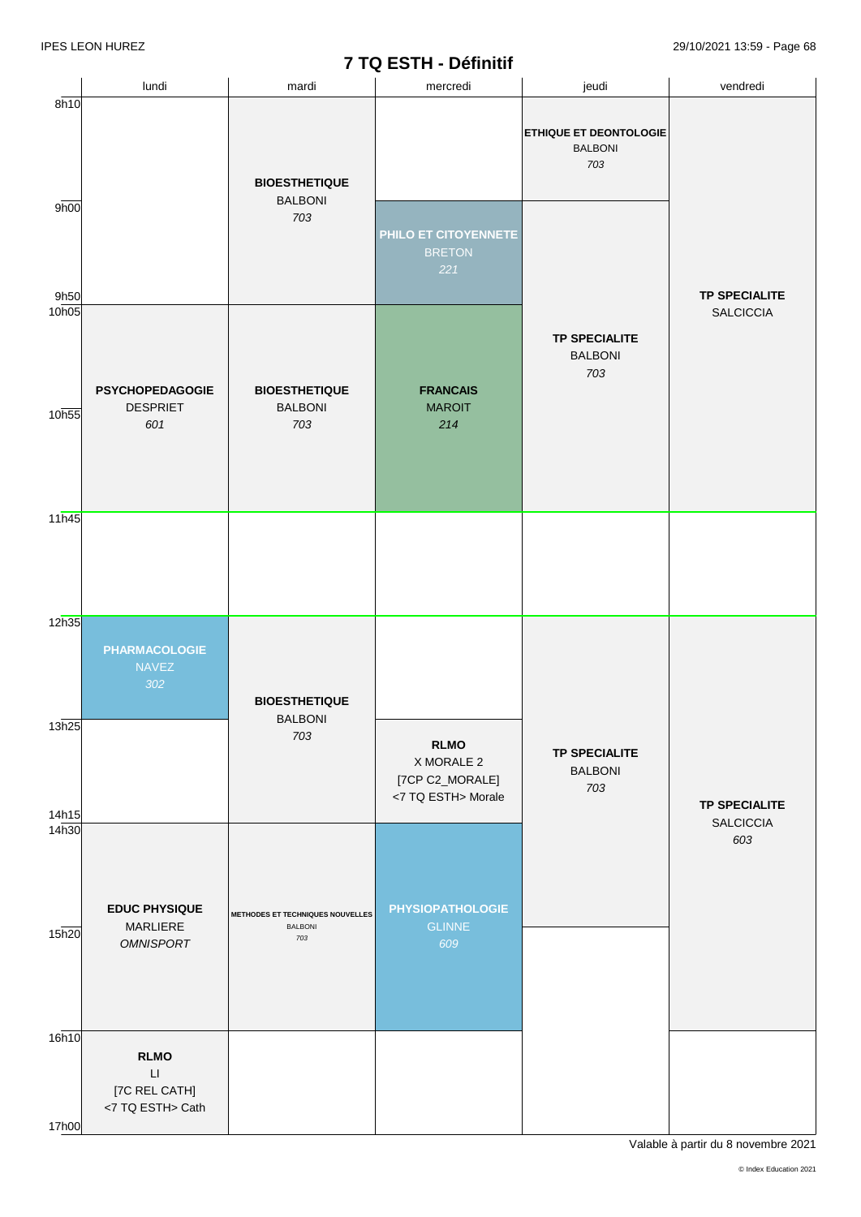IPES LEON HUREZ

# 7 TQ ESTH - Définitif

| | lundi | mardi | mercredi | jeudi | vendredi |
|---|---|---|---|---|---|
| 8h10 - 9h00 | | **BIOESTHETIQUE** BALBONI *703* (8h10 - 10h05) | | **ETHIQUE ET DEONTOLOGIE** BALBONI *703* | **TP SPECIALITE** SALCICCIA (8h10 - 11h45) |
| 9h00 - 9h50 | | | **PHILO ET CITOYENNETE** BRETON *221* | **TP SPECIALITE** BALBONI *703* (9h00 - 11h45) | |
| 10h05 - 11h45 | **PSYCHOPEDAGOGIE** DESPRIET *601* | **BIOESTHETIQUE** BALBONI *703* | **FRANCAIS** MAROIT *214* | | |
| 11h45 - 12h35 | | | | | |
| 12h35 - 13h25 | **PHARMACOLOGIE** NAVEZ *302* | **BIOESTHETIQUE** BALBONI *703* (12h35 - 14h15) | | **TP SPECIALITE** BALBONI *703* (12h35 - 15h20) | **TP SPECIALITE** SALCICCIA *603* (12h35 - 16h10) |
| 13h25 - 14h15 | | | **RLMO** X MORALE 2 [7CP C2_MORALE] <7 TQ ESTH> Morale | | |
| 14h30 - 16h10 | **EDUC PHYSIQUE** MARLIERE *OMNISPORT* | **METHODES ET TECHNIQUES NOUVELLES** BALBONI *703* | **PHYSIOPATHOLOGIE** GLINNE *609* | | |
| 16h10 - 17h00 | **RLMO** LI [7C REL CATH] <7 TQ ESTH> Cath | | | | |

Valable à partir du 8 novembre 2021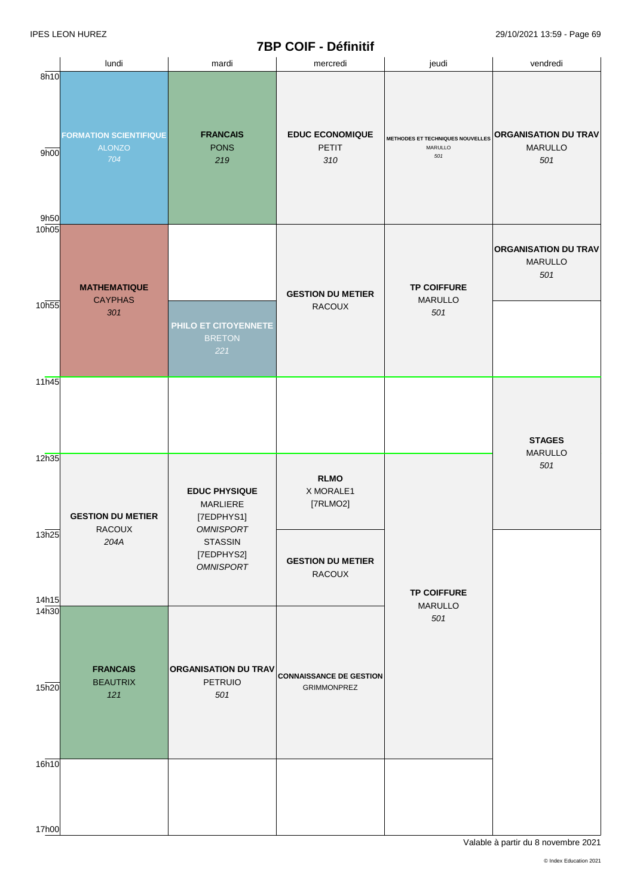IPES LEON HUREZ

# 7BP COIF - Définitif

| | lundi | mardi | mercredi | jeudi | vendredi |
|---|---|---|---|---|---|
| 8h10 - 9h50 | **FORMATION SCIENTIFIQUE** ALONZO *704* | **FRANCAIS** PONS *219* | **EDUC ECONOMIQUE** PETIT *310* | **METHODES ET TECHNIQUES NOUVELLES** MARULLO *501* | **ORGANISATION DU TRAV** MARULLO *501* |
| 10h05 - 10h55 | **MATHEMATIQUE** CAYPHAS *301* | | **GESTION DU METIER** RACOUX | **TP COIFFURE** MARULLO *501* | **ORGANISATION DU TRAV** MARULLO *501* |
| 10h55 - 11h45 | | **PHILO ET CITOYENNETE** BRETON *221* | | | |
| 11h45 - 12h35 | | | | | **STAGES** MARULLO *501* |
| 12h35 - 13h25 | **GESTION DU METIER** RACOUX *204A* | **EDUC PHYSIQUE** MARLIERE [7EDPHYS1] *OMNISPORT* STASSIN [7EDPHYS2] *OMNISPORT* | **RLMO** X MORALE1 [7RLMO2] | **TP COIFFURE** MARULLO *501* | |
| 13h25 - 14h15 | | | **GESTION DU METIER** RACOUX | | |
| 14h30 - 16h10 | **FRANCAIS** BEAUTRIX *121* | **ORGANISATION DU TRAV** PETRUIO *501* | **CONNAISSANCE DE GESTION** GRIMMONPREZ | | |
| 16h10 - 17h00 | | | | | |

Valable à partir du 8 novembre 2021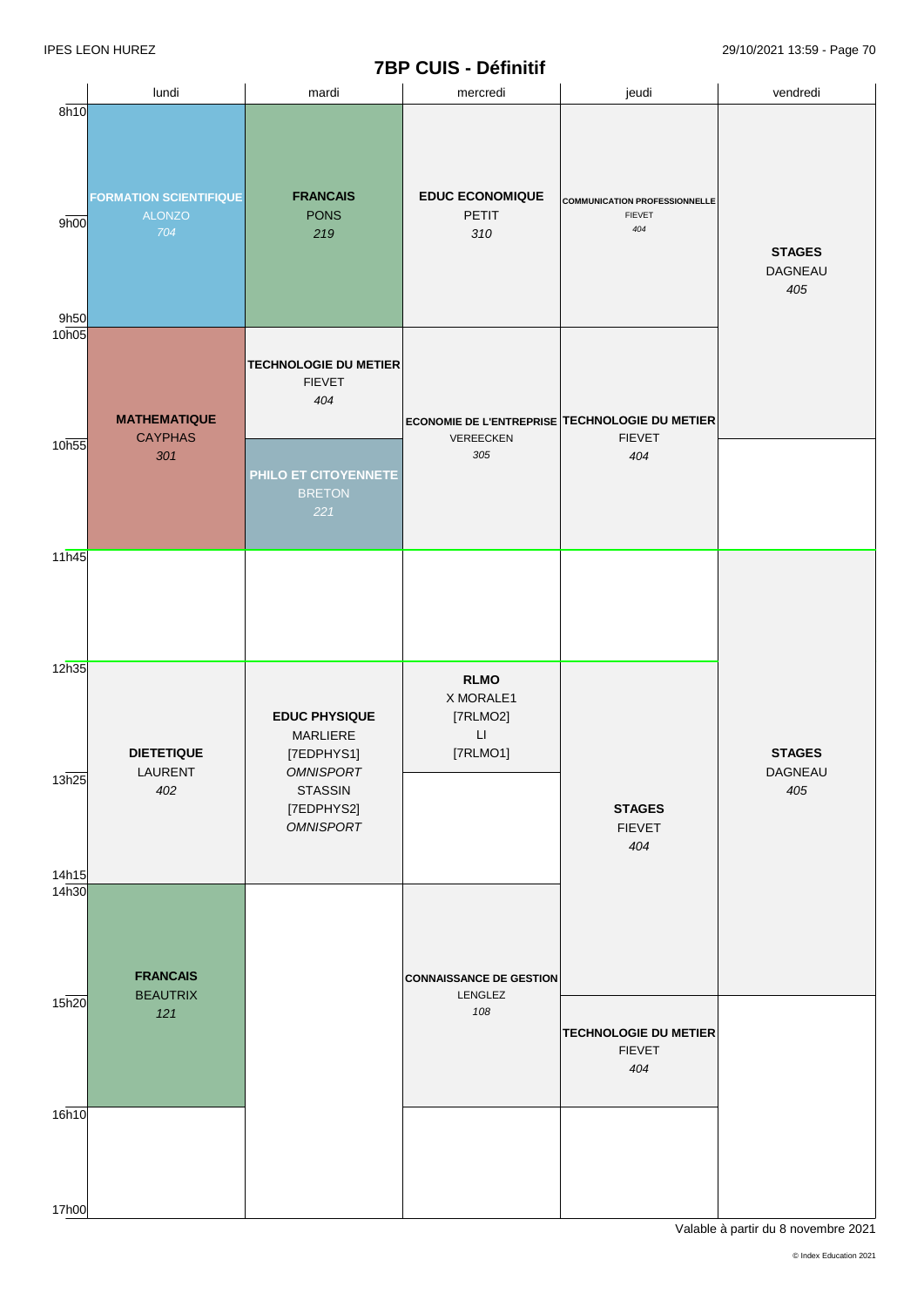IPES LEON HUREZ

29/10/2021 13:59

# 7BP CUIS - Définitif

| | lundi | mardi | mercredi | jeudi | vendredi |
|---|---|---|---|---|---|
| 8h10 - 9h50 | **FORMATION SCIENTIFIQUE** ALONZO *704* | **FRANCAIS** PONS *219* | **EDUC ECONOMIQUE** PETIT *310* | **COMMUNICATION PROFESSIONNELLE** FIEVET *404* | **STAGES** DAGNEAU *405* (8h10 - 10h55) |
| 10h05 - 10h55 | **MATHEMATIQUE** CAYPHAS *301* (10h05 - 11h45) | **TECHNOLOGIE DU METIER** FIEVET *404* | **ECONOMIE DE L'ENTREPRISE** VEREECKEN *305* (10h05 - 11h45) | **TECHNOLOGIE DU METIER** FIEVET *404* (10h05 - 11h45) | |
| 10h55 - 11h45 | | **PHILO ET CITOYENNETE** BRETON *221* | | | |
| 11h45 - 12h35 | | | | | **STAGES** DAGNEAU *405* (11h45 - 15h20) |
| 12h35 - 13h25 | **DIETETIQUE** LAURENT *402* (12h35 - 14h15) | **EDUC PHYSIQUE** MARLIERE [7EDPHYS1] *OMNISPORT* STASSIN [7EDPHYS2] *OMNISPORT* (12h35 - 14h15) | **RLMO** X MORALE1 [7RLMO2] LI [7RLMO1] | **STAGES** FIEVET *404* (12h35 - 15h20) | |
| 13h25 - 14h15 | | | | | |
| 14h30 - 15h20 | **FRANCAIS** BEAUTRIX *121* (14h30 - 16h10) | | **CONNAISSANCE DE GESTION** LENGLEZ *108* (14h30 - 16h10) | | |
| 15h20 - 16h10 | | | | **TECHNOLOGIE DU METIER** FIEVET *404* | |
| 16h10 - 17h00 | | | | | |

Valable à partir du 8 novembre 2021

© Index Education 2021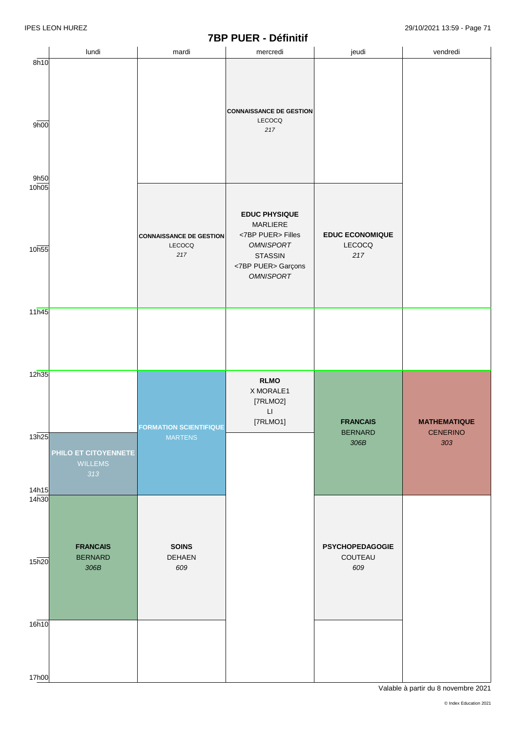IPES LEON HUREZ

# 7BP PUER - Définitif

| | lundi | mardi | mercredi | jeudi | vendredi |
|---|---|---|---|---|---|
| 8h10 – 9h50 | | | **CONNAISSANCE DE GESTION** LECOCQ *217* | | |
| 10h05 – 11h45 | | **CONNAISSANCE DE GESTION** LECOCQ *217* | **EDUC PHYSIQUE** MARLIERE <7BP PUER> Filles *OMNISPORT* STASSIN <7BP PUER> Garçons *OMNISPORT* | **EDUC ECONOMIQUE** LECOCQ *217* | |
| 11h45 – 12h35 | | | | | |
| 12h35 – 13h25 | | **FORMATION SCIENTIFIQUE** MARTENS (12h35 – 14h15) | **RLMO** X MORALE1 [7RLMO2] LI [7RLMO1] | **FRANCAIS** BERNARD *306B* (12h35 – 14h15) | **MATHEMATIQUE** CENERINO *303* (12h35 – 14h15) |
| 13h25 – 14h15 | **PHILO ET CITOYENNETE** WILLEMS *313* | | | | |
| 14h30 – 16h10 | **FRANCAIS** BERNARD *306B* | **SOINS** DEHAEN *609* | | **PSYCHOPEDAGOGIE** COUTEAU *609* | |
| 16h10 – 17h00 | | | | | |

Valable à partir du 8 novembre 2021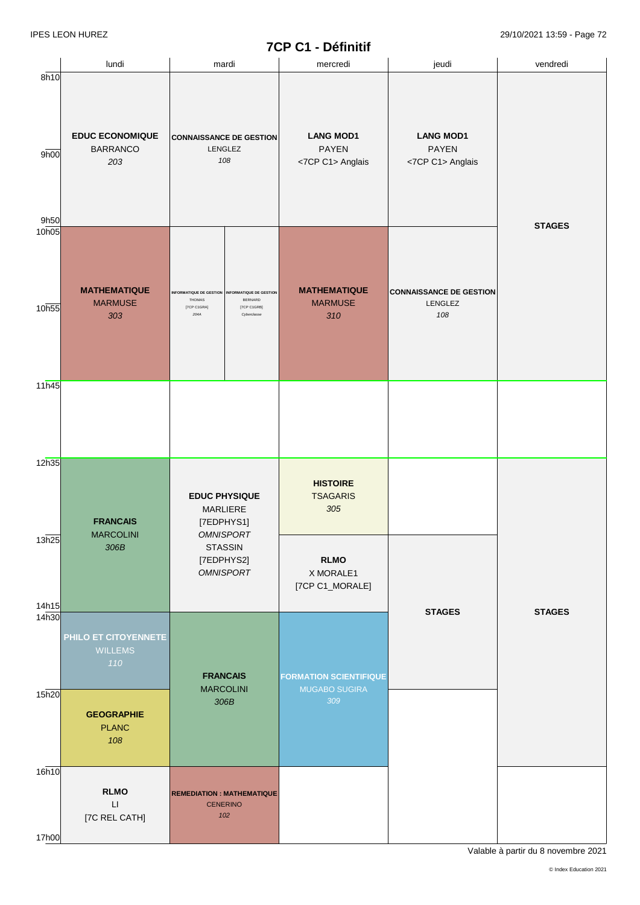IPES LEON HUREZ

# 7CP C1 - Définitif

| | lundi | mardi | mercredi | jeudi | vendredi |
|---|---|---|---|---|---|
| 8h10 - 9h50 | **EDUC ECONOMIQUE** BARRANCO *203* | **CONNAISSANCE DE GESTION** LENGLEZ *108* | **LANG MOD1** PAYEN <7CP C1> Anglais | **LANG MOD1** PAYEN <7CP C1> Anglais | **STAGES** |
| 10h05 - 11h45 | **MATHEMATIQUE** MARMUSE *303* | **INFORMATIQUE DE GESTION** THOMAS [7CP C1GRA] *204A* / **INFORMATIQUE DE GESTION** BERNARD [7CP C1GRB] *Cyberclasse* | **MATHEMATIQUE** MARMUSE *310* | **CONNAISSANCE DE GESTION** LENGLEZ *108* | **STAGES** |
| 11h45 - 12h35 | | | | | |
| 12h35 - 13h25 | **FRANCAIS** MARCOLINI *306B* | **EDUC PHYSIQUE** MARLIERE [7EDPHYS1] *OMNISPORT* STASSIN [7EDPHYS2] *OMNISPORT* | **HISTOIRE** TSAGARIS *305* | | **STAGES** |
| 13h25 - 14h15 | **FRANCAIS** MARCOLINI *306B* | **EDUC PHYSIQUE** (suite) | **RLMO** X MORALE1 [7CP C1_MORALE] | **STAGES** | **STAGES** |
| 14h30 - 15h20 | **PHILO ET CITOYENNETE** WILLEMS *110* | **FRANCAIS** MARCOLINI *306B* | **FORMATION SCIENTIFIQUE** MUGABO SUGIRA *309* | **STAGES** | **STAGES** |
| 15h20 - 16h10 | **GEOGRAPHIE** PLANC *108* | **FRANCAIS** MARCOLINI *306B* | **FORMATION SCIENTIFIQUE** MUGABO SUGIRA *309* | | **STAGES** |
| 16h10 - 17h00 | **RLMO** LI [7C REL CATH] | **REMEDIATION : MATHEMATIQUE** CENERINO *102* | | | |

Valable à partir du 8 novembre 2021

© Index Education 2021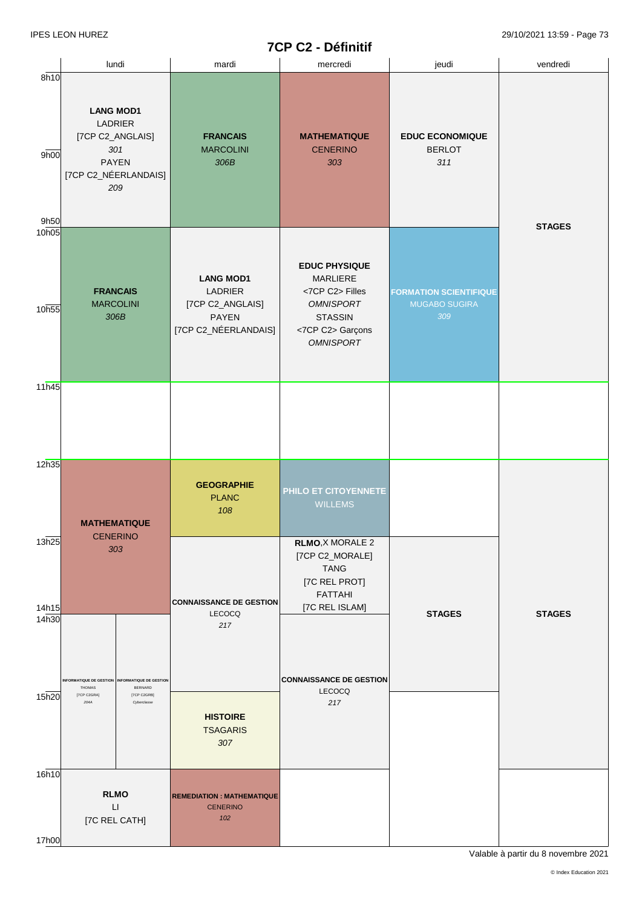# 7CP C2 - Définitif

| | lundi | mardi | mercredi | jeudi | vendredi |
|---|---|---|---|---|---|
| 8h10 – 9h50 | **LANG MOD1** LADRIER [7CP C2_ANGLAIS] *301* PAYEN [7CP C2_NÉERLANDAIS] *209* | **FRANCAIS** MARCOLINI *306B* | **MATHEMATIQUE** CENERINO *303* | **EDUC ECONOMIQUE** BERLOT *311* | **STAGES** |
| 10h05 – 11h45 | **FRANCAIS** MARCOLINI *306B* | **LANG MOD1** LADRIER [7CP C2_ANGLAIS] PAYEN [7CP C2_NÉERLANDAIS] | **EDUC PHYSIQUE** MARLIERE <7CP C2> Filles *OMNISPORT* STASSIN <7CP C2> Garçons *OMNISPORT* | **FORMATION SCIENTIFIQUE** MUGABO SUGIRA *309* | |
| 11h45 – 12h35 | | | | | |
| 12h35 – 13h25 | **MATHEMATIQUE** CENERINO *303* (12h35 – 14h30) | **GEOGRAPHIE** PLANC *108* | **PHILO ET CITOYENNETE** WILLEMS | | **STAGES** (12h35 – 16h10) |
| 13h25 – 14h30 | | **CONNAISSANCE DE GESTION** LECOCQ *217* (13h25 – 15h20) | **RLMO**,X MORALE 2 [7CP C2_MORALE] TANG [7C REL PROT] FATTAHI [7C REL ISLAM] | **STAGES** (13h25 – 15h20) | |
| 14h30 – 15h20 | **INFORMATIQUE DE GESTION** THOMAS [7CP C2GRA] *204A* / **INFORMATIQUE DE GESTION** BERNARD [7CP C2GRB] *Cyberclasse* (14h30 – 16h10) | | **CONNAISSANCE DE GESTION** LECOCQ *217* (14h30 – 16h10) | | |
| 15h20 – 16h10 | | **HISTOIRE** TSAGARIS *307* | | | |
| 16h10 – 17h00 | **RLMO** LI [7C REL CATH] | **REMEDIATION : MATHEMATIQUE** CENERINO *102* | | | |

Valable à partir du 8 novembre 2021